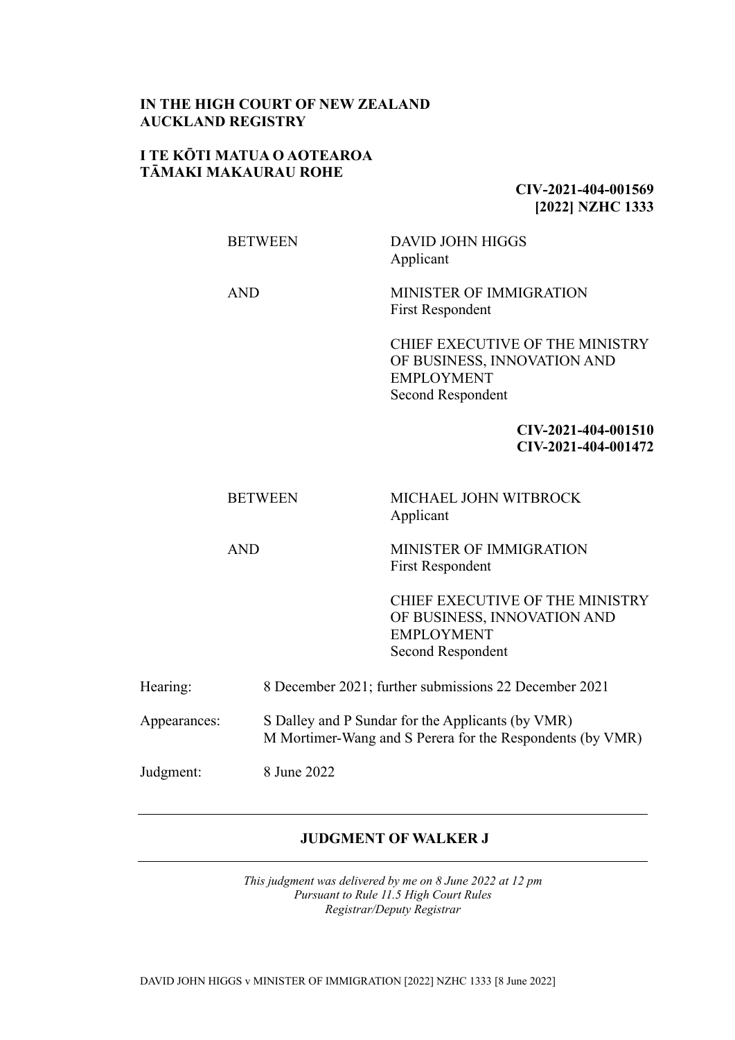**IN THE HIGH COURT OF NEW ZEALAND**
**AUCKLAND REGISTRY**

**I TE KŌTI MATUA O AOTEAROA**
**TĀMAKI MAKAURAU ROHE**

**CIV-2021-404-001569**
**[2022] NZHC 1333**

| | |
|---|---|
| BETWEEN | DAVID JOHN HIGGS<br>Applicant |
| AND | MINISTER OF IMMIGRATION<br>First Respondent |
| | CHIEF EXECUTIVE OF THE MINISTRY OF BUSINESS, INNOVATION AND EMPLOYMENT<br>Second Respondent |

**CIV-2021-404-001510**
**CIV-2021-404-001472**

| | |
|---|---|
| BETWEEN | MICHAEL JOHN WITBROCK<br>Applicant |
| AND | MINISTER OF IMMIGRATION<br>First Respondent |
| | CHIEF EXECUTIVE OF THE MINISTRY OF BUSINESS, INNOVATION AND EMPLOYMENT<br>Second Respondent |

| | |
|---|---|
| Hearing: | 8 December 2021; further submissions 22 December 2021 |
| Appearances: | S Dalley and P Sundar for the Applicants (by VMR)<br>M Mortimer-Wang and S Perera for the Respondents (by VMR) |
| Judgment: | 8 June 2022 |

---

**JUDGMENT OF WALKER J**

---

*This judgment was delivered by me on 8 June 2022 at 12 pm*
*Pursuant to Rule 11.5 High Court Rules*
*Registrar/Deputy Registrar*

DAVID JOHN HIGGS v MINISTER OF IMMIGRATION [2022] NZHC 1333 [8 June 2022]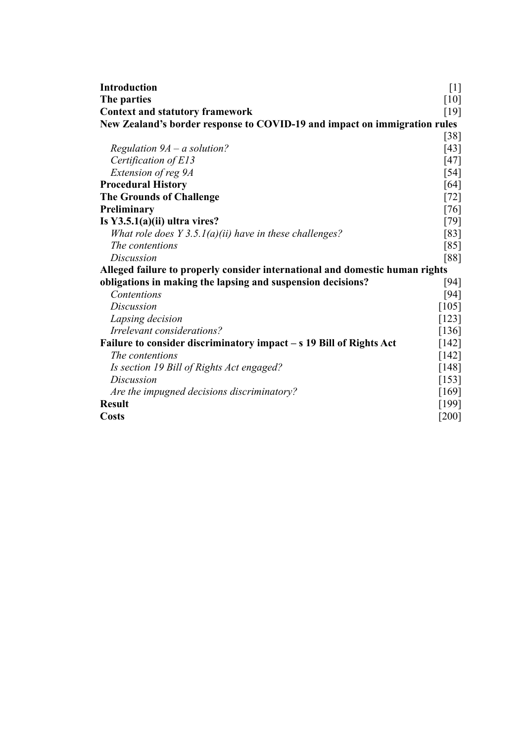| | |
|---|---|
| **Introduction** | [1] |
| **The parties** | [10] |
| **Context and statutory framework** | [19] |
| **New Zealand's border response to COVID-19 and impact on immigration rules** | [38] |
| *Regulation 9A – a solution?* | [43] |
| *Certification of E13* | [47] |
| *Extension of reg 9A* | [54] |
| **Procedural History** | [64] |
| **The Grounds of Challenge** | [72] |
| **Preliminary** | [76] |
| **Is Y3.5.1(a)(ii) ultra vires?** | [79] |
| *What role does Y 3.5.1(a)(ii) have in these challenges?* | [83] |
| *The contentions* | [85] |
| *Discussion* | [88] |
| **Alleged failure to properly consider international and domestic human rights obligations in making the lapsing and suspension decisions?** | [94] |
| *Contentions* | [94] |
| *Discussion* | [105] |
| *Lapsing decision* | [123] |
| *Irrelevant considerations?* | [136] |
| **Failure to consider discriminatory impact – s 19 Bill of Rights Act** | [142] |
| *The contentions* | [142] |
| *Is section 19 Bill of Rights Act engaged?* | [148] |
| *Discussion* | [153] |
| *Are the impugned decisions discriminatory?* | [169] |
| **Result** | [199] |
| **Costs** | [200] |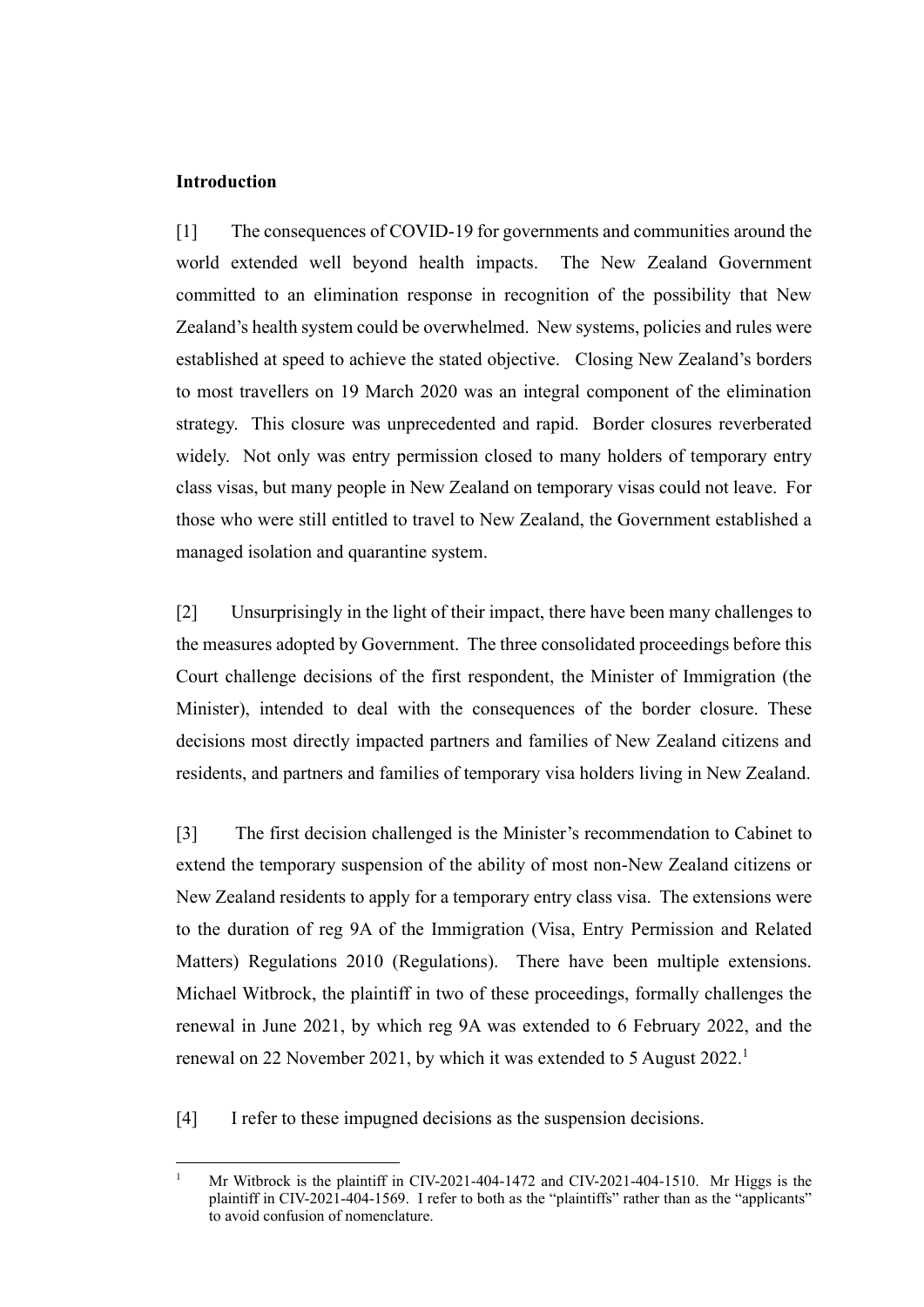### Introduction

[1] The consequences of COVID-19 for governments and communities around the world extended well beyond health impacts. The New Zealand Government committed to an elimination response in recognition of the possibility that New Zealand's health system could be overwhelmed. New systems, policies and rules were established at speed to achieve the stated objective. Closing New Zealand's borders to most travellers on 19 March 2020 was an integral component of the elimination strategy. This closure was unprecedented and rapid. Border closures reverberated widely. Not only was entry permission closed to many holders of temporary entry class visas, but many people in New Zealand on temporary visas could not leave. For those who were still entitled to travel to New Zealand, the Government established a managed isolation and quarantine system.

[2] Unsurprisingly in the light of their impact, there have been many challenges to the measures adopted by Government. The three consolidated proceedings before this Court challenge decisions of the first respondent, the Minister of Immigration (the Minister), intended to deal with the consequences of the border closure. These decisions most directly impacted partners and families of New Zealand citizens and residents, and partners and families of temporary visa holders living in New Zealand.

[3] The first decision challenged is the Minister's recommendation to Cabinet to extend the temporary suspension of the ability of most non-New Zealand citizens or New Zealand residents to apply for a temporary entry class visa. The extensions were to the duration of reg 9A of the Immigration (Visa, Entry Permission and Related Matters) Regulations 2010 (Regulations). There have been multiple extensions. Michael Witbrock, the plaintiff in two of these proceedings, formally challenges the renewal in June 2021, by which reg 9A was extended to 6 February 2022, and the renewal on 22 November 2021, by which it was extended to 5 August 2022.[1]

[4] I refer to these impugned decisions as the suspension decisions.

[1] Mr Witbrock is the plaintiff in CIV-2021-404-1472 and CIV-2021-404-1510. Mr Higgs is the plaintiff in CIV-2021-404-1569. I refer to both as the "plaintiffs" rather than as the "applicants" to avoid confusion of nomenclature.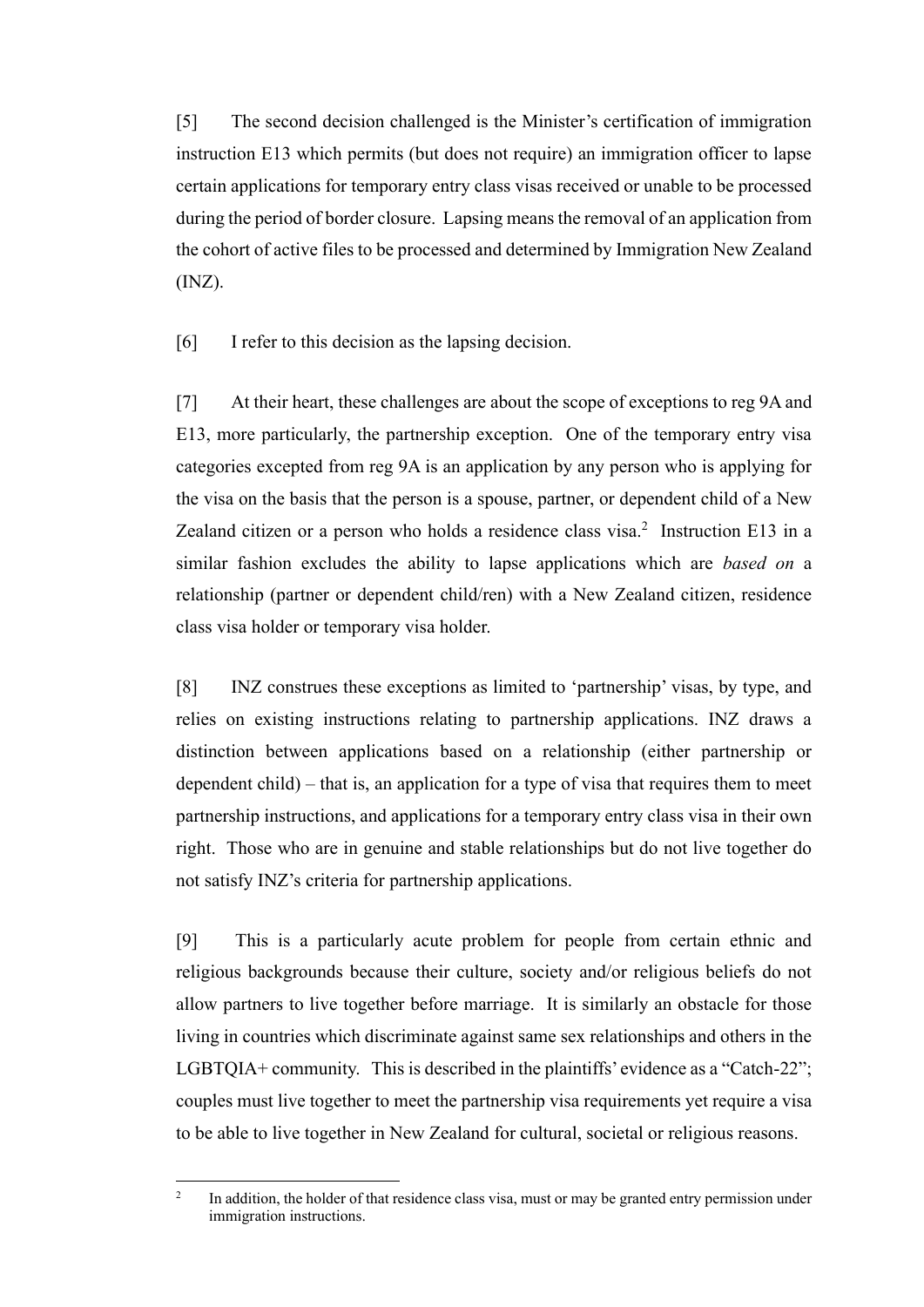[5] The second decision challenged is the Minister's certification of immigration instruction E13 which permits (but does not require) an immigration officer to lapse certain applications for temporary entry class visas received or unable to be processed during the period of border closure. Lapsing means the removal of an application from the cohort of active files to be processed and determined by Immigration New Zealand (INZ).

[6] I refer to this decision as the lapsing decision.

[7] At their heart, these challenges are about the scope of exceptions to reg 9A and E13, more particularly, the partnership exception. One of the temporary entry visa categories excepted from reg 9A is an application by any person who is applying for the visa on the basis that the person is a spouse, partner, or dependent child of a New Zealand citizen or a person who holds a residence class visa.[2] Instruction E13 in a similar fashion excludes the ability to lapse applications which are *based on* a relationship (partner or dependent child/ren) with a New Zealand citizen, residence class visa holder or temporary visa holder.

[8] INZ construes these exceptions as limited to 'partnership' visas, by type, and relies on existing instructions relating to partnership applications. INZ draws a distinction between applications based on a relationship (either partnership or dependent child) – that is, an application for a type of visa that requires them to meet partnership instructions, and applications for a temporary entry class visa in their own right. Those who are in genuine and stable relationships but do not live together do not satisfy INZ's criteria for partnership applications.

[9] This is a particularly acute problem for people from certain ethnic and religious backgrounds because their culture, society and/or religious beliefs do not allow partners to live together before marriage. It is similarly an obstacle for those living in countries which discriminate against same sex relationships and others in the LGBTQIA+ community. This is described in the plaintiffs' evidence as a "Catch-22"; couples must live together to meet the partnership visa requirements yet require a visa to be able to live together in New Zealand for cultural, societal or religious reasons.

---

[2] In addition, the holder of that residence class visa, must or may be granted entry permission under immigration instructions.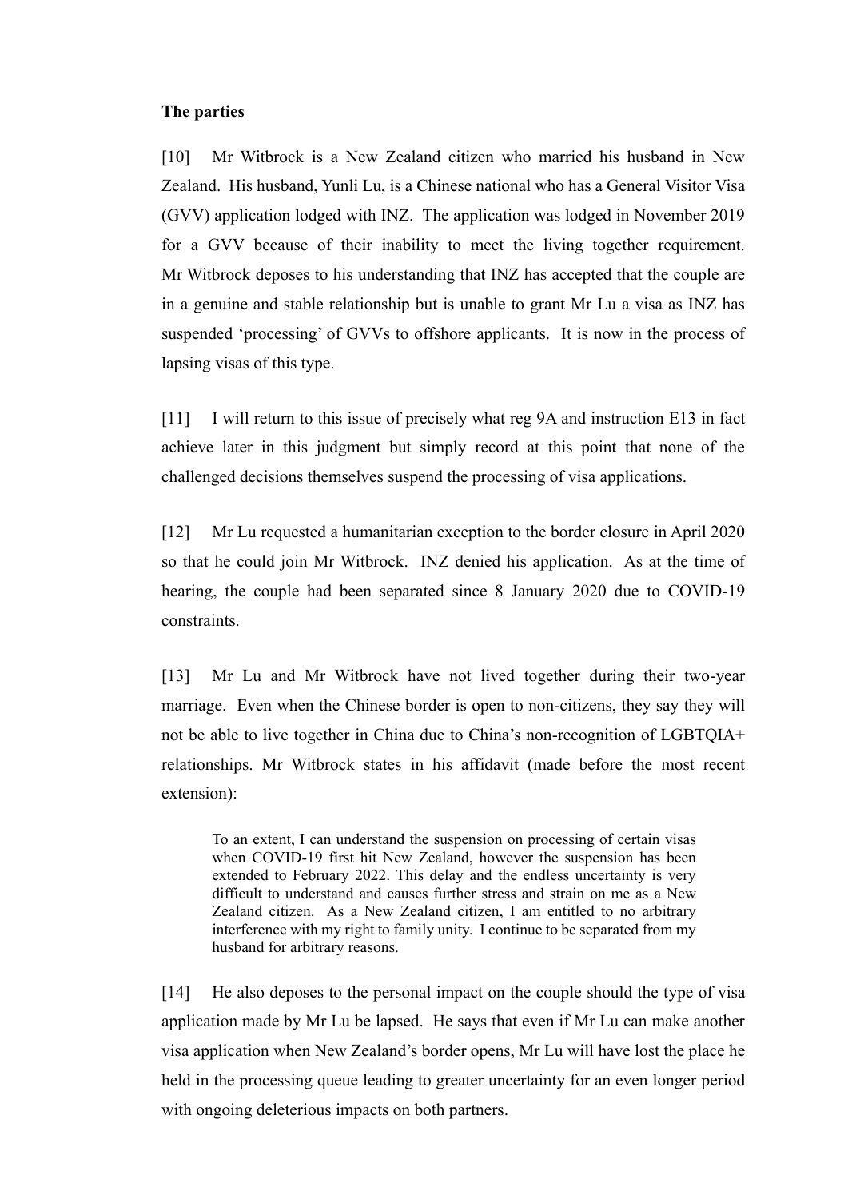**The parties**

[10] Mr Witbrock is a New Zealand citizen who married his husband in New Zealand. His husband, Yunli Lu, is a Chinese national who has a General Visitor Visa (GVV) application lodged with INZ. The application was lodged in November 2019 for a GVV because of their inability to meet the living together requirement. Mr Witbrock deposes to his understanding that INZ has accepted that the couple are in a genuine and stable relationship but is unable to grant Mr Lu a visa as INZ has suspended 'processing' of GVVs to offshore applicants. It is now in the process of lapsing visas of this type.

[11] I will return to this issue of precisely what reg 9A and instruction E13 in fact achieve later in this judgment but simply record at this point that none of the challenged decisions themselves suspend the processing of visa applications.

[12] Mr Lu requested a humanitarian exception to the border closure in April 2020 so that he could join Mr Witbrock. INZ denied his application. As at the time of hearing, the couple had been separated since 8 January 2020 due to COVID-19 constraints.

[13] Mr Lu and Mr Witbrock have not lived together during their two-year marriage. Even when the Chinese border is open to non-citizens, they say they will not be able to live together in China due to China's non-recognition of LGBTQIA+ relationships. Mr Witbrock states in his affidavit (made before the most recent extension):

> To an extent, I can understand the suspension on processing of certain visas when COVID-19 first hit New Zealand, however the suspension has been extended to February 2022. This delay and the endless uncertainty is very difficult to understand and causes further stress and strain on me as a New Zealand citizen. As a New Zealand citizen, I am entitled to no arbitrary interference with my right to family unity. I continue to be separated from my husband for arbitrary reasons.

[14] He also deposes to the personal impact on the couple should the type of visa application made by Mr Lu be lapsed. He says that even if Mr Lu can make another visa application when New Zealand's border opens, Mr Lu will have lost the place he held in the processing queue leading to greater uncertainty for an even longer period with ongoing deleterious impacts on both partners.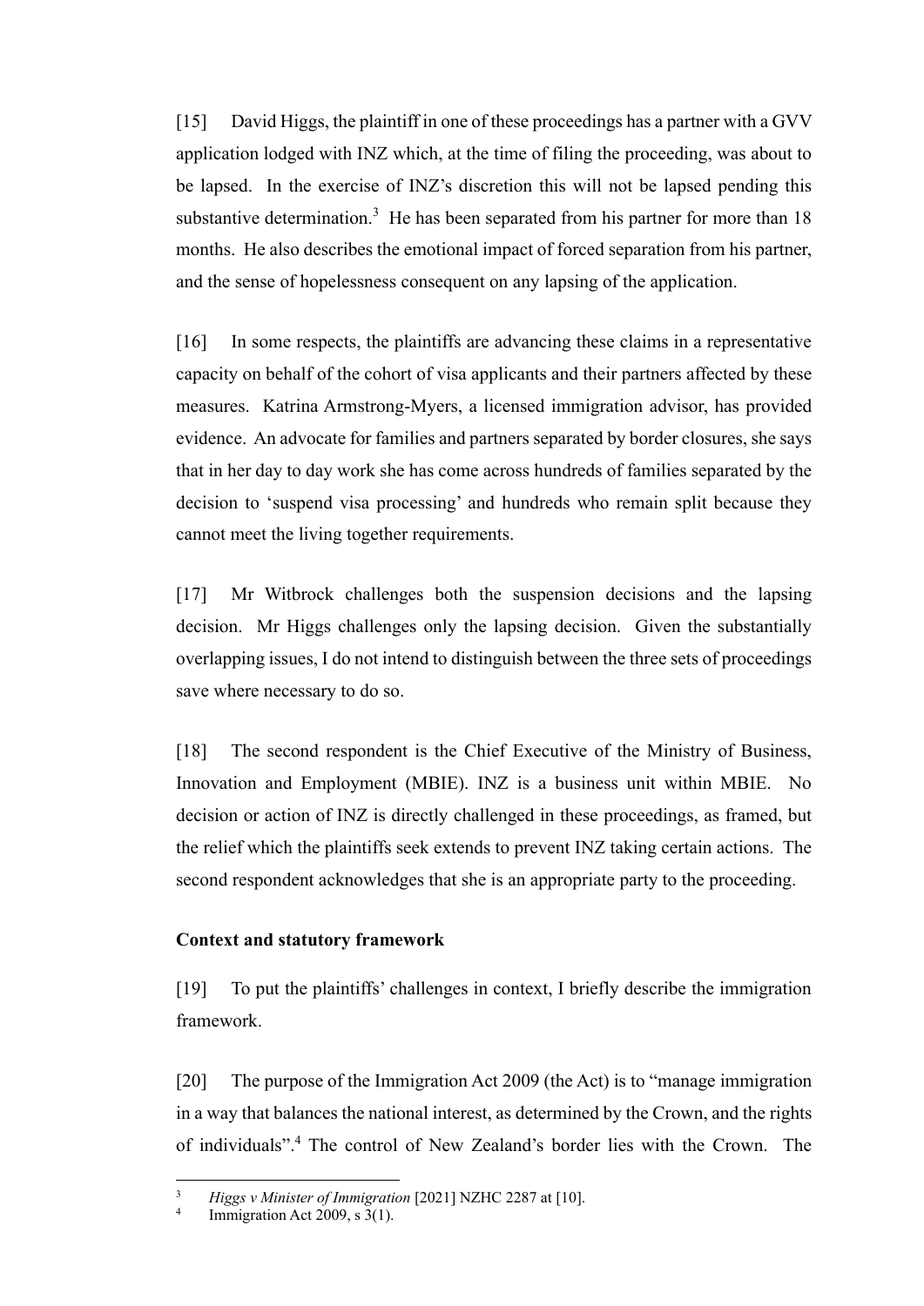[15] David Higgs, the plaintiff in one of these proceedings has a partner with a GVV application lodged with INZ which, at the time of filing the proceeding, was about to be lapsed. In the exercise of INZ's discretion this will not be lapsed pending this substantive determination.[3] He has been separated from his partner for more than 18 months. He also describes the emotional impact of forced separation from his partner, and the sense of hopelessness consequent on any lapsing of the application.

[16] In some respects, the plaintiffs are advancing these claims in a representative capacity on behalf of the cohort of visa applicants and their partners affected by these measures. Katrina Armstrong-Myers, a licensed immigration advisor, has provided evidence. An advocate for families and partners separated by border closures, she says that in her day to day work she has come across hundreds of families separated by the decision to 'suspend visa processing' and hundreds who remain split because they cannot meet the living together requirements.

[17] Mr Witbrock challenges both the suspension decisions and the lapsing decision. Mr Higgs challenges only the lapsing decision. Given the substantially overlapping issues, I do not intend to distinguish between the three sets of proceedings save where necessary to do so.

[18] The second respondent is the Chief Executive of the Ministry of Business, Innovation and Employment (MBIE). INZ is a business unit within MBIE. No decision or action of INZ is directly challenged in these proceedings, as framed, but the relief which the plaintiffs seek extends to prevent INZ taking certain actions. The second respondent acknowledges that she is an appropriate party to the proceeding.

**Context and statutory framework**

[19] To put the plaintiffs' challenges in context, I briefly describe the immigration framework.

[20] The purpose of the Immigration Act 2009 (the Act) is to "manage immigration in a way that balances the national interest, as determined by the Crown, and the rights of individuals".[4] The control of New Zealand's border lies with the Crown. The

---

[3] *Higgs v Minister of Immigration* [2021] NZHC 2287 at [10].

[4] Immigration Act 2009, s 3(1).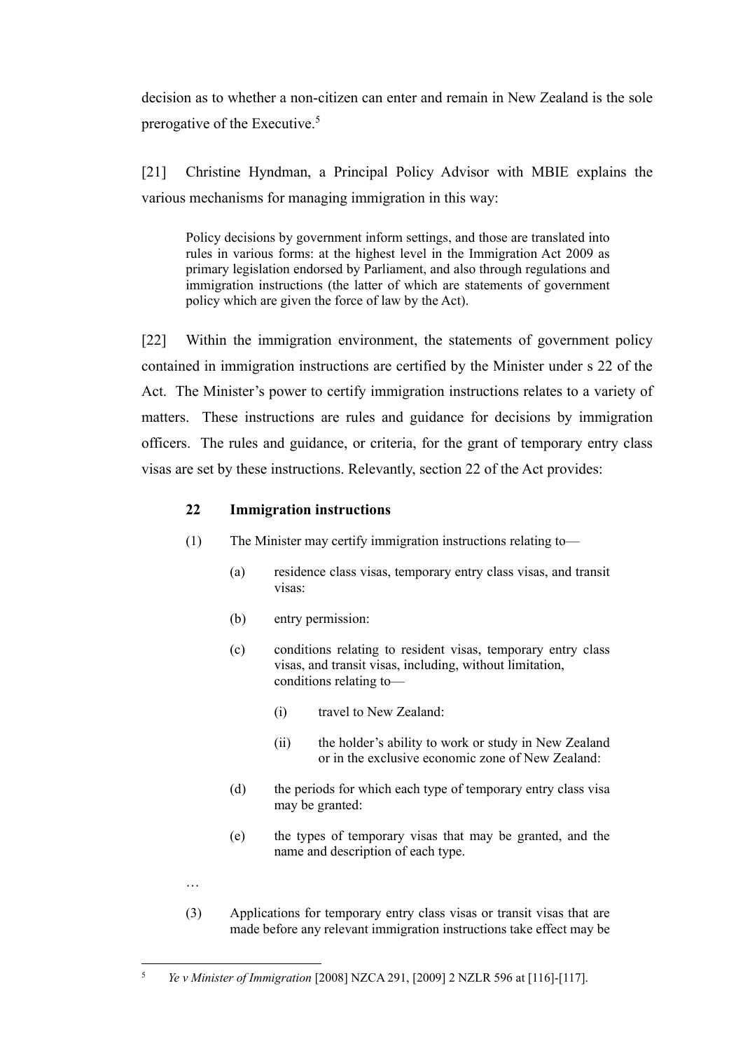decision as to whether a non-citizen can enter and remain in New Zealand is the sole prerogative of the Executive.[5]

[21] Christine Hyndman, a Principal Policy Advisor with MBIE explains the various mechanisms for managing immigration in this way:

> Policy decisions by government inform settings, and those are translated into rules in various forms: at the highest level in the Immigration Act 2009 as primary legislation endorsed by Parliament, and also through regulations and immigration instructions (the latter of which are statements of government policy which are given the force of law by the Act).

[22] Within the immigration environment, the statements of government policy contained in immigration instructions are certified by the Minister under s 22 of the Act. The Minister's power to certify immigration instructions relates to a variety of matters. These instructions are rules and guidance for decisions by immigration officers. The rules and guidance, or criteria, for the grant of temporary entry class visas are set by these instructions. Relevantly, section 22 of the Act provides:

> **22 Immigration instructions**
>
> (1) The Minister may certify immigration instructions relating to—
>
> (a) residence class visas, temporary entry class visas, and transit visas:
>
> (b) entry permission:
>
> (c) conditions relating to resident visas, temporary entry class visas, and transit visas, including, without limitation, conditions relating to—
>
> (i) travel to New Zealand:
>
> (ii) the holder's ability to work or study in New Zealand or in the exclusive economic zone of New Zealand:
>
> (d) the periods for which each type of temporary entry class visa may be granted:
>
> (e) the types of temporary visas that may be granted, and the name and description of each type.
>
> …
>
> (3) Applications for temporary entry class visas or transit visas that are made before any relevant immigration instructions take effect may be

[5] *Ye v Minister of Immigration* [2008] NZCA 291, [2009] 2 NZLR 596 at [116]-[117].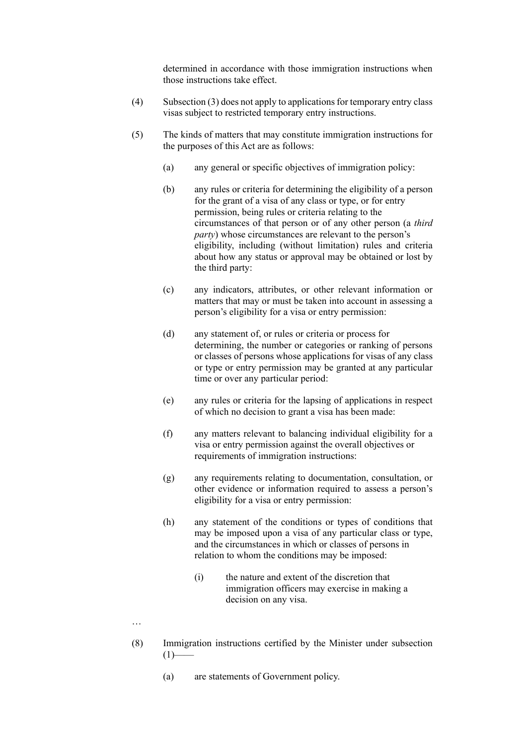determined in accordance with those immigration instructions when those instructions take effect.

(4) Subsection (3) does not apply to applications for temporary entry class visas subject to restricted temporary entry instructions.

(5) The kinds of matters that may constitute immigration instructions for the purposes of this Act are as follows:

(a) any general or specific objectives of immigration policy:

(b) any rules or criteria for determining the eligibility of a person for the grant of a visa of any class or type, or for entry permission, being rules or criteria relating to the circumstances of that person or of any other person (a *third party*) whose circumstances are relevant to the person's eligibility, including (without limitation) rules and criteria about how any status or approval may be obtained or lost by the third party:

(c) any indicators, attributes, or other relevant information or matters that may or must be taken into account in assessing a person's eligibility for a visa or entry permission:

(d) any statement of, or rules or criteria or process for determining, the number or categories or ranking of persons or classes of persons whose applications for visas of any class or type or entry permission may be granted at any particular time or over any particular period:

(e) any rules or criteria for the lapsing of applications in respect of which no decision to grant a visa has been made:

(f) any matters relevant to balancing individual eligibility for a visa or entry permission against the overall objectives or requirements of immigration instructions:

(g) any requirements relating to documentation, consultation, or other evidence or information required to assess a person's eligibility for a visa or entry permission:

(h) any statement of the conditions or types of conditions that may be imposed upon a visa of any particular class or type, and the circumstances in which or classes of persons in relation to whom the conditions may be imposed:

(i) the nature and extent of the discretion that immigration officers may exercise in making a decision on any visa.

…

(8) Immigration instructions certified by the Minister under subsection (1)——

(a) are statements of Government policy.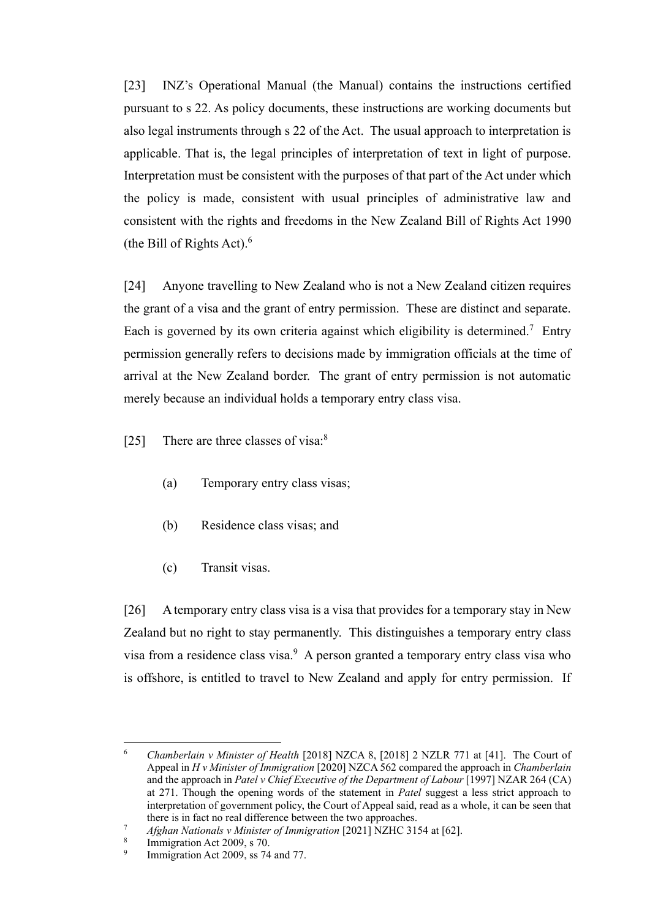[23] INZ's Operational Manual (the Manual) contains the instructions certified pursuant to s 22. As policy documents, these instructions are working documents but also legal instruments through s 22 of the Act. The usual approach to interpretation is applicable. That is, the legal principles of interpretation of text in light of purpose. Interpretation must be consistent with the purposes of that part of the Act under which the policy is made, consistent with usual principles of administrative law and consistent with the rights and freedoms in the New Zealand Bill of Rights Act 1990 (the Bill of Rights Act).[6]

[24] Anyone travelling to New Zealand who is not a New Zealand citizen requires the grant of a visa and the grant of entry permission. These are distinct and separate. Each is governed by its own criteria against which eligibility is determined.[7] Entry permission generally refers to decisions made by immigration officials at the time of arrival at the New Zealand border. The grant of entry permission is not automatic merely because an individual holds a temporary entry class visa.

[25] There are three classes of visa:[8]

(a) Temporary entry class visas;

(b) Residence class visas; and

(c) Transit visas.

[26] A temporary entry class visa is a visa that provides for a temporary stay in New Zealand but no right to stay permanently. This distinguishes a temporary entry class visa from a residence class visa.[9] A person granted a temporary entry class visa who is offshore, is entitled to travel to New Zealand and apply for entry permission. If

---

[6] *Chamberlain v Minister of Health* [2018] NZCA 8, [2018] 2 NZLR 771 at [41]. The Court of Appeal in *H v Minister of Immigration* [2020] NZCA 562 compared the approach in *Chamberlain* and the approach in *Patel v Chief Executive of the Department of Labour* [1997] NZAR 264 (CA) at 271. Though the opening words of the statement in *Patel* suggest a less strict approach to interpretation of government policy, the Court of Appeal said, read as a whole, it can be seen that there is in fact no real difference between the two approaches.

[7] *Afghan Nationals v Minister of Immigration* [2021] NZHC 3154 at [62].

[8] Immigration Act 2009, s 70.

[9] Immigration Act 2009, ss 74 and 77.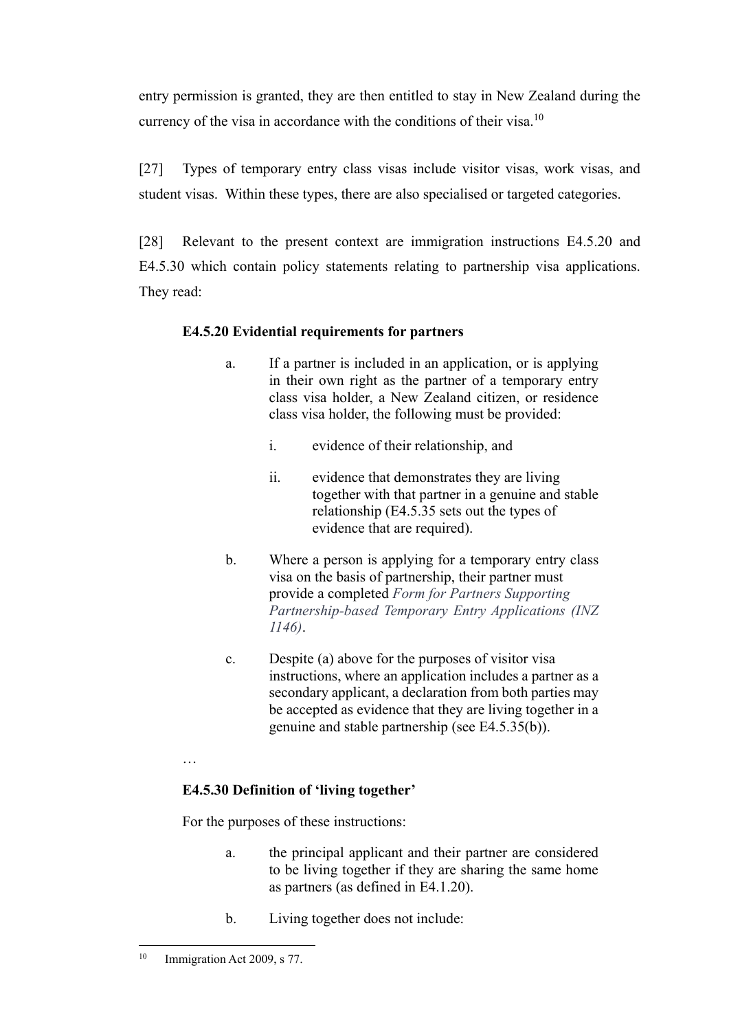entry permission is granted, they are then entitled to stay in New Zealand during the currency of the visa in accordance with the conditions of their visa.[10]

[27] Types of temporary entry class visas include visitor visas, work visas, and student visas. Within these types, there are also specialised or targeted categories.

[28] Relevant to the present context are immigration instructions E4.5.20 and E4.5.30 which contain policy statements relating to partnership visa applications. They read:

> **E4.5.20 Evidential requirements for partners**
>
> a. If a partner is included in an application, or is applying in their own right as the partner of a temporary entry class visa holder, a New Zealand citizen, or residence class visa holder, the following must be provided:
>
> i. evidence of their relationship, and
>
> ii. evidence that demonstrates they are living together with that partner in a genuine and stable relationship (E4.5.35 sets out the types of evidence that are required).
>
> b. Where a person is applying for a temporary entry class visa on the basis of partnership, their partner must provide a completed *Form for Partners Supporting Partnership-based Temporary Entry Applications (INZ 1146)*.
>
> c. Despite (a) above for the purposes of visitor visa instructions, where an application includes a partner as a secondary applicant, a declaration from both parties may be accepted as evidence that they are living together in a genuine and stable partnership (see E4.5.35(b)).
>
> …
>
> **E4.5.30 Definition of 'living together'**
>
> For the purposes of these instructions:
>
> a. the principal applicant and their partner are considered to be living together if they are sharing the same home as partners (as defined in E4.1.20).
>
> b. Living together does not include:

---

[10] Immigration Act 2009, s 77.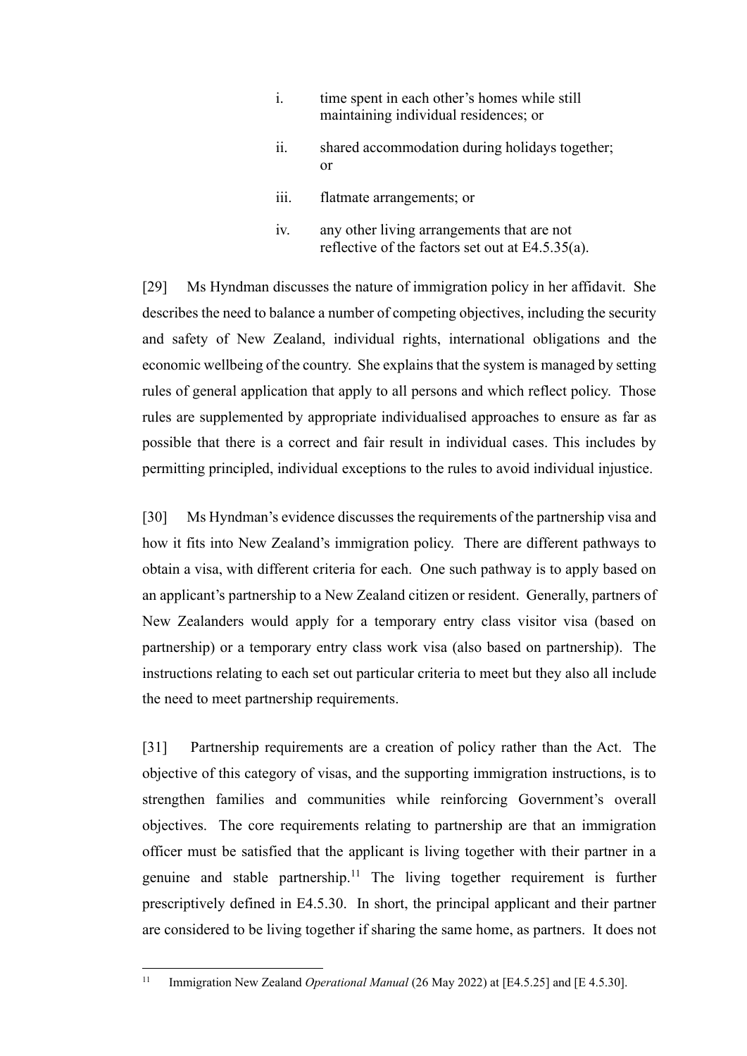i. time spent in each other's homes while still maintaining individual residences; or

ii. shared accommodation during holidays together; or

iii. flatmate arrangements; or

iv. any other living arrangements that are not reflective of the factors set out at E4.5.35(a).

[29] Ms Hyndman discusses the nature of immigration policy in her affidavit. She describes the need to balance a number of competing objectives, including the security and safety of New Zealand, individual rights, international obligations and the economic wellbeing of the country. She explains that the system is managed by setting rules of general application that apply to all persons and which reflect policy. Those rules are supplemented by appropriate individualised approaches to ensure as far as possible that there is a correct and fair result in individual cases. This includes by permitting principled, individual exceptions to the rules to avoid individual injustice.

[30] Ms Hyndman's evidence discusses the requirements of the partnership visa and how it fits into New Zealand's immigration policy. There are different pathways to obtain a visa, with different criteria for each. One such pathway is to apply based on an applicant's partnership to a New Zealand citizen or resident. Generally, partners of New Zealanders would apply for a temporary entry class visitor visa (based on partnership) or a temporary entry class work visa (also based on partnership). The instructions relating to each set out particular criteria to meet but they also all include the need to meet partnership requirements.

[31] Partnership requirements are a creation of policy rather than the Act. The objective of this category of visas, and the supporting immigration instructions, is to strengthen families and communities while reinforcing Government's overall objectives. The core requirements relating to partnership are that an immigration officer must be satisfied that the applicant is living together with their partner in a genuine and stable partnership.[11] The living together requirement is further prescriptively defined in E4.5.30. In short, the principal applicant and their partner are considered to be living together if sharing the same home, as partners. It does not

---

[11] Immigration New Zealand *Operational Manual* (26 May 2022) at [E4.5.25] and [E 4.5.30].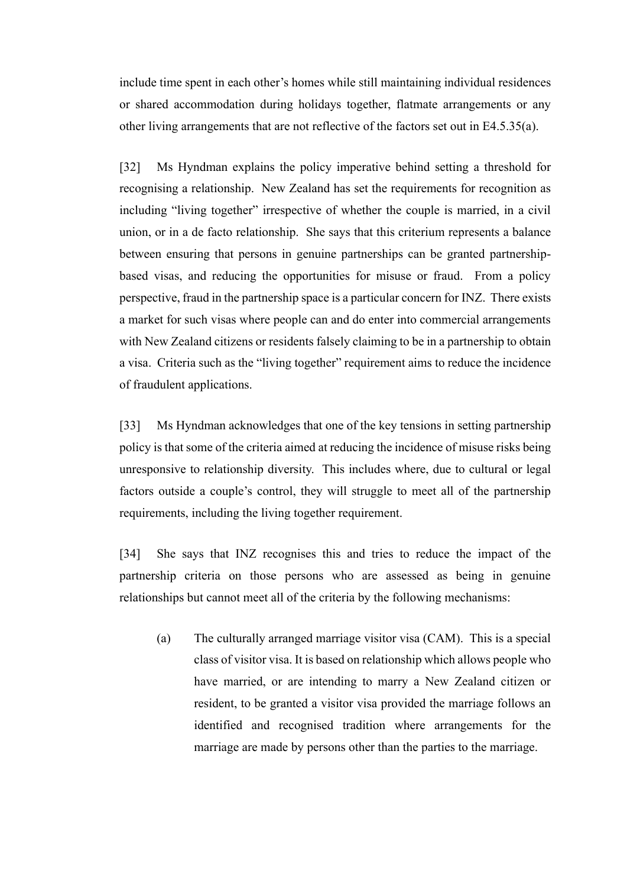include time spent in each other's homes while still maintaining individual residences or shared accommodation during holidays together, flatmate arrangements or any other living arrangements that are not reflective of the factors set out in E4.5.35(a).

[32] Ms Hyndman explains the policy imperative behind setting a threshold for recognising a relationship. New Zealand has set the requirements for recognition as including "living together" irrespective of whether the couple is married, in a civil union, or in a de facto relationship. She says that this criterium represents a balance between ensuring that persons in genuine partnerships can be granted partnership-based visas, and reducing the opportunities for misuse or fraud. From a policy perspective, fraud in the partnership space is a particular concern for INZ. There exists a market for such visas where people can and do enter into commercial arrangements with New Zealand citizens or residents falsely claiming to be in a partnership to obtain a visa. Criteria such as the "living together" requirement aims to reduce the incidence of fraudulent applications.

[33] Ms Hyndman acknowledges that one of the key tensions in setting partnership policy is that some of the criteria aimed at reducing the incidence of misuse risks being unresponsive to relationship diversity. This includes where, due to cultural or legal factors outside a couple's control, they will struggle to meet all of the partnership requirements, including the living together requirement.

[34] She says that INZ recognises this and tries to reduce the impact of the partnership criteria on those persons who are assessed as being in genuine relationships but cannot meet all of the criteria by the following mechanisms:

(a) The culturally arranged marriage visitor visa (CAM). This is a special class of visitor visa. It is based on relationship which allows people who have married, or are intending to marry a New Zealand citizen or resident, to be granted a visitor visa provided the marriage follows an identified and recognised tradition where arrangements for the marriage are made by persons other than the parties to the marriage.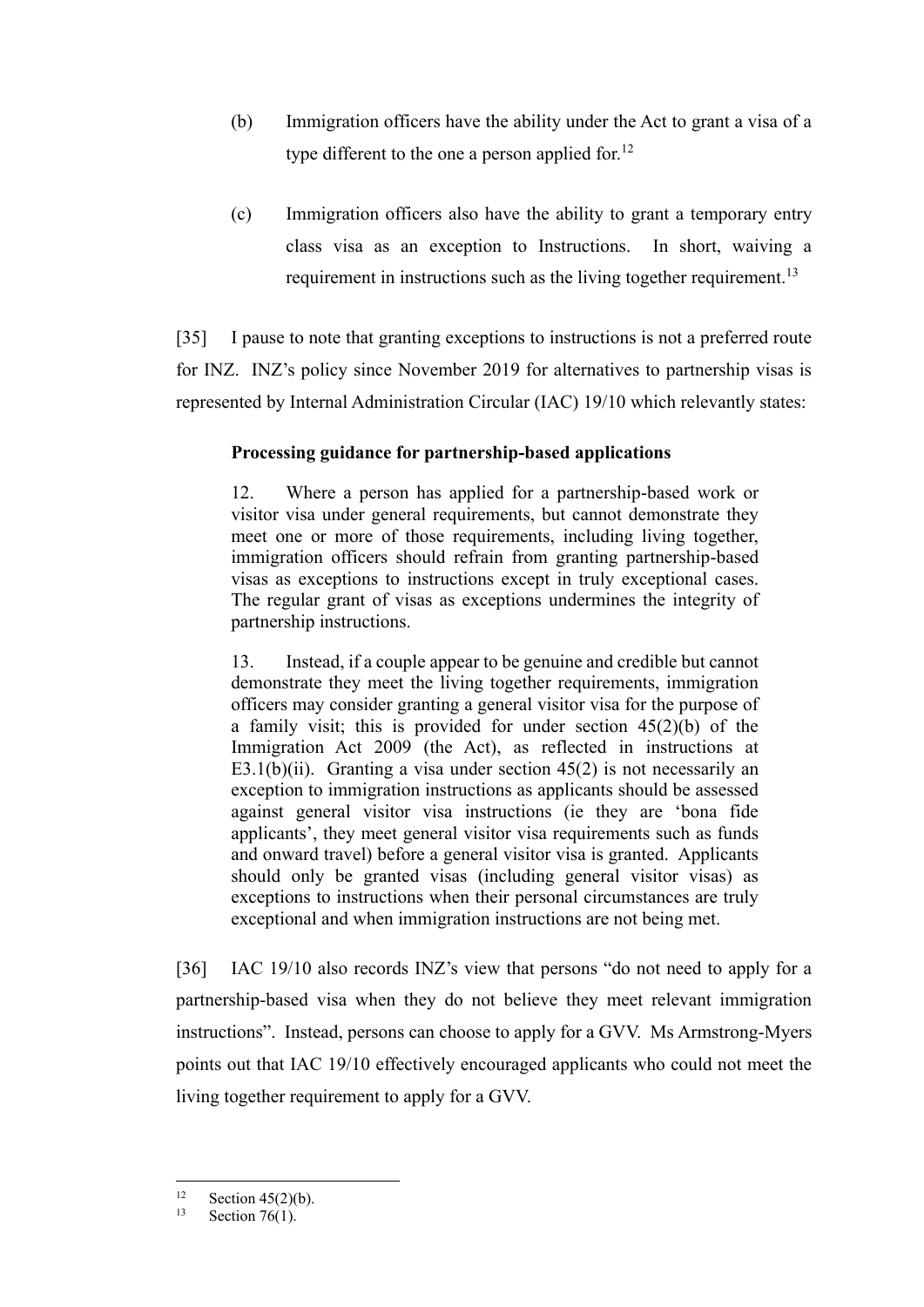(b) Immigration officers have the ability under the Act to grant a visa of a type different to the one a person applied for.[12]

(c) Immigration officers also have the ability to grant a temporary entry class visa as an exception to Instructions. In short, waiving a requirement in instructions such as the living together requirement.[13]

[35] I pause to note that granting exceptions to instructions is not a preferred route for INZ. INZ's policy since November 2019 for alternatives to partnership visas is represented by Internal Administration Circular (IAC) 19/10 which relevantly states:

> **Processing guidance for partnership-based applications**
>
> 12. Where a person has applied for a partnership-based work or visitor visa under general requirements, but cannot demonstrate they meet one or more of those requirements, including living together, immigration officers should refrain from granting partnership-based visas as exceptions to instructions except in truly exceptional cases. The regular grant of visas as exceptions undermines the integrity of partnership instructions.
>
> 13. Instead, if a couple appear to be genuine and credible but cannot demonstrate they meet the living together requirements, immigration officers may consider granting a general visitor visa for the purpose of a family visit; this is provided for under section 45(2)(b) of the Immigration Act 2009 (the Act), as reflected in instructions at E3.1(b)(ii). Granting a visa under section 45(2) is not necessarily an exception to immigration instructions as applicants should be assessed against general visitor visa instructions (ie they are 'bona fide applicants', they meet general visitor visa requirements such as funds and onward travel) before a general visitor visa is granted. Applicants should only be granted visas (including general visitor visas) as exceptions to instructions when their personal circumstances are truly exceptional and when immigration instructions are not being met.

[36] IAC 19/10 also records INZ's view that persons "do not need to apply for a partnership-based visa when they do not believe they meet relevant immigration instructions". Instead, persons can choose to apply for a GVV. Ms Armstrong-Myers points out that IAC 19/10 effectively encouraged applicants who could not meet the living together requirement to apply for a GVV.

---

[12] Section 45(2)(b).

[13] Section 76(1).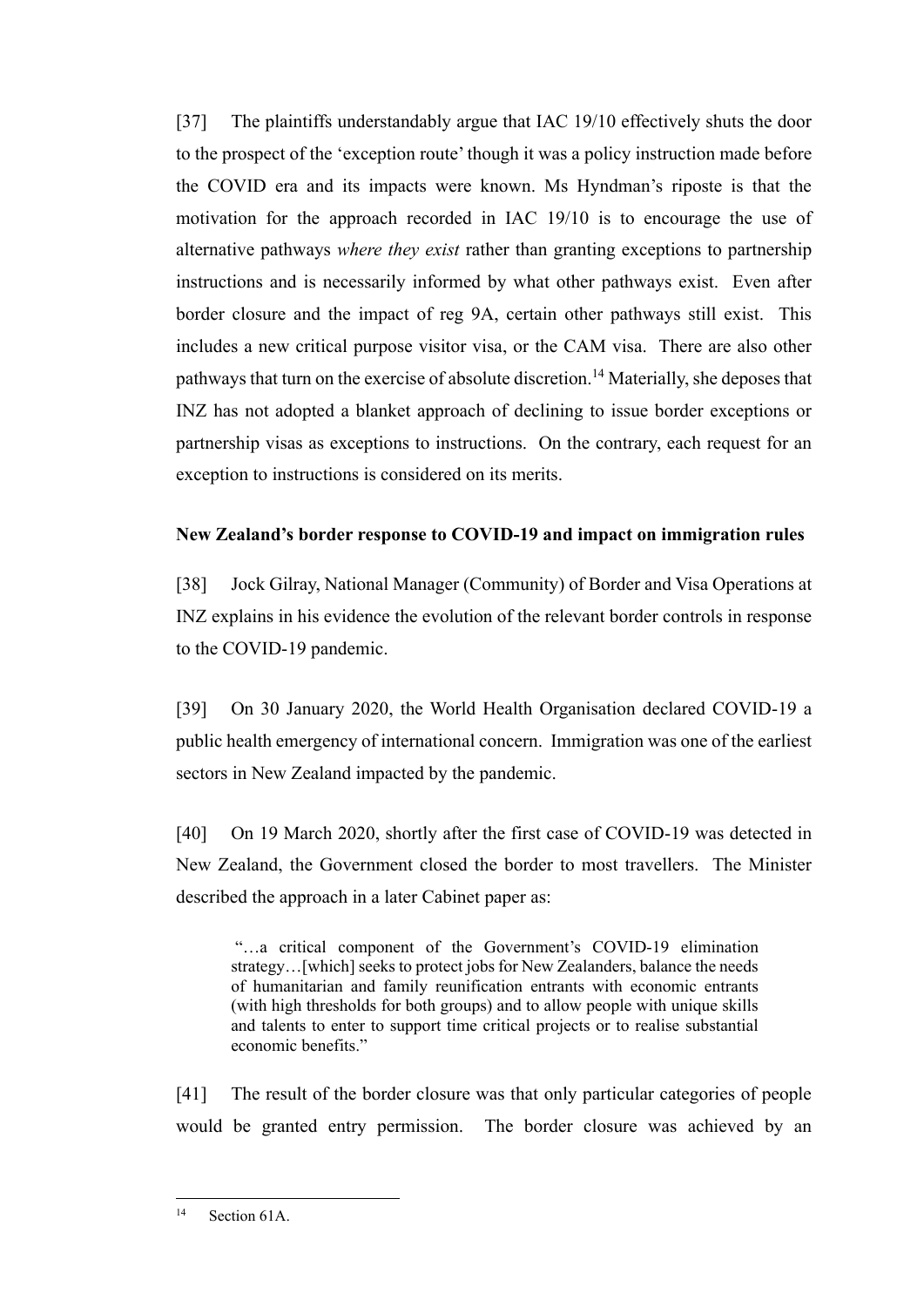[37] The plaintiffs understandably argue that IAC 19/10 effectively shuts the door to the prospect of the 'exception route' though it was a policy instruction made before the COVID era and its impacts were known. Ms Hyndman's riposte is that the motivation for the approach recorded in IAC 19/10 is to encourage the use of alternative pathways *where they exist* rather than granting exceptions to partnership instructions and is necessarily informed by what other pathways exist. Even after border closure and the impact of reg 9A, certain other pathways still exist. This includes a new critical purpose visitor visa, or the CAM visa. There are also other pathways that turn on the exercise of absolute discretion.[14] Materially, she deposes that INZ has not adopted a blanket approach of declining to issue border exceptions or partnership visas as exceptions to instructions. On the contrary, each request for an exception to instructions is considered on its merits.

**New Zealand's border response to COVID-19 and impact on immigration rules**

[38] Jock Gilray, National Manager (Community) of Border and Visa Operations at INZ explains in his evidence the evolution of the relevant border controls in response to the COVID-19 pandemic.

[39] On 30 January 2020, the World Health Organisation declared COVID-19 a public health emergency of international concern. Immigration was one of the earliest sectors in New Zealand impacted by the pandemic.

[40] On 19 March 2020, shortly after the first case of COVID-19 was detected in New Zealand, the Government closed the border to most travellers. The Minister described the approach in a later Cabinet paper as:

> "…a critical component of the Government's COVID-19 elimination strategy…[which] seeks to protect jobs for New Zealanders, balance the needs of humanitarian and family reunification entrants with economic entrants (with high thresholds for both groups) and to allow people with unique skills and talents to enter to support time critical projects or to realise substantial economic benefits."

[41] The result of the border closure was that only particular categories of people would be granted entry permission. The border closure was achieved by an

---

[14] Section 61A.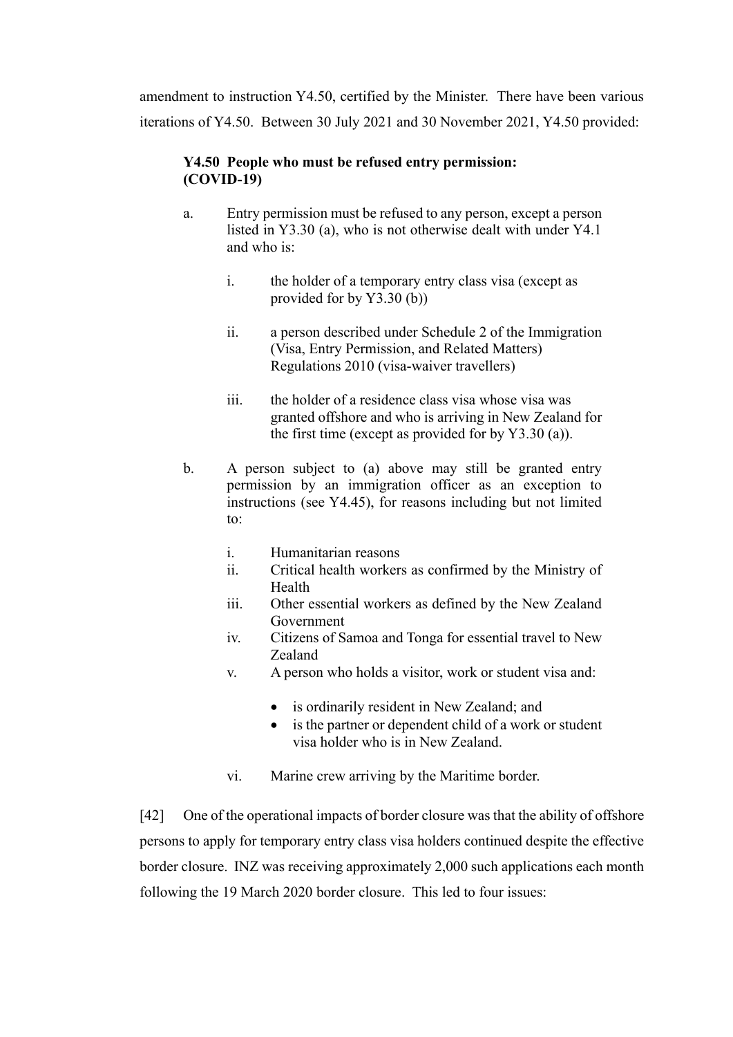amendment to instruction Y4.50, certified by the Minister. There have been various iterations of Y4.50. Between 30 July 2021 and 30 November 2021, Y4.50 provided:

> **Y4.50 People who must be refused entry permission: (COVID-19)**
>
> a. Entry permission must be refused to any person, except a person listed in Y3.30 (a), who is not otherwise dealt with under Y4.1 and who is:
>
> i. the holder of a temporary entry class visa (except as provided for by Y3.30 (b))
>
> ii. a person described under Schedule 2 of the Immigration (Visa, Entry Permission, and Related Matters) Regulations 2010 (visa-waiver travellers)
>
> iii. the holder of a residence class visa whose visa was granted offshore and who is arriving in New Zealand for the first time (except as provided for by Y3.30 (a)).
>
> b. A person subject to (a) above may still be granted entry permission by an immigration officer as an exception to instructions (see Y4.45), for reasons including but not limited to:
>
> i. Humanitarian reasons
> ii. Critical health workers as confirmed by the Ministry of Health
> iii. Other essential workers as defined by the New Zealand Government
> iv. Citizens of Samoa and Tonga for essential travel to New Zealand
> v. A person who holds a visitor, work or student visa and:
>
> - is ordinarily resident in New Zealand; and
> - is the partner or dependent child of a work or student visa holder who is in New Zealand.
>
> vi. Marine crew arriving by the Maritime border.

[42] One of the operational impacts of border closure was that the ability of offshore persons to apply for temporary entry class visa holders continued despite the effective border closure. INZ was receiving approximately 2,000 such applications each month following the 19 March 2020 border closure. This led to four issues: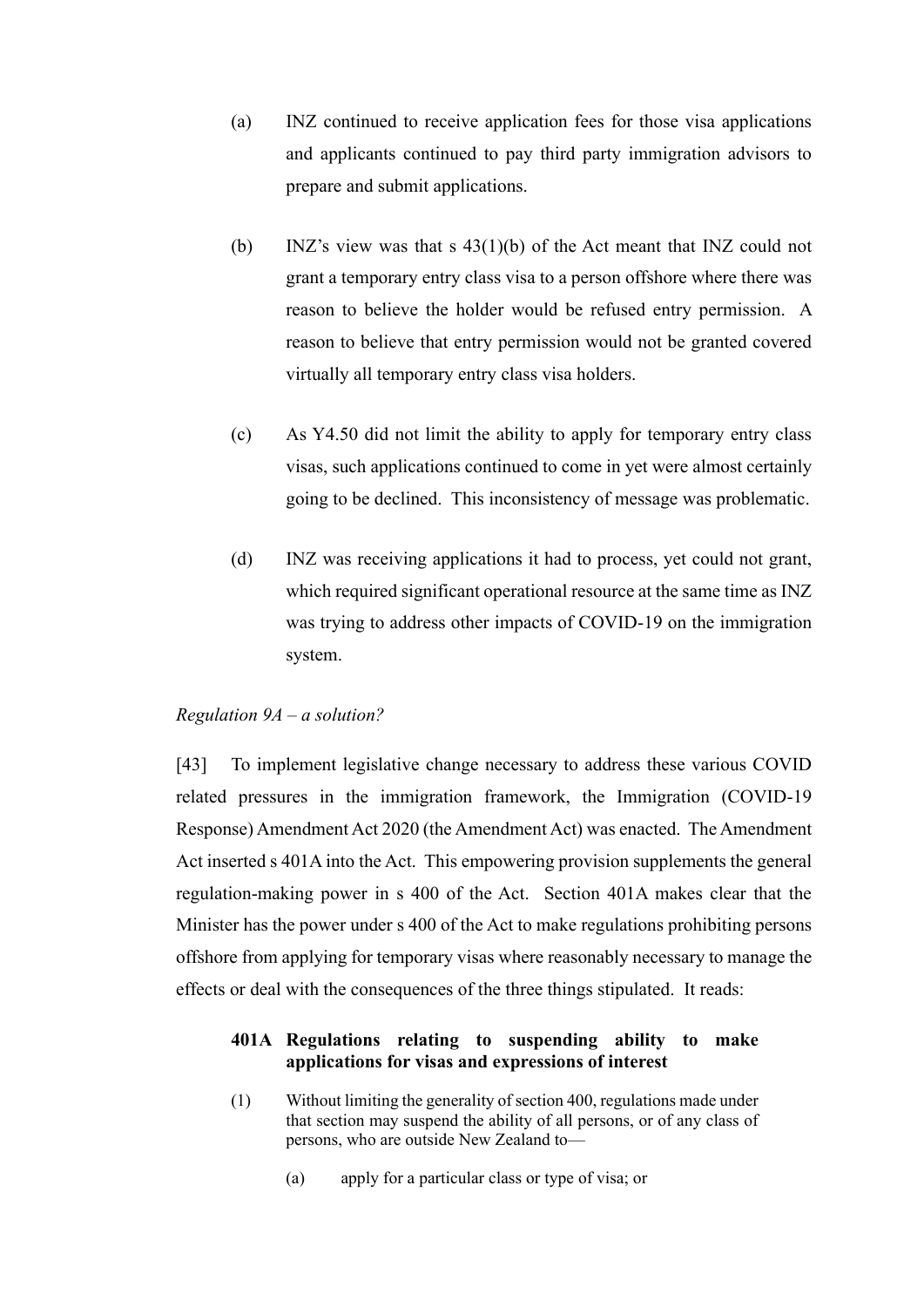(a) INZ continued to receive application fees for those visa applications and applicants continued to pay third party immigration advisors to prepare and submit applications.

(b) INZ's view was that s 43(1)(b) of the Act meant that INZ could not grant a temporary entry class visa to a person offshore where there was reason to believe the holder would be refused entry permission. A reason to believe that entry permission would not be granted covered virtually all temporary entry class visa holders.

(c) As Y4.50 did not limit the ability to apply for temporary entry class visas, such applications continued to come in yet were almost certainly going to be declined. This inconsistency of message was problematic.

(d) INZ was receiving applications it had to process, yet could not grant, which required significant operational resource at the same time as INZ was trying to address other impacts of COVID-19 on the immigration system.

*Regulation 9A – a solution?*

[43] To implement legislative change necessary to address these various COVID related pressures in the immigration framework, the Immigration (COVID-19 Response) Amendment Act 2020 (the Amendment Act) was enacted. The Amendment Act inserted s 401A into the Act. This empowering provision supplements the general regulation-making power in s 400 of the Act. Section 401A makes clear that the Minister has the power under s 400 of the Act to make regulations prohibiting persons offshore from applying for temporary visas where reasonably necessary to manage the effects or deal with the consequences of the three things stipulated. It reads:

> **401A Regulations relating to suspending ability to make applications for visas and expressions of interest**
>
> (1) Without limiting the generality of section 400, regulations made under that section may suspend the ability of all persons, or of any class of persons, who are outside New Zealand to—
>
> (a) apply for a particular class or type of visa; or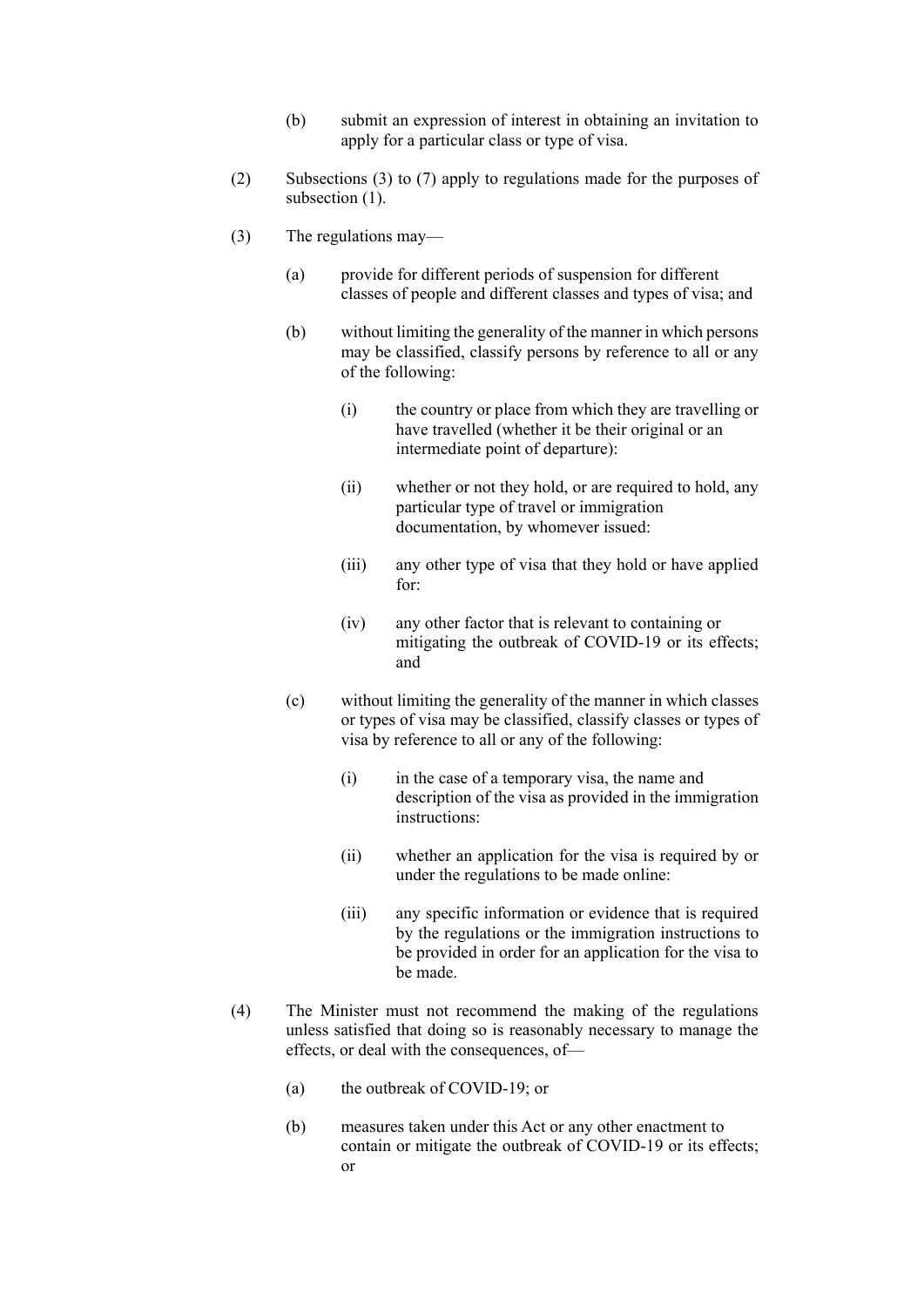(b) submit an expression of interest in obtaining an invitation to apply for a particular class or type of visa.

(2) Subsections (3) to (7) apply to regulations made for the purposes of subsection (1).

(3) The regulations may—

(a) provide for different periods of suspension for different classes of people and different classes and types of visa; and

(b) without limiting the generality of the manner in which persons may be classified, classify persons by reference to all or any of the following:

(i) the country or place from which they are travelling or have travelled (whether it be their original or an intermediate point of departure):

(ii) whether or not they hold, or are required to hold, any particular type of travel or immigration documentation, by whomever issued:

(iii) any other type of visa that they hold or have applied for:

(iv) any other factor that is relevant to containing or mitigating the outbreak of COVID-19 or its effects; and

(c) without limiting the generality of the manner in which classes or types of visa may be classified, classify classes or types of visa by reference to all or any of the following:

(i) in the case of a temporary visa, the name and description of the visa as provided in the immigration instructions:

(ii) whether an application for the visa is required by or under the regulations to be made online:

(iii) any specific information or evidence that is required by the regulations or the immigration instructions to be provided in order for an application for the visa to be made.

(4) The Minister must not recommend the making of the regulations unless satisfied that doing so is reasonably necessary to manage the effects, or deal with the consequences, of—

(a) the outbreak of COVID-19; or

(b) measures taken under this Act or any other enactment to contain or mitigate the outbreak of COVID-19 or its effects; or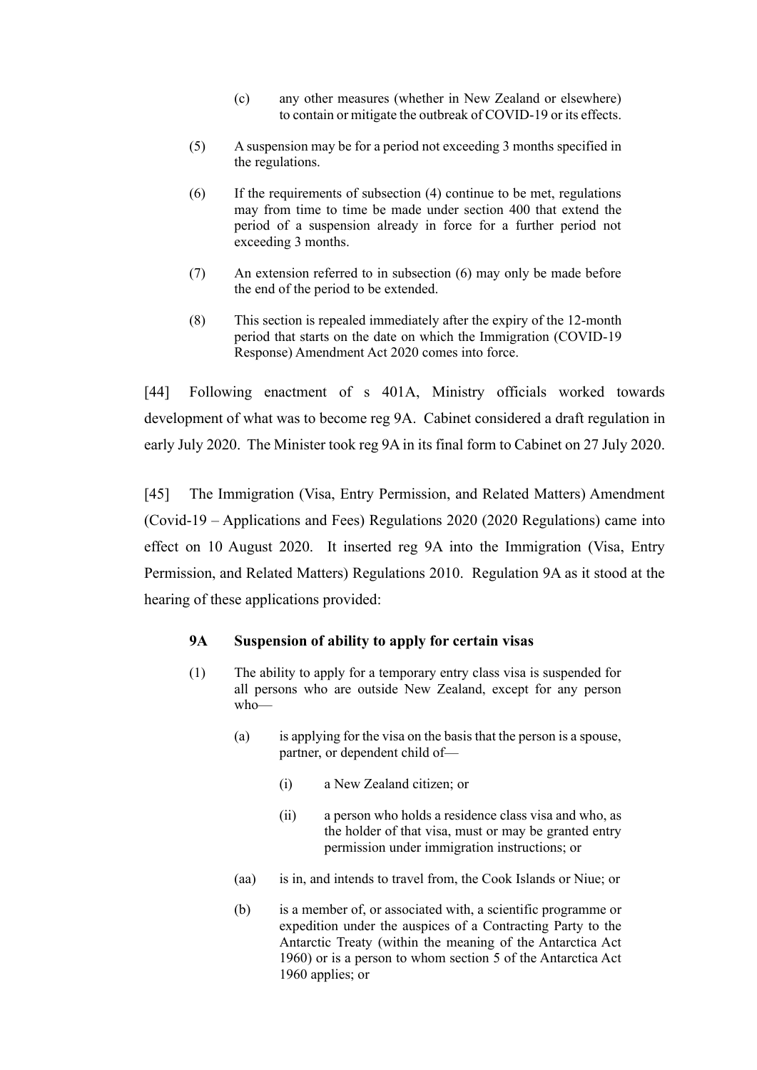(c) any other measures (whether in New Zealand or elsewhere) to contain or mitigate the outbreak of COVID-19 or its effects.

(5) A suspension may be for a period not exceeding 3 months specified in the regulations.

(6) If the requirements of subsection (4) continue to be met, regulations may from time to time be made under section 400 that extend the period of a suspension already in force for a further period not exceeding 3 months.

(7) An extension referred to in subsection (6) may only be made before the end of the period to be extended.

(8) This section is repealed immediately after the expiry of the 12-month period that starts on the date on which the Immigration (COVID-19 Response) Amendment Act 2020 comes into force.

[44] Following enactment of s 401A, Ministry officials worked towards development of what was to become reg 9A. Cabinet considered a draft regulation in early July 2020. The Minister took reg 9A in its final form to Cabinet on 27 July 2020.

[45] The Immigration (Visa, Entry Permission, and Related Matters) Amendment (Covid-19 – Applications and Fees) Regulations 2020 (2020 Regulations) came into effect on 10 August 2020. It inserted reg 9A into the Immigration (Visa, Entry Permission, and Related Matters) Regulations 2010. Regulation 9A as it stood at the hearing of these applications provided:

**9A Suspension of ability to apply for certain visas**

(1) The ability to apply for a temporary entry class visa is suspended for all persons who are outside New Zealand, except for any person who—

(a) is applying for the visa on the basis that the person is a spouse, partner, or dependent child of—

(i) a New Zealand citizen; or

(ii) a person who holds a residence class visa and who, as the holder of that visa, must or may be granted entry permission under immigration instructions; or

(aa) is in, and intends to travel from, the Cook Islands or Niue; or

(b) is a member of, or associated with, a scientific programme or expedition under the auspices of a Contracting Party to the Antarctic Treaty (within the meaning of the Antarctica Act 1960) or is a person to whom section 5 of the Antarctica Act 1960 applies; or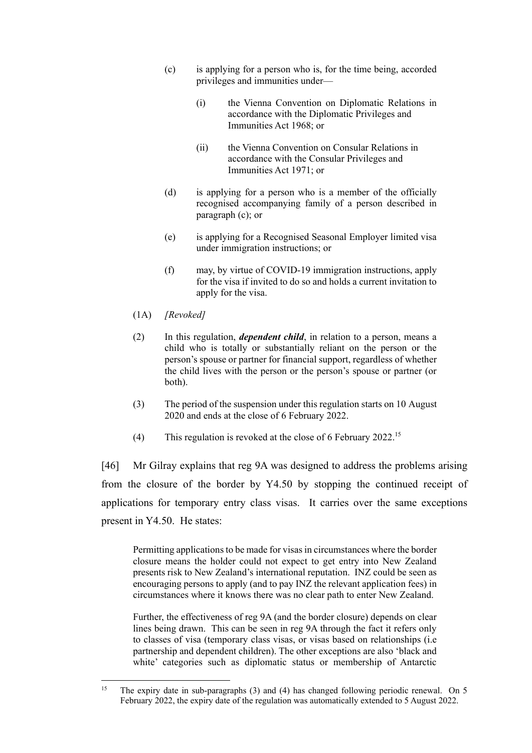(c) is applying for a person who is, for the time being, accorded privileges and immunities under—

(i) the Vienna Convention on Diplomatic Relations in accordance with the Diplomatic Privileges and Immunities Act 1968; or

(ii) the Vienna Convention on Consular Relations in accordance with the Consular Privileges and Immunities Act 1971; or

(d) is applying for a person who is a member of the officially recognised accompanying family of a person described in paragraph (c); or

(e) is applying for a Recognised Seasonal Employer limited visa under immigration instructions; or

(f) may, by virtue of COVID-19 immigration instructions, apply for the visa if invited to do so and holds a current invitation to apply for the visa.

(1A) *[Revoked]*

(2) In this regulation, ***dependent child***, in relation to a person, means a child who is totally or substantially reliant on the person or the person's spouse or partner for financial support, regardless of whether the child lives with the person or the person's spouse or partner (or both).

(3) The period of the suspension under this regulation starts on 10 August 2020 and ends at the close of 6 February 2022.

(4) This regulation is revoked at the close of 6 February 2022.[15]

[46] Mr Gilray explains that reg 9A was designed to address the problems arising from the closure of the border by Y4.50 by stopping the continued receipt of applications for temporary entry class visas. It carries over the same exceptions present in Y4.50. He states:

> Permitting applications to be made for visas in circumstances where the border closure means the holder could not expect to get entry into New Zealand presents risk to New Zealand's international reputation. INZ could be seen as encouraging persons to apply (and to pay INZ the relevant application fees) in circumstances where it knows there was no clear path to enter New Zealand.
>
> Further, the effectiveness of reg 9A (and the border closure) depends on clear lines being drawn. This can be seen in reg 9A through the fact it refers only to classes of visa (temporary class visas, or visas based on relationships (i.e partnership and dependent children). The other exceptions are also 'black and white' categories such as diplomatic status or membership of Antarctic

[15] The expiry date in sub-paragraphs (3) and (4) has changed following periodic renewal. On 5 February 2022, the expiry date of the regulation was automatically extended to 5 August 2022.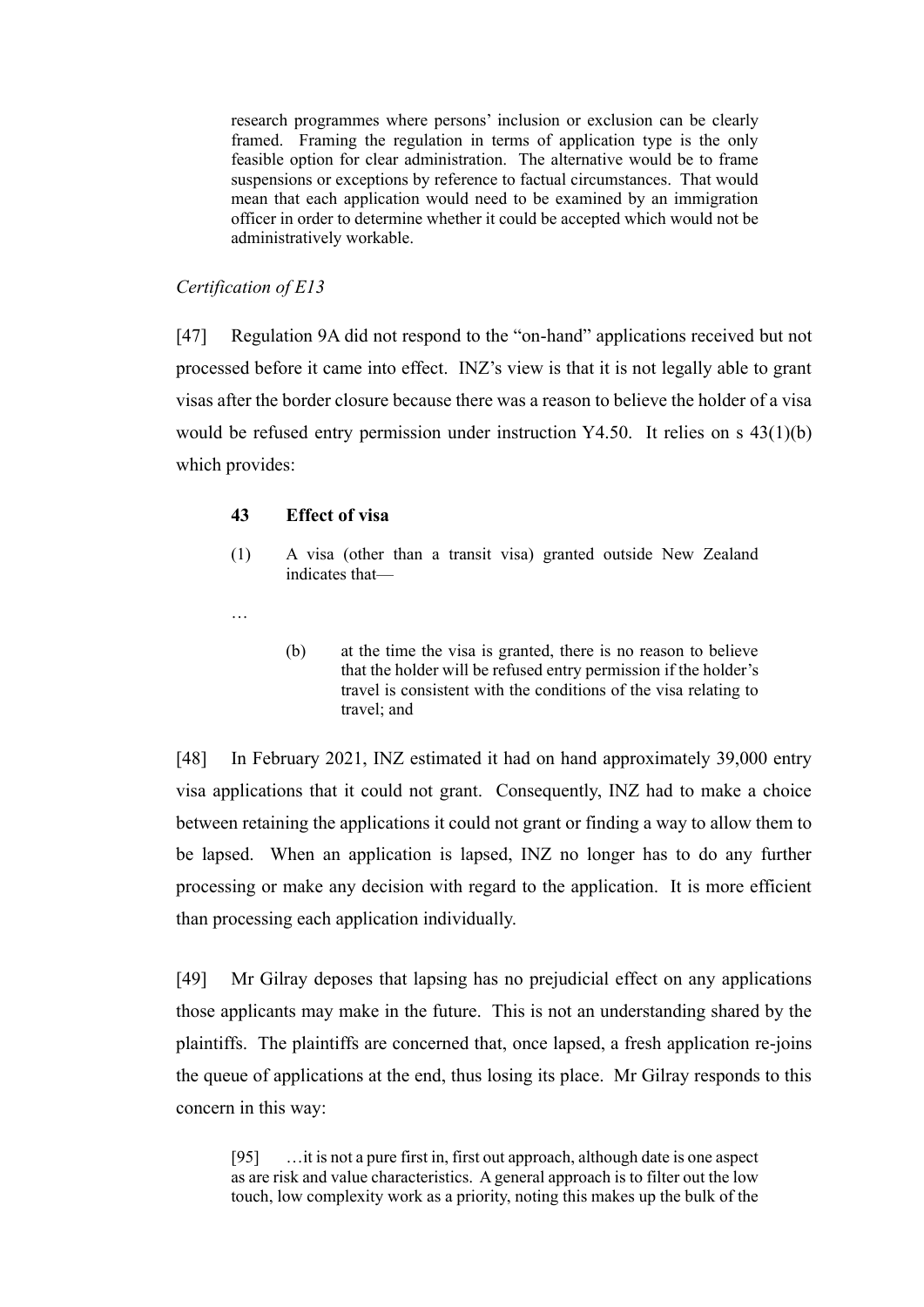> research programmes where persons' inclusion or exclusion can be clearly framed. Framing the regulation in terms of application type is the only feasible option for clear administration. The alternative would be to frame suspensions or exceptions by reference to factual circumstances. That would mean that each application would need to be examined by an immigration officer in order to determine whether it could be accepted which would not be administratively workable.

*Certification of E13*

[47] Regulation 9A did not respond to the "on-hand" applications received but not processed before it came into effect. INZ's view is that it is not legally able to grant visas after the border closure because there was a reason to believe the holder of a visa would be refused entry permission under instruction Y4.50. It relies on s 43(1)(b) which provides:

> **43 Effect of visa**
>
> (1) A visa (other than a transit visa) granted outside New Zealand indicates that—
>
> …
>
> (b) at the time the visa is granted, there is no reason to believe that the holder will be refused entry permission if the holder's travel is consistent with the conditions of the visa relating to travel; and

[48] In February 2021, INZ estimated it had on hand approximately 39,000 entry visa applications that it could not grant. Consequently, INZ had to make a choice between retaining the applications it could not grant or finding a way to allow them to be lapsed. When an application is lapsed, INZ no longer has to do any further processing or make any decision with regard to the application. It is more efficient than processing each application individually.

[49] Mr Gilray deposes that lapsing has no prejudicial effect on any applications those applicants may make in the future. This is not an understanding shared by the plaintiffs. The plaintiffs are concerned that, once lapsed, a fresh application re-joins the queue of applications at the end, thus losing its place. Mr Gilray responds to this concern in this way:

> [95] …it is not a pure first in, first out approach, although date is one aspect as are risk and value characteristics. A general approach is to filter out the low touch, low complexity work as a priority, noting this makes up the bulk of the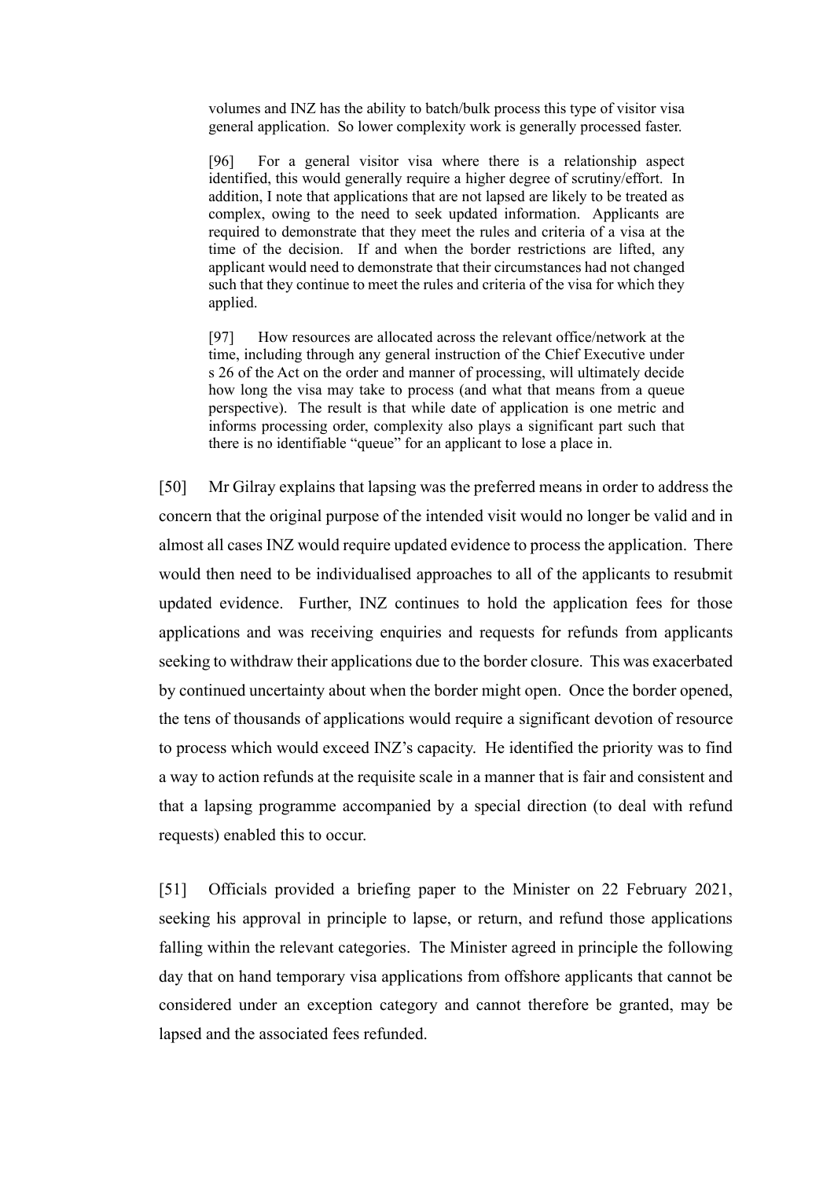> volumes and INZ has the ability to batch/bulk process this type of visitor visa general application. So lower complexity work is generally processed faster.
>
> [96] For a general visitor visa where there is a relationship aspect identified, this would generally require a higher degree of scrutiny/effort. In addition, I note that applications that are not lapsed are likely to be treated as complex, owing to the need to seek updated information. Applicants are required to demonstrate that they meet the rules and criteria of a visa at the time of the decision. If and when the border restrictions are lifted, any applicant would need to demonstrate that their circumstances had not changed such that they continue to meet the rules and criteria of the visa for which they applied.
>
> [97] How resources are allocated across the relevant office/network at the time, including through any general instruction of the Chief Executive under s 26 of the Act on the order and manner of processing, will ultimately decide how long the visa may take to process (and what that means from a queue perspective). The result is that while date of application is one metric and informs processing order, complexity also plays a significant part such that there is no identifiable "queue" for an applicant to lose a place in.

[50] Mr Gilray explains that lapsing was the preferred means in order to address the concern that the original purpose of the intended visit would no longer be valid and in almost all cases INZ would require updated evidence to process the application. There would then need to be individualised approaches to all of the applicants to resubmit updated evidence. Further, INZ continues to hold the application fees for those applications and was receiving enquiries and requests for refunds from applicants seeking to withdraw their applications due to the border closure. This was exacerbated by continued uncertainty about when the border might open. Once the border opened, the tens of thousands of applications would require a significant devotion of resource to process which would exceed INZ's capacity. He identified the priority was to find a way to action refunds at the requisite scale in a manner that is fair and consistent and that a lapsing programme accompanied by a special direction (to deal with refund requests) enabled this to occur.

[51] Officials provided a briefing paper to the Minister on 22 February 2021, seeking his approval in principle to lapse, or return, and refund those applications falling within the relevant categories. The Minister agreed in principle the following day that on hand temporary visa applications from offshore applicants that cannot be considered under an exception category and cannot therefore be granted, may be lapsed and the associated fees refunded.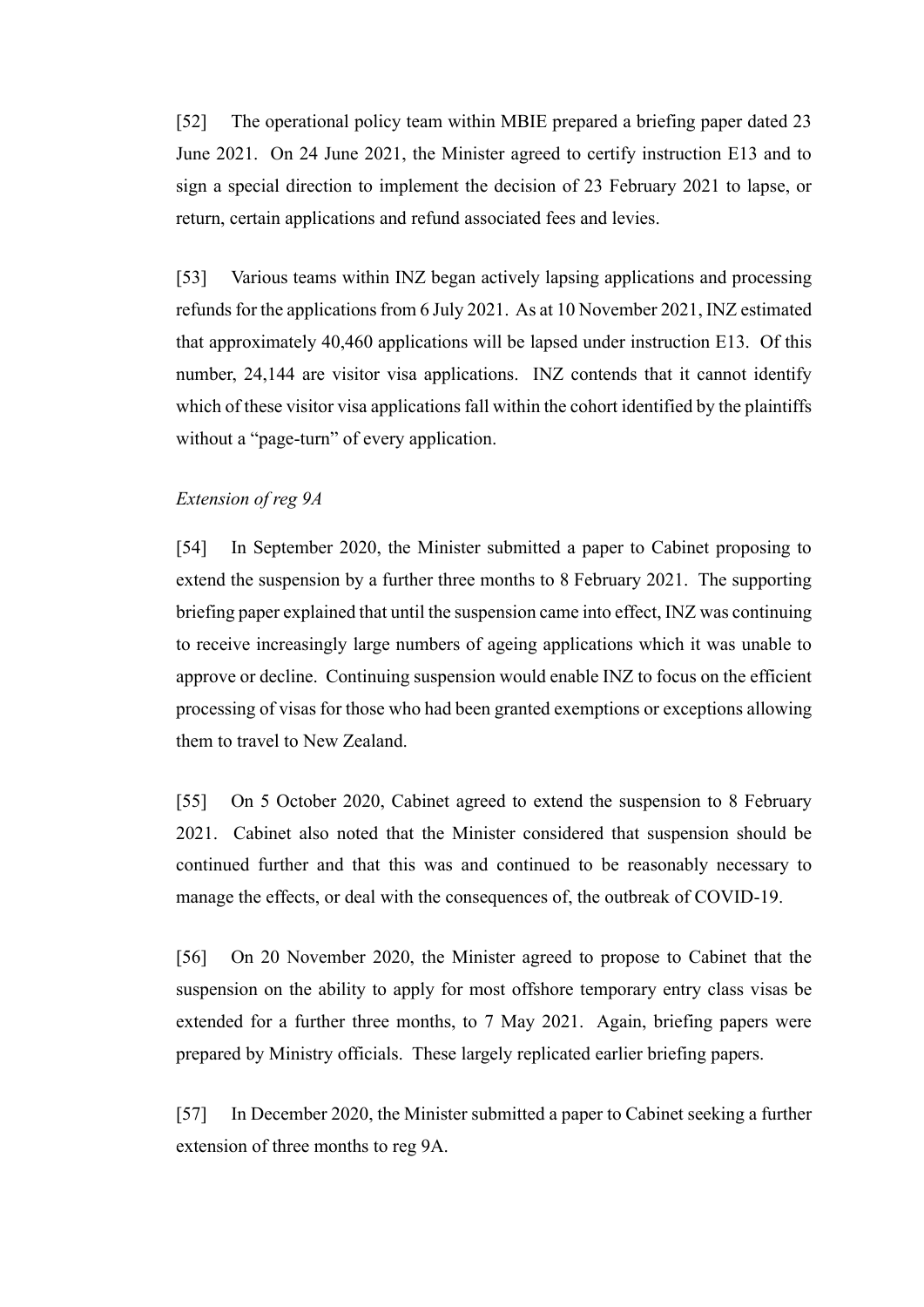[52] The operational policy team within MBIE prepared a briefing paper dated 23 June 2021. On 24 June 2021, the Minister agreed to certify instruction E13 and to sign a special direction to implement the decision of 23 February 2021 to lapse, or return, certain applications and refund associated fees and levies.

[53] Various teams within INZ began actively lapsing applications and processing refunds for the applications from 6 July 2021. As at 10 November 2021, INZ estimated that approximately 40,460 applications will be lapsed under instruction E13. Of this number, 24,144 are visitor visa applications. INZ contends that it cannot identify which of these visitor visa applications fall within the cohort identified by the plaintiffs without a "page-turn" of every application.

*Extension of reg 9A*

[54] In September 2020, the Minister submitted a paper to Cabinet proposing to extend the suspension by a further three months to 8 February 2021. The supporting briefing paper explained that until the suspension came into effect, INZ was continuing to receive increasingly large numbers of ageing applications which it was unable to approve or decline. Continuing suspension would enable INZ to focus on the efficient processing of visas for those who had been granted exemptions or exceptions allowing them to travel to New Zealand.

[55] On 5 October 2020, Cabinet agreed to extend the suspension to 8 February 2021. Cabinet also noted that the Minister considered that suspension should be continued further and that this was and continued to be reasonably necessary to manage the effects, or deal with the consequences of, the outbreak of COVID-19.

[56] On 20 November 2020, the Minister agreed to propose to Cabinet that the suspension on the ability to apply for most offshore temporary entry class visas be extended for a further three months, to 7 May 2021. Again, briefing papers were prepared by Ministry officials. These largely replicated earlier briefing papers.

[57] In December 2020, the Minister submitted a paper to Cabinet seeking a further extension of three months to reg 9A.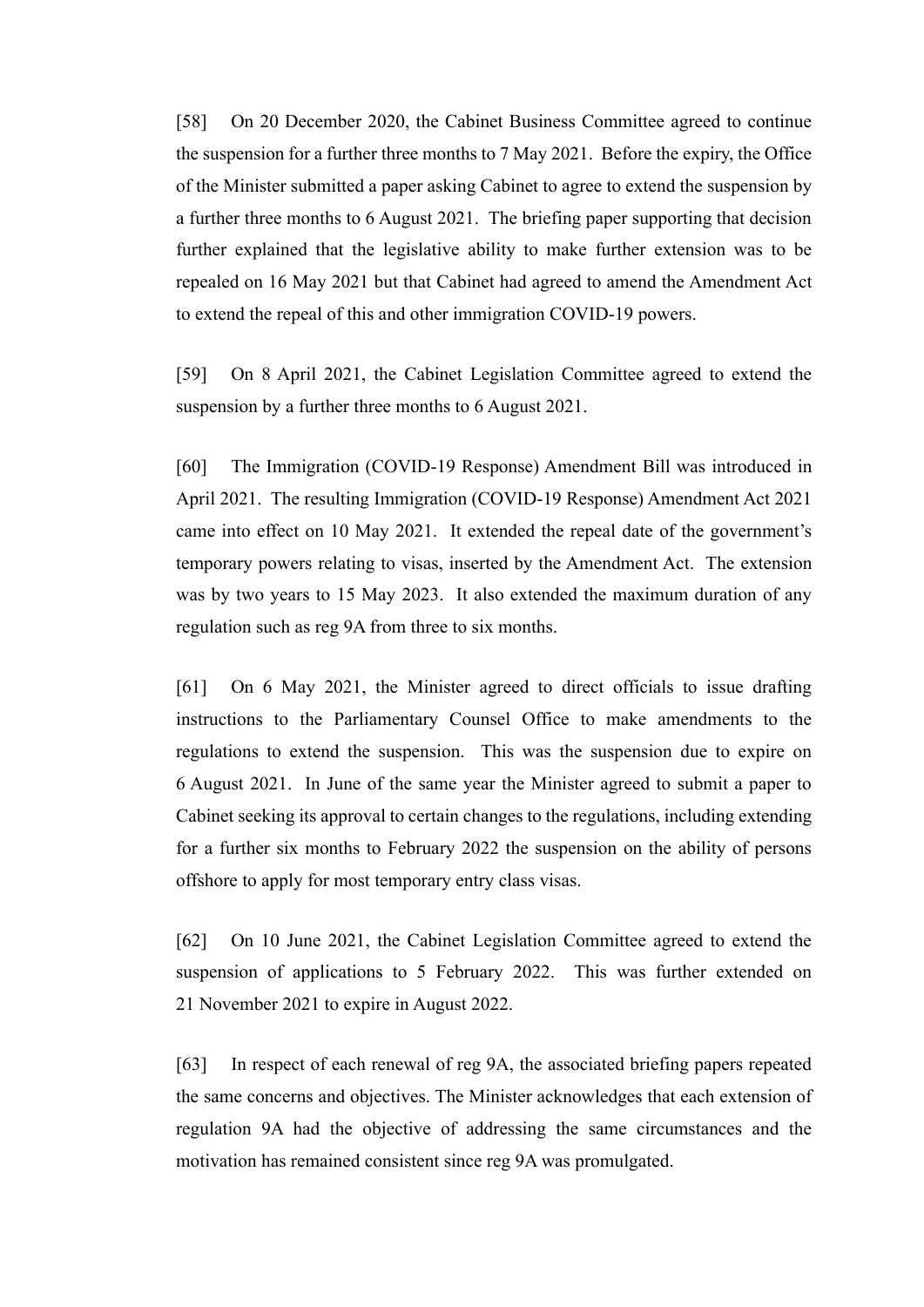[58] On 20 December 2020, the Cabinet Business Committee agreed to continue the suspension for a further three months to 7 May 2021. Before the expiry, the Office of the Minister submitted a paper asking Cabinet to agree to extend the suspension by a further three months to 6 August 2021. The briefing paper supporting that decision further explained that the legislative ability to make further extension was to be repealed on 16 May 2021 but that Cabinet had agreed to amend the Amendment Act to extend the repeal of this and other immigration COVID-19 powers.

[59] On 8 April 2021, the Cabinet Legislation Committee agreed to extend the suspension by a further three months to 6 August 2021.

[60] The Immigration (COVID-19 Response) Amendment Bill was introduced in April 2021. The resulting Immigration (COVID-19 Response) Amendment Act 2021 came into effect on 10 May 2021. It extended the repeal date of the government's temporary powers relating to visas, inserted by the Amendment Act. The extension was by two years to 15 May 2023. It also extended the maximum duration of any regulation such as reg 9A from three to six months.

[61] On 6 May 2021, the Minister agreed to direct officials to issue drafting instructions to the Parliamentary Counsel Office to make amendments to the regulations to extend the suspension. This was the suspension due to expire on 6 August 2021. In June of the same year the Minister agreed to submit a paper to Cabinet seeking its approval to certain changes to the regulations, including extending for a further six months to February 2022 the suspension on the ability of persons offshore to apply for most temporary entry class visas.

[62] On 10 June 2021, the Cabinet Legislation Committee agreed to extend the suspension of applications to 5 February 2022. This was further extended on 21 November 2021 to expire in August 2022.

[63] In respect of each renewal of reg 9A, the associated briefing papers repeated the same concerns and objectives. The Minister acknowledges that each extension of regulation 9A had the objective of addressing the same circumstances and the motivation has remained consistent since reg 9A was promulgated.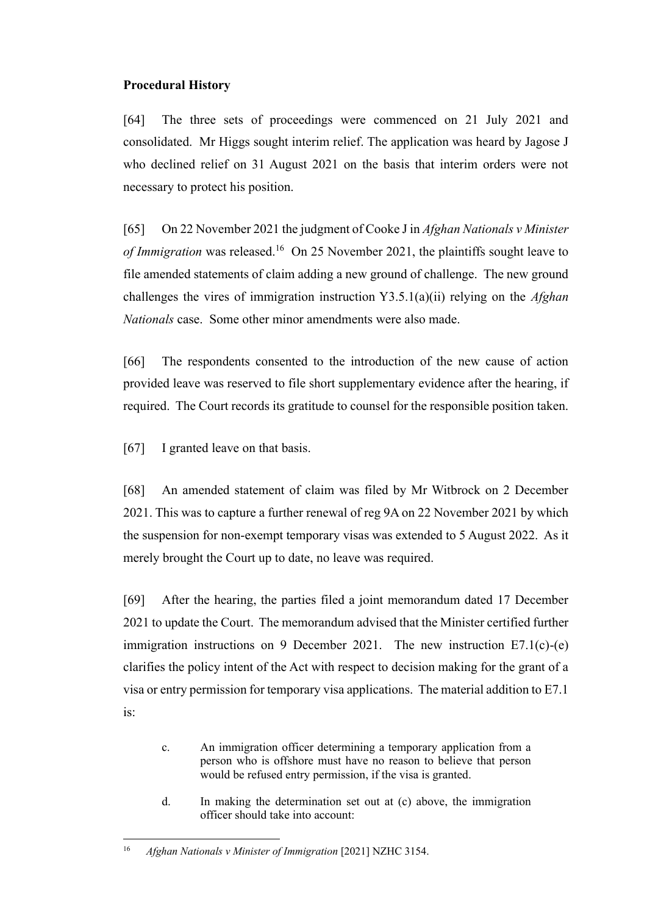**Procedural History**

[64] The three sets of proceedings were commenced on 21 July 2021 and consolidated. Mr Higgs sought interim relief. The application was heard by Jagose J who declined relief on 31 August 2021 on the basis that interim orders were not necessary to protect his position.

[65] On 22 November 2021 the judgment of Cooke J in *Afghan Nationals v Minister of Immigration* was released.[16] On 25 November 2021, the plaintiffs sought leave to file amended statements of claim adding a new ground of challenge. The new ground challenges the vires of immigration instruction Y3.5.1(a)(ii) relying on the *Afghan Nationals* case. Some other minor amendments were also made.

[66] The respondents consented to the introduction of the new cause of action provided leave was reserved to file short supplementary evidence after the hearing, if required. The Court records its gratitude to counsel for the responsible position taken.

[67] I granted leave on that basis.

[68] An amended statement of claim was filed by Mr Witbrock on 2 December 2021. This was to capture a further renewal of reg 9A on 22 November 2021 by which the suspension for non-exempt temporary visas was extended to 5 August 2022. As it merely brought the Court up to date, no leave was required.

[69] After the hearing, the parties filed a joint memorandum dated 17 December 2021 to update the Court. The memorandum advised that the Minister certified further immigration instructions on 9 December 2021. The new instruction E7.1(c)-(e) clarifies the policy intent of the Act with respect to decision making for the grant of a visa or entry permission for temporary visa applications. The material addition to E7.1 is:

> c. An immigration officer determining a temporary application from a person who is offshore must have no reason to believe that person would be refused entry permission, if the visa is granted.
>
> d. In making the determination set out at (c) above, the immigration officer should take into account:

[16] *Afghan Nationals v Minister of Immigration* [2021] NZHC 3154.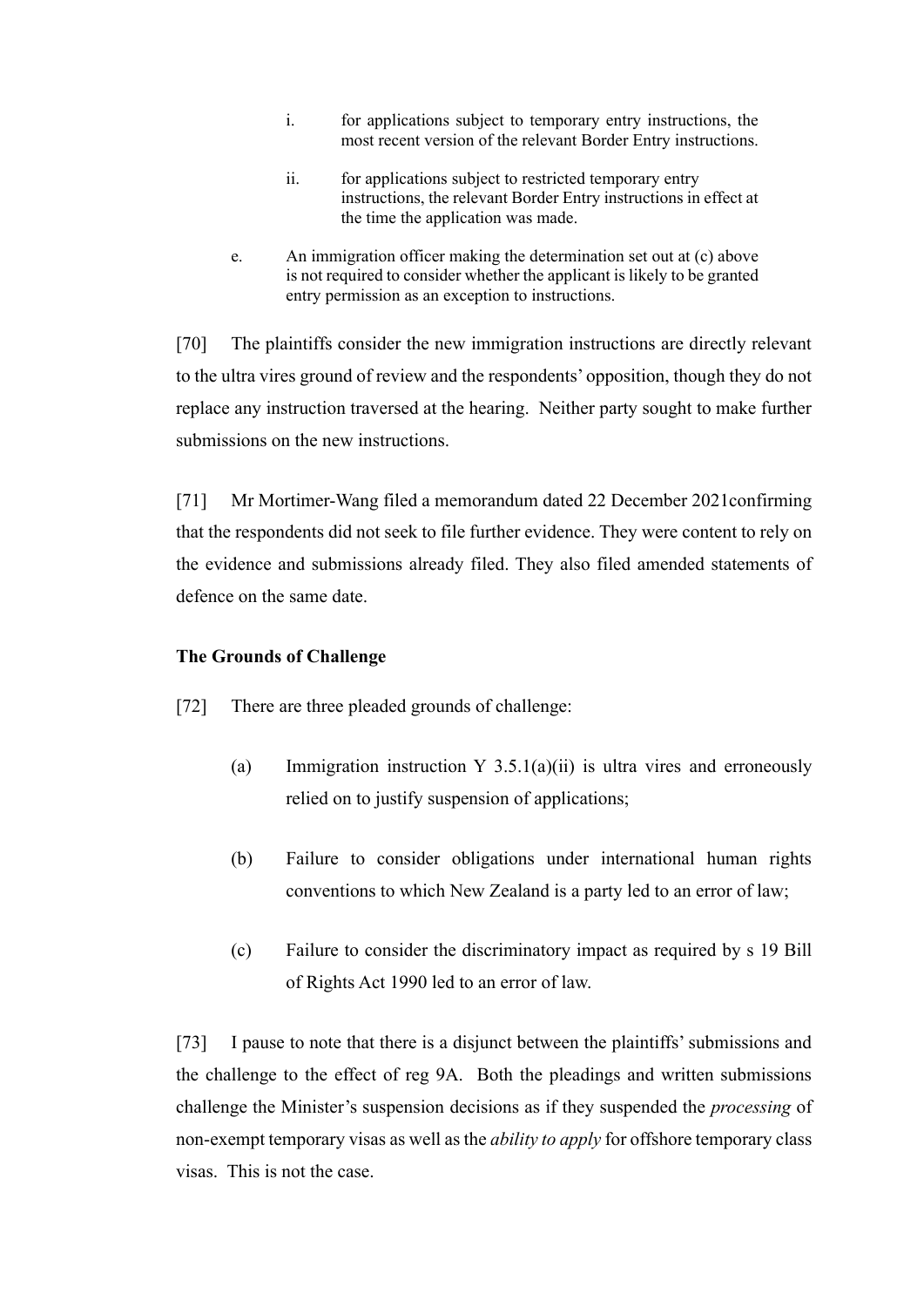i. for applications subject to temporary entry instructions, the most recent version of the relevant Border Entry instructions.

   ii. for applications subject to restricted temporary entry instructions, the relevant Border Entry instructions in effect at the time the application was made.

e. An immigration officer making the determination set out at (c) above is not required to consider whether the applicant is likely to be granted entry permission as an exception to instructions.

[70] The plaintiffs consider the new immigration instructions are directly relevant to the ultra vires ground of review and the respondents' opposition, though they do not replace any instruction traversed at the hearing. Neither party sought to make further submissions on the new instructions.

[71] Mr Mortimer-Wang filed a memorandum dated 22 December 2021confirming that the respondents did not seek to file further evidence. They were content to rely on the evidence and submissions already filed. They also filed amended statements of defence on the same date.

**The Grounds of Challenge**

[72] There are three pleaded grounds of challenge:

(a) Immigration instruction Y 3.5.1(a)(ii) is ultra vires and erroneously relied on to justify suspension of applications;

(b) Failure to consider obligations under international human rights conventions to which New Zealand is a party led to an error of law;

(c) Failure to consider the discriminatory impact as required by s 19 Bill of Rights Act 1990 led to an error of law.

[73] I pause to note that there is a disjunct between the plaintiffs' submissions and the challenge to the effect of reg 9A. Both the pleadings and written submissions challenge the Minister's suspension decisions as if they suspended the *processing* of non-exempt temporary visas as well as the *ability to apply* for offshore temporary class visas. This is not the case.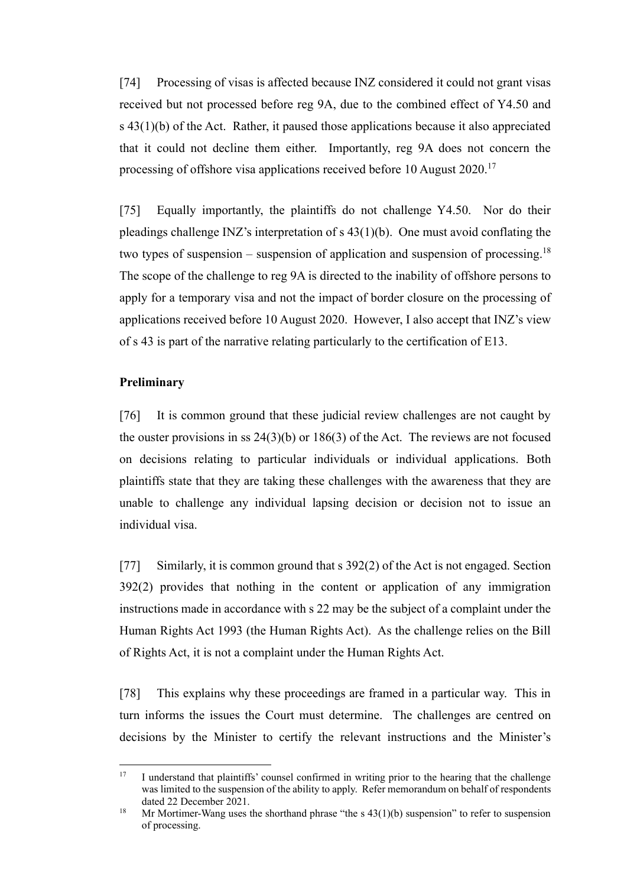[74] Processing of visas is affected because INZ considered it could not grant visas received but not processed before reg 9A, due to the combined effect of Y4.50 and s 43(1)(b) of the Act. Rather, it paused those applications because it also appreciated that it could not decline them either. Importantly, reg 9A does not concern the processing of offshore visa applications received before 10 August 2020.[17]

[75] Equally importantly, the plaintiffs do not challenge Y4.50. Nor do their pleadings challenge INZ's interpretation of s 43(1)(b). One must avoid conflating the two types of suspension – suspension of application and suspension of processing.[18] The scope of the challenge to reg 9A is directed to the inability of offshore persons to apply for a temporary visa and not the impact of border closure on the processing of applications received before 10 August 2020. However, I also accept that INZ's view of s 43 is part of the narrative relating particularly to the certification of E13.

**Preliminary**

[76] It is common ground that these judicial review challenges are not caught by the ouster provisions in ss 24(3)(b) or 186(3) of the Act. The reviews are not focused on decisions relating to particular individuals or individual applications. Both plaintiffs state that they are taking these challenges with the awareness that they are unable to challenge any individual lapsing decision or decision not to issue an individual visa.

[77] Similarly, it is common ground that s 392(2) of the Act is not engaged. Section 392(2) provides that nothing in the content or application of any immigration instructions made in accordance with s 22 may be the subject of a complaint under the Human Rights Act 1993 (the Human Rights Act). As the challenge relies on the Bill of Rights Act, it is not a complaint under the Human Rights Act.

[78] This explains why these proceedings are framed in a particular way. This in turn informs the issues the Court must determine. The challenges are centred on decisions by the Minister to certify the relevant instructions and the Minister's

---

[17] I understand that plaintiffs' counsel confirmed in writing prior to the hearing that the challenge was limited to the suspension of the ability to apply. Refer memorandum on behalf of respondents dated 22 December 2021.

[18] Mr Mortimer-Wang uses the shorthand phrase "the s 43(1)(b) suspension" to refer to suspension of processing.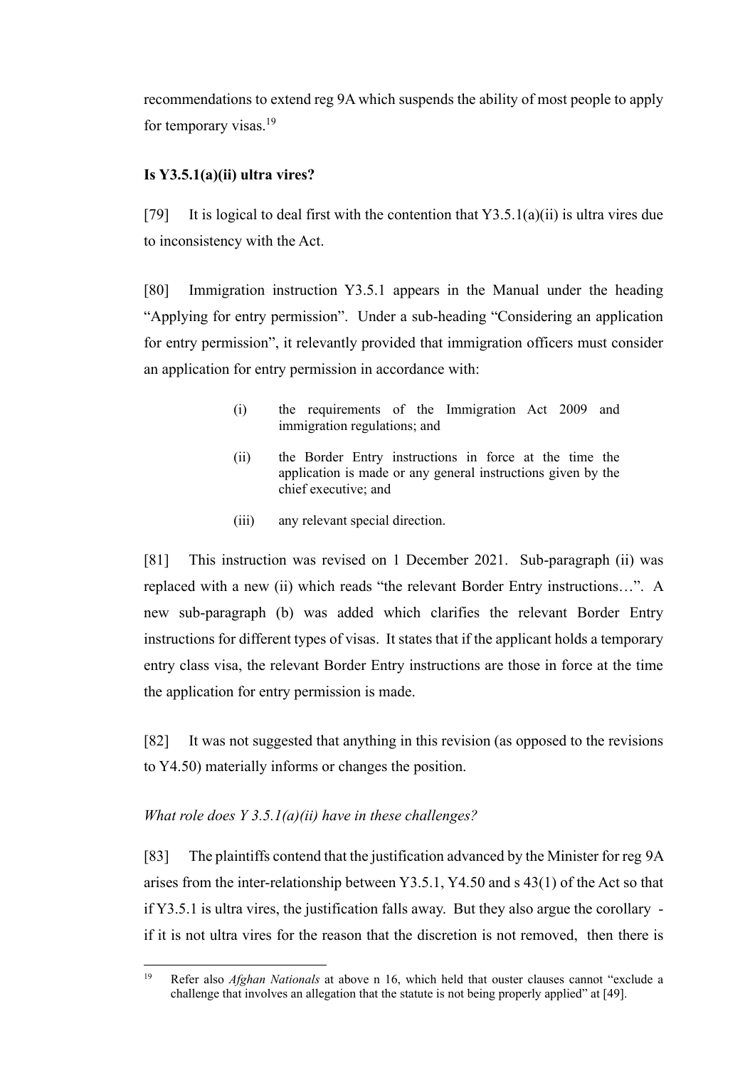recommendations to extend reg 9A which suspends the ability of most people to apply for temporary visas.[19]

**Is Y3.5.1(a)(ii) ultra vires?**

[79] It is logical to deal first with the contention that Y3.5.1(a)(ii) is ultra vires due to inconsistency with the Act.

[80] Immigration instruction Y3.5.1 appears in the Manual under the heading "Applying for entry permission". Under a sub-heading "Considering an application for entry permission", it relevantly provided that immigration officers must consider an application for entry permission in accordance with:

> (i) the requirements of the Immigration Act 2009 and immigration regulations; and
>
> (ii) the Border Entry instructions in force at the time the application is made or any general instructions given by the chief executive; and
>
> (iii) any relevant special direction.

[81] This instruction was revised on 1 December 2021. Sub-paragraph (ii) was replaced with a new (ii) which reads "the relevant Border Entry instructions…". A new sub-paragraph (b) was added which clarifies the relevant Border Entry instructions for different types of visas. It states that if the applicant holds a temporary entry class visa, the relevant Border Entry instructions are those in force at the time the application for entry permission is made.

[82] It was not suggested that anything in this revision (as opposed to the revisions to Y4.50) materially informs or changes the position.

*What role does Y 3.5.1(a)(ii) have in these challenges?*

[83] The plaintiffs contend that the justification advanced by the Minister for reg 9A arises from the inter-relationship between Y3.5.1, Y4.50 and s 43(1) of the Act so that if Y3.5.1 is ultra vires, the justification falls away. But they also argue the corollary - if it is not ultra vires for the reason that the discretion is not removed, then there is

---

[19] Refer also *Afghan Nationals* at above n 16, which held that ouster clauses cannot "exclude a challenge that involves an allegation that the statute is not being properly applied" at [49].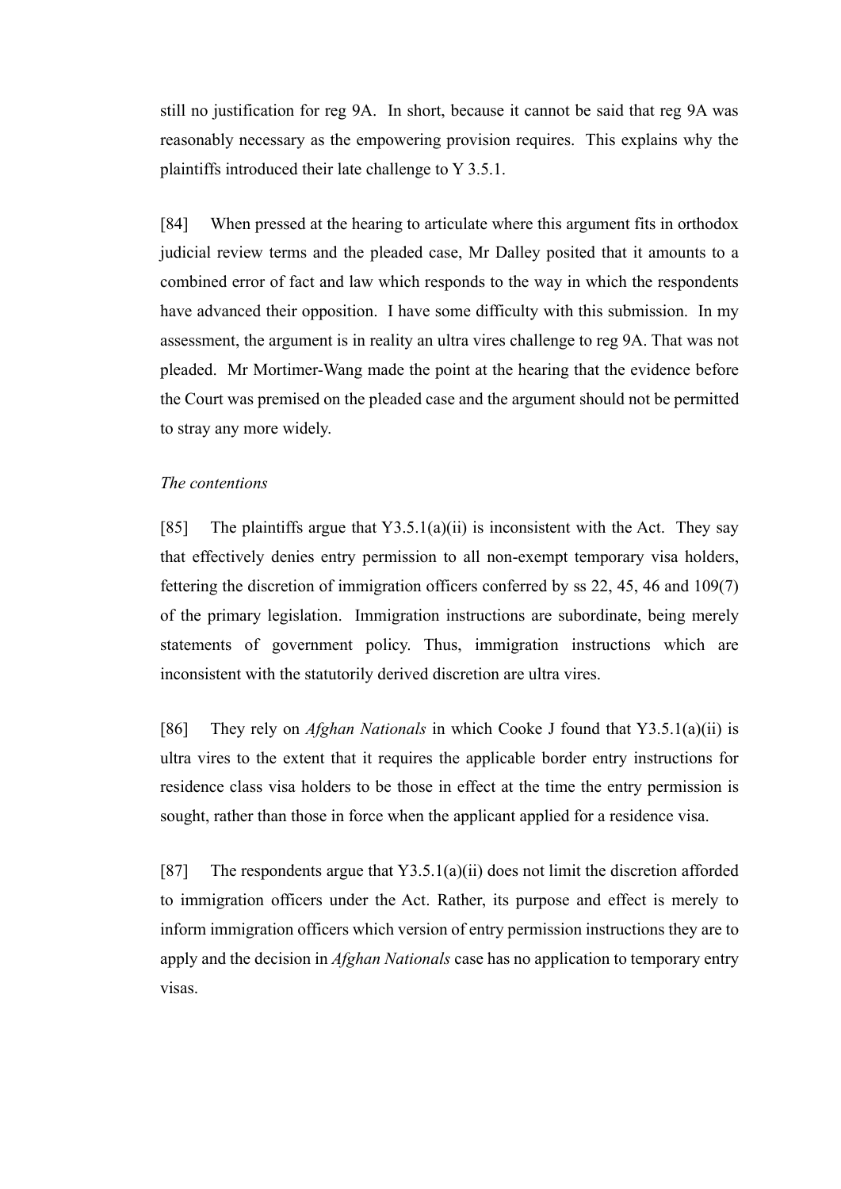still no justification for reg 9A. In short, because it cannot be said that reg 9A was reasonably necessary as the empowering provision requires. This explains why the plaintiffs introduced their late challenge to Y 3.5.1.

[84] When pressed at the hearing to articulate where this argument fits in orthodox judicial review terms and the pleaded case, Mr Dalley posited that it amounts to a combined error of fact and law which responds to the way in which the respondents have advanced their opposition. I have some difficulty with this submission. In my assessment, the argument is in reality an ultra vires challenge to reg 9A. That was not pleaded. Mr Mortimer-Wang made the point at the hearing that the evidence before the Court was premised on the pleaded case and the argument should not be permitted to stray any more widely.

*The contentions*

[85] The plaintiffs argue that Y3.5.1(a)(ii) is inconsistent with the Act. They say that effectively denies entry permission to all non-exempt temporary visa holders, fettering the discretion of immigration officers conferred by ss 22, 45, 46 and 109(7) of the primary legislation. Immigration instructions are subordinate, being merely statements of government policy. Thus, immigration instructions which are inconsistent with the statutorily derived discretion are ultra vires.

[86] They rely on *Afghan Nationals* in which Cooke J found that Y3.5.1(a)(ii) is ultra vires to the extent that it requires the applicable border entry instructions for residence class visa holders to be those in effect at the time the entry permission is sought, rather than those in force when the applicant applied for a residence visa.

[87] The respondents argue that Y3.5.1(a)(ii) does not limit the discretion afforded to immigration officers under the Act. Rather, its purpose and effect is merely to inform immigration officers which version of entry permission instructions they are to apply and the decision in *Afghan Nationals* case has no application to temporary entry visas.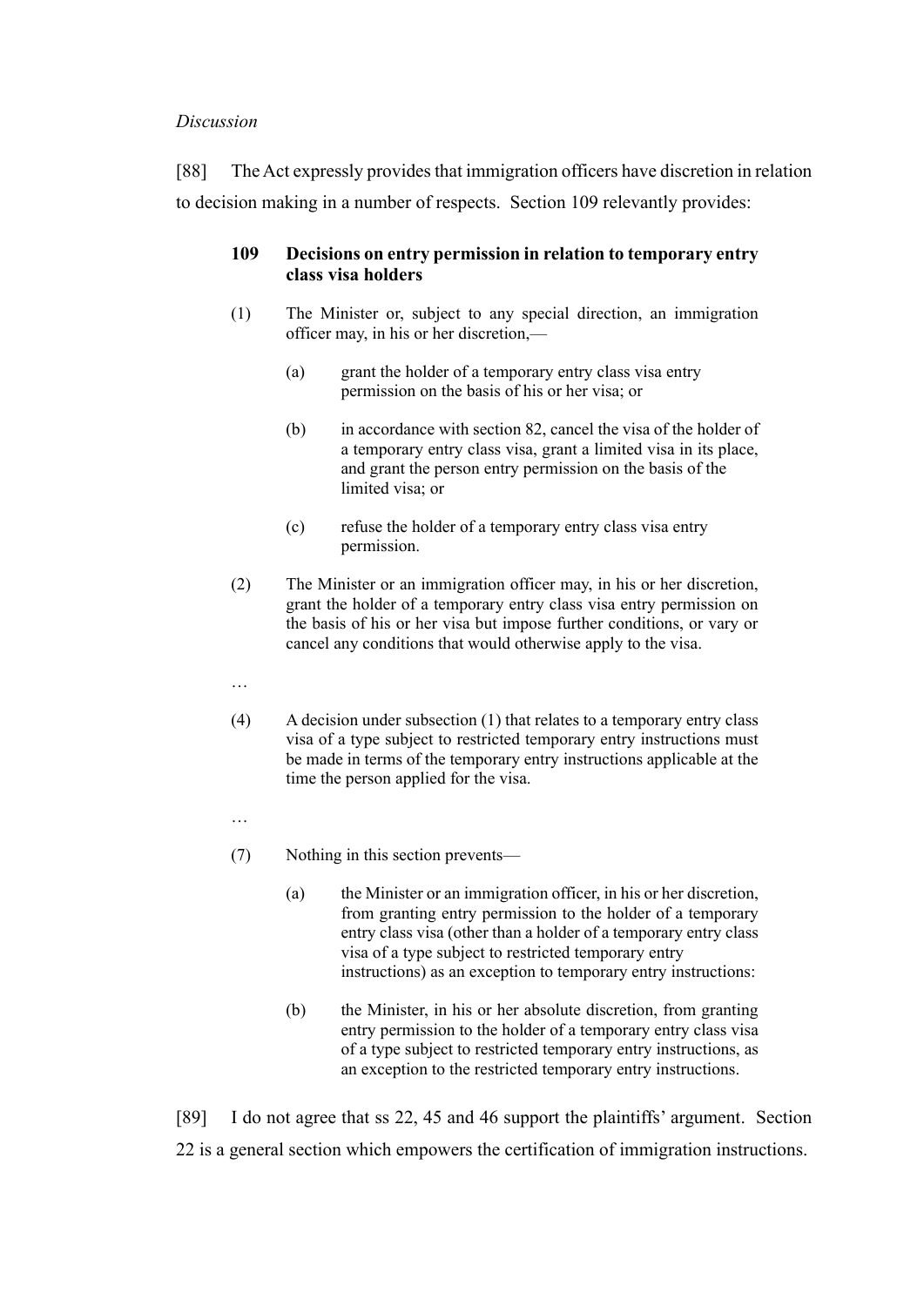*Discussion*

[88] The Act expressly provides that immigration officers have discretion in relation to decision making in a number of respects. Section 109 relevantly provides:

> **109 Decisions on entry permission in relation to temporary entry class visa holders**
>
> (1) The Minister or, subject to any special direction, an immigration officer may, in his or her discretion,—
>
> > (a) grant the holder of a temporary entry class visa entry permission on the basis of his or her visa; or
> >
> > (b) in accordance with section 82, cancel the visa of the holder of a temporary entry class visa, grant a limited visa in its place, and grant the person entry permission on the basis of the limited visa; or
> >
> > (c) refuse the holder of a temporary entry class visa entry permission.
>
> (2) The Minister or an immigration officer may, in his or her discretion, grant the holder of a temporary entry class visa entry permission on the basis of his or her visa but impose further conditions, or vary or cancel any conditions that would otherwise apply to the visa.
>
> …
>
> (4) A decision under subsection (1) that relates to a temporary entry class visa of a type subject to restricted temporary entry instructions must be made in terms of the temporary entry instructions applicable at the time the person applied for the visa.
>
> …
>
> (7) Nothing in this section prevents—
>
> > (a) the Minister or an immigration officer, in his or her discretion, from granting entry permission to the holder of a temporary entry class visa (other than a holder of a temporary entry class visa of a type subject to restricted temporary entry instructions) as an exception to temporary entry instructions:
> >
> > (b) the Minister, in his or her absolute discretion, from granting entry permission to the holder of a temporary entry class visa of a type subject to restricted temporary entry instructions, as an exception to the restricted temporary entry instructions.

[89] I do not agree that ss 22, 45 and 46 support the plaintiffs' argument. Section 22 is a general section which empowers the certification of immigration instructions.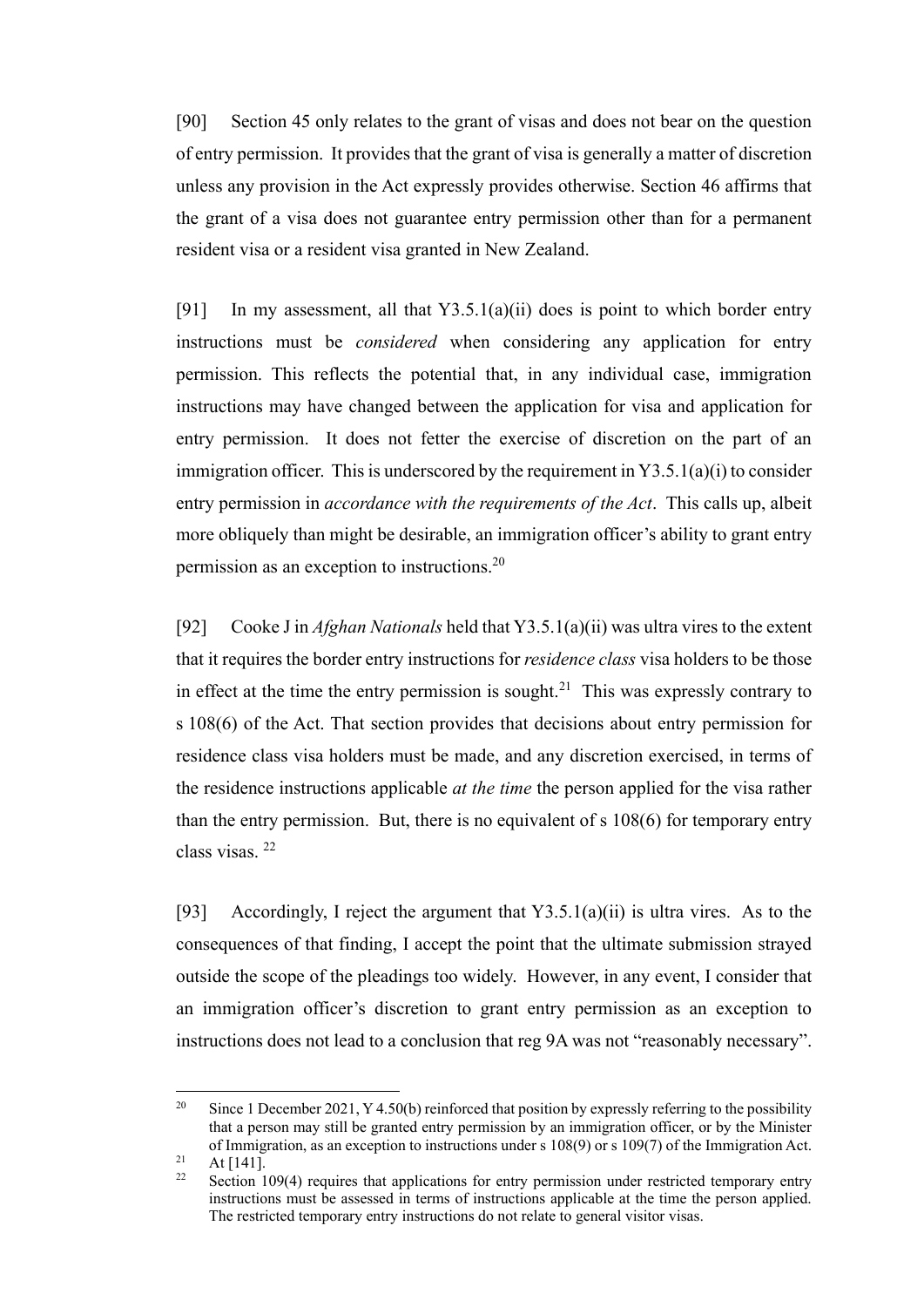[90] Section 45 only relates to the grant of visas and does not bear on the question of entry permission. It provides that the grant of visa is generally a matter of discretion unless any provision in the Act expressly provides otherwise. Section 46 affirms that the grant of a visa does not guarantee entry permission other than for a permanent resident visa or a resident visa granted in New Zealand.

[91] In my assessment, all that Y3.5.1(a)(ii) does is point to which border entry instructions must be *considered* when considering any application for entry permission. This reflects the potential that, in any individual case, immigration instructions may have changed between the application for visa and application for entry permission. It does not fetter the exercise of discretion on the part of an immigration officer. This is underscored by the requirement in Y3.5.1(a)(i) to consider entry permission in *accordance with the requirements of the Act*. This calls up, albeit more obliquely than might be desirable, an immigration officer's ability to grant entry permission as an exception to instructions.[20]

[92] Cooke J in *Afghan Nationals* held that Y3.5.1(a)(ii) was ultra vires to the extent that it requires the border entry instructions for *residence class* visa holders to be those in effect at the time the entry permission is sought.[21] This was expressly contrary to s 108(6) of the Act. That section provides that decisions about entry permission for residence class visa holders must be made, and any discretion exercised, in terms of the residence instructions applicable *at the time* the person applied for the visa rather than the entry permission. But, there is no equivalent of s 108(6) for temporary entry class visas.[22]

[93] Accordingly, I reject the argument that Y3.5.1(a)(ii) is ultra vires. As to the consequences of that finding, I accept the point that the ultimate submission strayed outside the scope of the pleadings too widely. However, in any event, I consider that an immigration officer's discretion to grant entry permission as an exception to instructions does not lead to a conclusion that reg 9A was not "reasonably necessary".

---

[20] Since 1 December 2021, Y 4.50(b) reinforced that position by expressly referring to the possibility that a person may still be granted entry permission by an immigration officer, or by the Minister of Immigration, as an exception to instructions under s 108(9) or s 109(7) of the Immigration Act.

[21] At [141].

[22] Section 109(4) requires that applications for entry permission under restricted temporary entry instructions must be assessed in terms of instructions applicable at the time the person applied. The restricted temporary entry instructions do not relate to general visitor visas.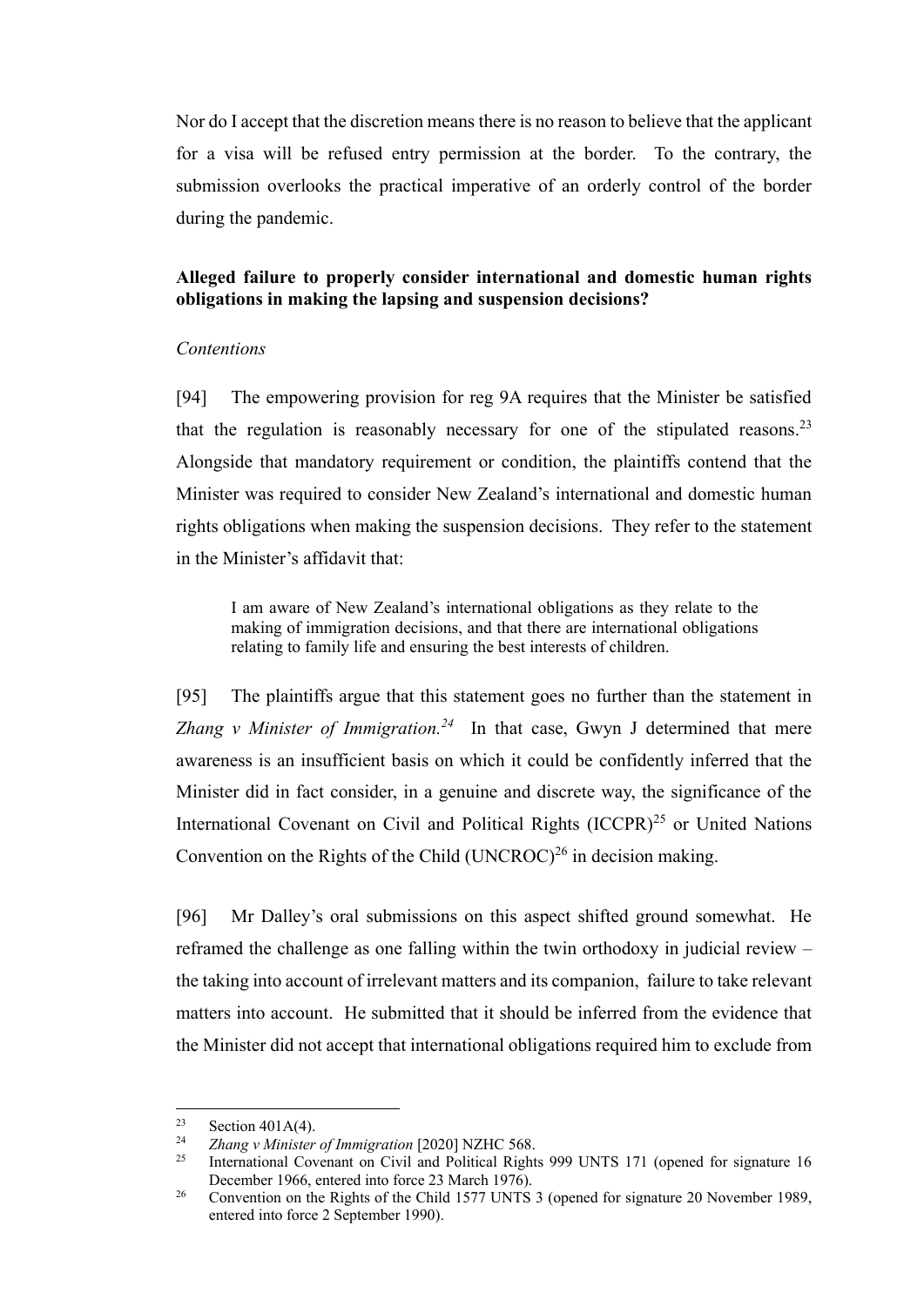Nor do I accept that the discretion means there is no reason to believe that the applicant for a visa will be refused entry permission at the border. To the contrary, the submission overlooks the practical imperative of an orderly control of the border during the pandemic.

**Alleged failure to properly consider international and domestic human rights obligations in making the lapsing and suspension decisions?**

*Contentions*

[94] The empowering provision for reg 9A requires that the Minister be satisfied that the regulation is reasonably necessary for one of the stipulated reasons.[23] Alongside that mandatory requirement or condition, the plaintiffs contend that the Minister was required to consider New Zealand's international and domestic human rights obligations when making the suspension decisions. They refer to the statement in the Minister's affidavit that:

> I am aware of New Zealand's international obligations as they relate to the making of immigration decisions, and that there are international obligations relating to family life and ensuring the best interests of children.

[95] The plaintiffs argue that this statement goes no further than the statement in *Zhang v Minister of Immigration.*[24] In that case, Gwyn J determined that mere awareness is an insufficient basis on which it could be confidently inferred that the Minister did in fact consider, in a genuine and discrete way, the significance of the International Covenant on Civil and Political Rights (ICCPR)[25] or United Nations Convention on the Rights of the Child (UNCROC)[26] in decision making.

[96] Mr Dalley's oral submissions on this aspect shifted ground somewhat. He reframed the challenge as one falling within the twin orthodoxy in judicial review – the taking into account of irrelevant matters and its companion, failure to take relevant matters into account. He submitted that it should be inferred from the evidence that the Minister did not accept that international obligations required him to exclude from

---

[23] Section 401A(4).

[24] *Zhang v Minister of Immigration* [2020] NZHC 568.

[25] International Covenant on Civil and Political Rights 999 UNTS 171 (opened for signature 16 December 1966, entered into force 23 March 1976).

[26] Convention on the Rights of the Child 1577 UNTS 3 (opened for signature 20 November 1989, entered into force 2 September 1990).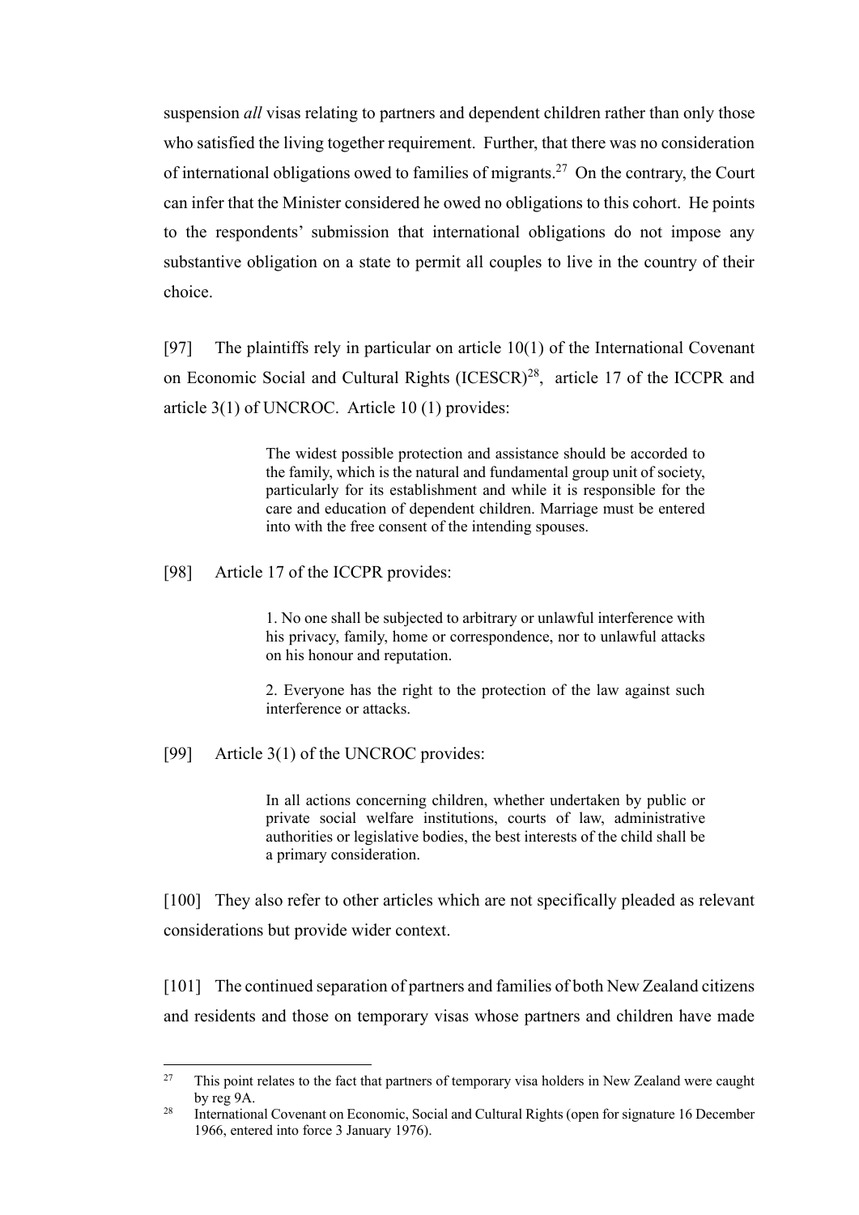suspension *all* visas relating to partners and dependent children rather than only those who satisfied the living together requirement. Further, that there was no consideration of international obligations owed to families of migrants.[27] On the contrary, the Court can infer that the Minister considered he owed no obligations to this cohort. He points to the respondents' submission that international obligations do not impose any substantive obligation on a state to permit all couples to live in the country of their choice.

[97] The plaintiffs rely in particular on article 10(1) of the International Covenant on Economic Social and Cultural Rights (ICESCR)[28], article 17 of the ICCPR and article 3(1) of UNCROC. Article 10 (1) provides:

> The widest possible protection and assistance should be accorded to the family, which is the natural and fundamental group unit of society, particularly for its establishment and while it is responsible for the care and education of dependent children. Marriage must be entered into with the free consent of the intending spouses.

[98] Article 17 of the ICCPR provides:

> 1. No one shall be subjected to arbitrary or unlawful interference with his privacy, family, home or correspondence, nor to unlawful attacks on his honour and reputation.
>
> 2. Everyone has the right to the protection of the law against such interference or attacks.

[99] Article 3(1) of the UNCROC provides:

> In all actions concerning children, whether undertaken by public or private social welfare institutions, courts of law, administrative authorities or legislative bodies, the best interests of the child shall be a primary consideration.

[100] They also refer to other articles which are not specifically pleaded as relevant considerations but provide wider context.

[101] The continued separation of partners and families of both New Zealand citizens and residents and those on temporary visas whose partners and children have made

---

[27] This point relates to the fact that partners of temporary visa holders in New Zealand were caught by reg 9A.

[28] International Covenant on Economic, Social and Cultural Rights (open for signature 16 December 1966, entered into force 3 January 1976).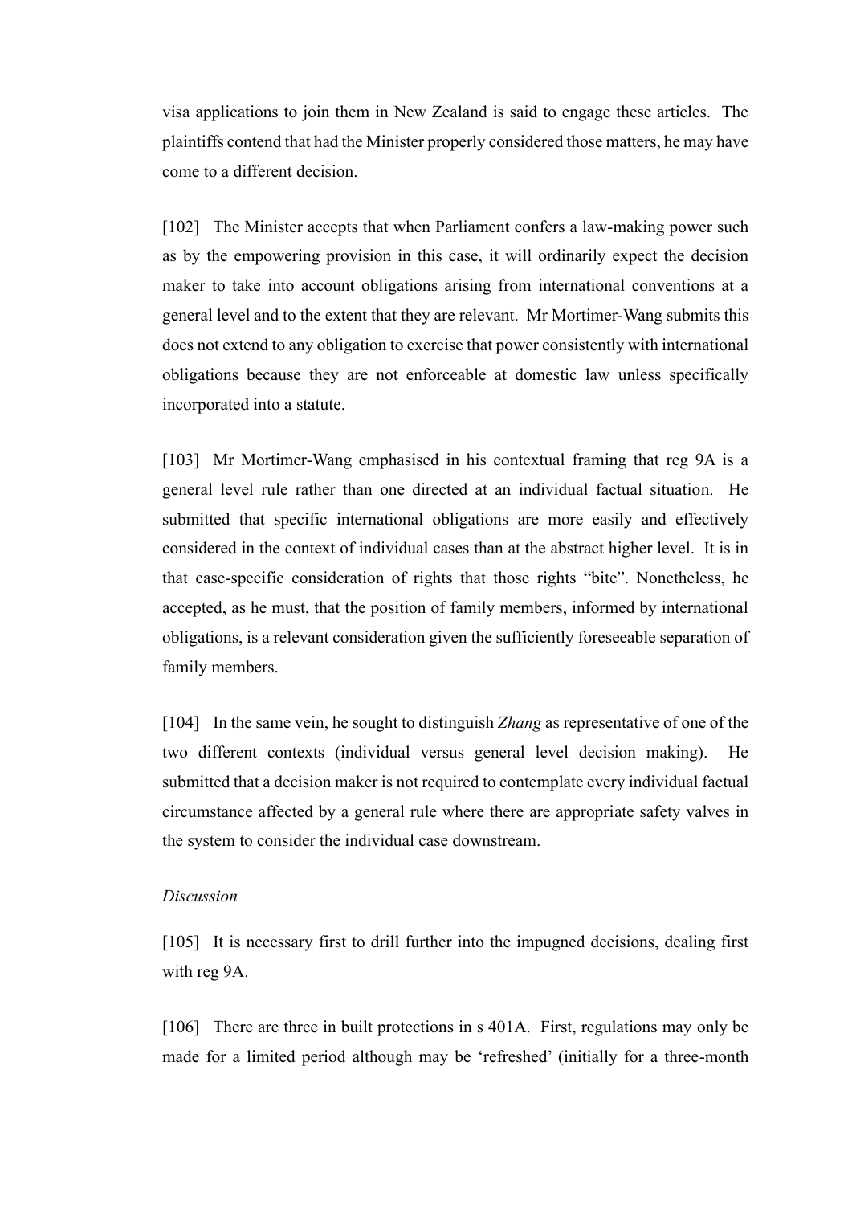visa applications to join them in New Zealand is said to engage these articles. The plaintiffs contend that had the Minister properly considered those matters, he may have come to a different decision.

[102] The Minister accepts that when Parliament confers a law-making power such as by the empowering provision in this case, it will ordinarily expect the decision maker to take into account obligations arising from international conventions at a general level and to the extent that they are relevant. Mr Mortimer-Wang submits this does not extend to any obligation to exercise that power consistently with international obligations because they are not enforceable at domestic law unless specifically incorporated into a statute.

[103] Mr Mortimer-Wang emphasised in his contextual framing that reg 9A is a general level rule rather than one directed at an individual factual situation. He submitted that specific international obligations are more easily and effectively considered in the context of individual cases than at the abstract higher level. It is in that case-specific consideration of rights that those rights "bite". Nonetheless, he accepted, as he must, that the position of family members, informed by international obligations, is a relevant consideration given the sufficiently foreseeable separation of family members.

[104] In the same vein, he sought to distinguish *Zhang* as representative of one of the two different contexts (individual versus general level decision making). He submitted that a decision maker is not required to contemplate every individual factual circumstance affected by a general rule where there are appropriate safety valves in the system to consider the individual case downstream.

*Discussion*

[105] It is necessary first to drill further into the impugned decisions, dealing first with reg 9A.

[106] There are three in built protections in s 401A. First, regulations may only be made for a limited period although may be 'refreshed' (initially for a three-month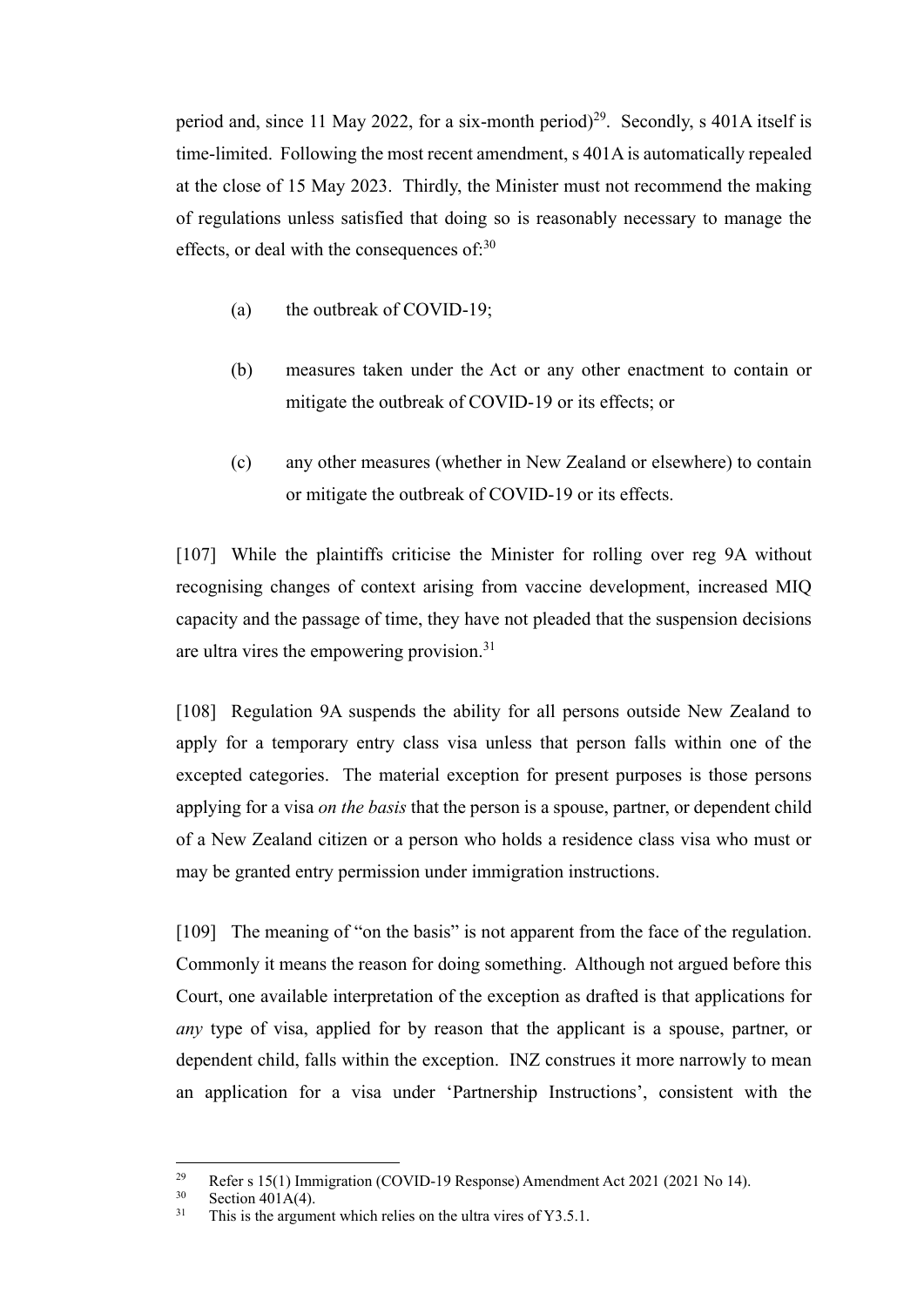period and, since 11 May 2022, for a six-month period)[29]. Secondly, s 401A itself is time-limited. Following the most recent amendment, s 401A is automatically repealed at the close of 15 May 2023. Thirdly, the Minister must not recommend the making of regulations unless satisfied that doing so is reasonably necessary to manage the effects, or deal with the consequences of:[30]

> (a) the outbreak of COVID-19;
>
> (b) measures taken under the Act or any other enactment to contain or mitigate the outbreak of COVID-19 or its effects; or
>
> (c) any other measures (whether in New Zealand or elsewhere) to contain or mitigate the outbreak of COVID-19 or its effects.

[107] While the plaintiffs criticise the Minister for rolling over reg 9A without recognising changes of context arising from vaccine development, increased MIQ capacity and the passage of time, they have not pleaded that the suspension decisions are ultra vires the empowering provision.[31]

[108] Regulation 9A suspends the ability for all persons outside New Zealand to apply for a temporary entry class visa unless that person falls within one of the excepted categories. The material exception for present purposes is those persons applying for a visa *on the basis* that the person is a spouse, partner, or dependent child of a New Zealand citizen or a person who holds a residence class visa who must or may be granted entry permission under immigration instructions.

[109] The meaning of "on the basis" is not apparent from the face of the regulation. Commonly it means the reason for doing something. Although not argued before this Court, one available interpretation of the exception as drafted is that applications for *any* type of visa, applied for by reason that the applicant is a spouse, partner, or dependent child, falls within the exception. INZ construes it more narrowly to mean an application for a visa under 'Partnership Instructions', consistent with the

---

[29] Refer s 15(1) Immigration (COVID-19 Response) Amendment Act 2021 (2021 No 14).

[30] Section 401A(4).

[31] This is the argument which relies on the ultra vires of Y3.5.1.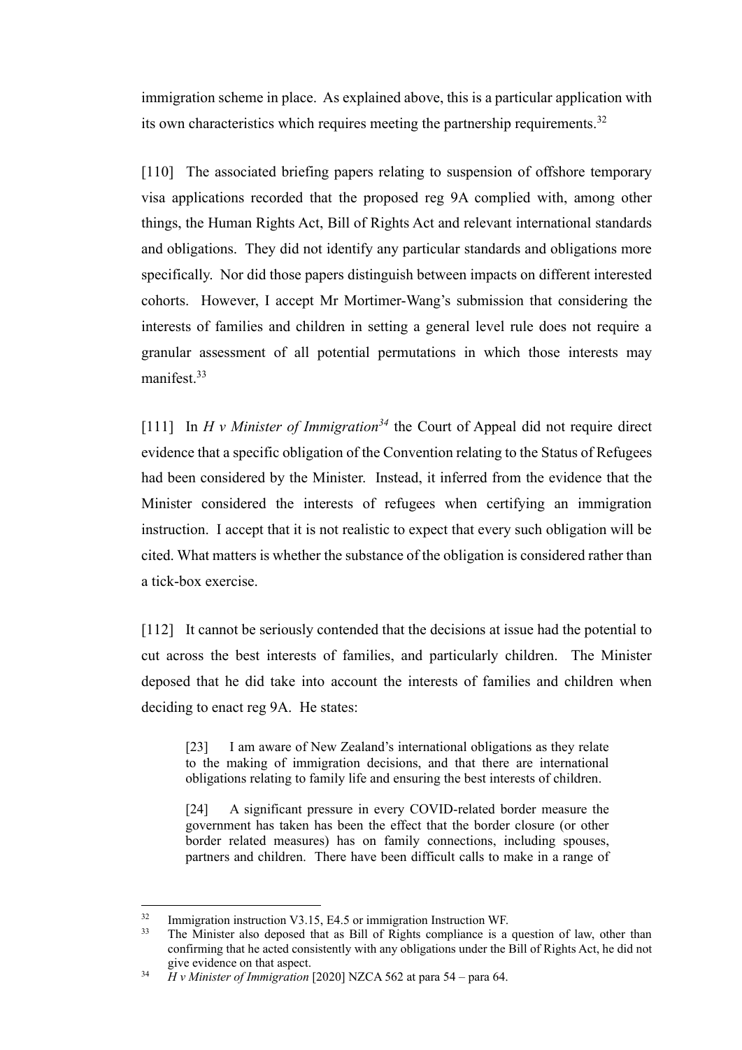immigration scheme in place. As explained above, this is a particular application with its own characteristics which requires meeting the partnership requirements.[32]

[110] The associated briefing papers relating to suspension of offshore temporary visa applications recorded that the proposed reg 9A complied with, among other things, the Human Rights Act, Bill of Rights Act and relevant international standards and obligations. They did not identify any particular standards and obligations more specifically. Nor did those papers distinguish between impacts on different interested cohorts. However, I accept Mr Mortimer-Wang's submission that considering the interests of families and children in setting a general level rule does not require a granular assessment of all potential permutations in which those interests may manifest.[33]

[111] In *H v Minister of Immigration*[34] the Court of Appeal did not require direct evidence that a specific obligation of the Convention relating to the Status of Refugees had been considered by the Minister. Instead, it inferred from the evidence that the Minister considered the interests of refugees when certifying an immigration instruction. I accept that it is not realistic to expect that every such obligation will be cited. What matters is whether the substance of the obligation is considered rather than a tick-box exercise.

[112] It cannot be seriously contended that the decisions at issue had the potential to cut across the best interests of families, and particularly children. The Minister deposed that he did take into account the interests of families and children when deciding to enact reg 9A. He states:

> [23] I am aware of New Zealand's international obligations as they relate to the making of immigration decisions, and that there are international obligations relating to family life and ensuring the best interests of children.
>
> [24] A significant pressure in every COVID-related border measure the government has taken has been the effect that the border closure (or other border related measures) has on family connections, including spouses, partners and children. There have been difficult calls to make in a range of

---

[32] Immigration instruction V3.15, E4.5 or immigration Instruction WF.

[33] The Minister also deposed that as Bill of Rights compliance is a question of law, other than confirming that he acted consistently with any obligations under the Bill of Rights Act, he did not give evidence on that aspect.

[34] *H v Minister of Immigration* [2020] NZCA 562 at para 54 – para 64.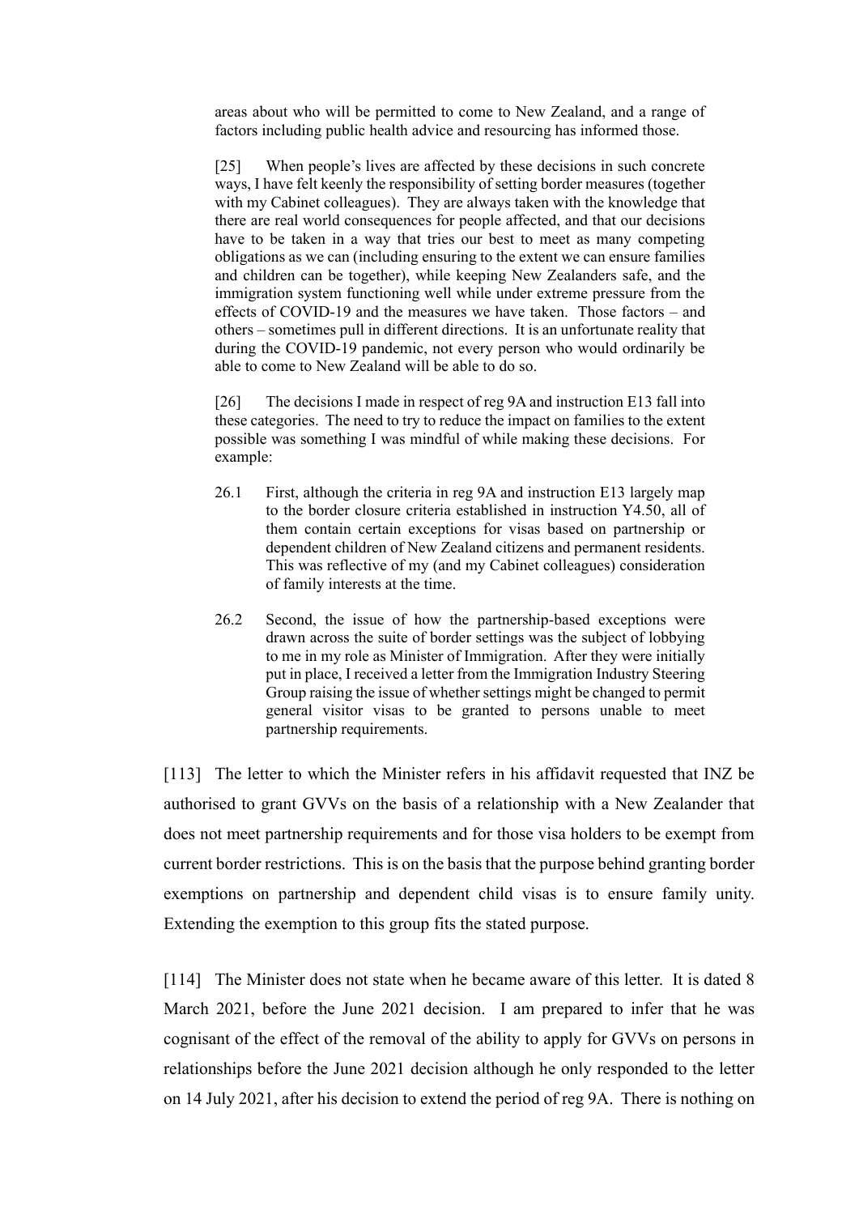> areas about who will be permitted to come to New Zealand, and a range of factors including public health advice and resourcing has informed those.
>
> [25] When people's lives are affected by these decisions in such concrete ways, I have felt keenly the responsibility of setting border measures (together with my Cabinet colleagues). They are always taken with the knowledge that there are real world consequences for people affected, and that our decisions have to be taken in a way that tries our best to meet as many competing obligations as we can (including ensuring to the extent we can ensure families and children can be together), while keeping New Zealanders safe, and the immigration system functioning well while under extreme pressure from the effects of COVID-19 and the measures we have taken. Those factors – and others – sometimes pull in different directions. It is an unfortunate reality that during the COVID-19 pandemic, not every person who would ordinarily be able to come to New Zealand will be able to do so.
>
> [26] The decisions I made in respect of reg 9A and instruction E13 fall into these categories. The need to try to reduce the impact on families to the extent possible was something I was mindful of while making these decisions. For example:
>
> 26.1 First, although the criteria in reg 9A and instruction E13 largely map to the border closure criteria established in instruction Y4.50, all of them contain certain exceptions for visas based on partnership or dependent children of New Zealand citizens and permanent residents. This was reflective of my (and my Cabinet colleagues) consideration of family interests at the time.
>
> 26.2 Second, the issue of how the partnership-based exceptions were drawn across the suite of border settings was the subject of lobbying to me in my role as Minister of Immigration. After they were initially put in place, I received a letter from the Immigration Industry Steering Group raising the issue of whether settings might be changed to permit general visitor visas to be granted to persons unable to meet partnership requirements.

[113] The letter to which the Minister refers in his affidavit requested that INZ be authorised to grant GVVs on the basis of a relationship with a New Zealander that does not meet partnership requirements and for those visa holders to be exempt from current border restrictions. This is on the basis that the purpose behind granting border exemptions on partnership and dependent child visas is to ensure family unity. Extending the exemption to this group fits the stated purpose.

[114] The Minister does not state when he became aware of this letter. It is dated 8 March 2021, before the June 2021 decision. I am prepared to infer that he was cognisant of the effect of the removal of the ability to apply for GVVs on persons in relationships before the June 2021 decision although he only responded to the letter on 14 July 2021, after his decision to extend the period of reg 9A. There is nothing on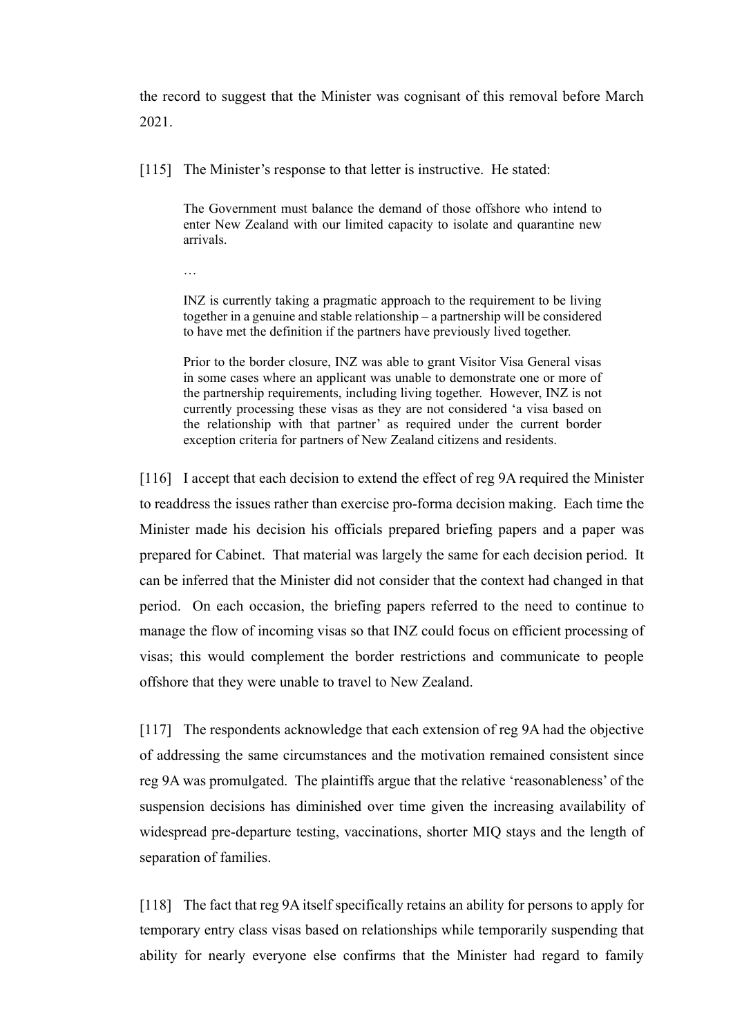the record to suggest that the Minister was cognisant of this removal before March 2021.

[115] The Minister's response to that letter is instructive. He stated:

> The Government must balance the demand of those offshore who intend to enter New Zealand with our limited capacity to isolate and quarantine new arrivals.
>
> …
>
> INZ is currently taking a pragmatic approach to the requirement to be living together in a genuine and stable relationship – a partnership will be considered to have met the definition if the partners have previously lived together.
>
> Prior to the border closure, INZ was able to grant Visitor Visa General visas in some cases where an applicant was unable to demonstrate one or more of the partnership requirements, including living together. However, INZ is not currently processing these visas as they are not considered 'a visa based on the relationship with that partner' as required under the current border exception criteria for partners of New Zealand citizens and residents.

[116] I accept that each decision to extend the effect of reg 9A required the Minister to readdress the issues rather than exercise pro-forma decision making. Each time the Minister made his decision his officials prepared briefing papers and a paper was prepared for Cabinet. That material was largely the same for each decision period. It can be inferred that the Minister did not consider that the context had changed in that period. On each occasion, the briefing papers referred to the need to continue to manage the flow of incoming visas so that INZ could focus on efficient processing of visas; this would complement the border restrictions and communicate to people offshore that they were unable to travel to New Zealand.

[117] The respondents acknowledge that each extension of reg 9A had the objective of addressing the same circumstances and the motivation remained consistent since reg 9A was promulgated. The plaintiffs argue that the relative 'reasonableness' of the suspension decisions has diminished over time given the increasing availability of widespread pre-departure testing, vaccinations, shorter MIQ stays and the length of separation of families.

[118] The fact that reg 9A itself specifically retains an ability for persons to apply for temporary entry class visas based on relationships while temporarily suspending that ability for nearly everyone else confirms that the Minister had regard to family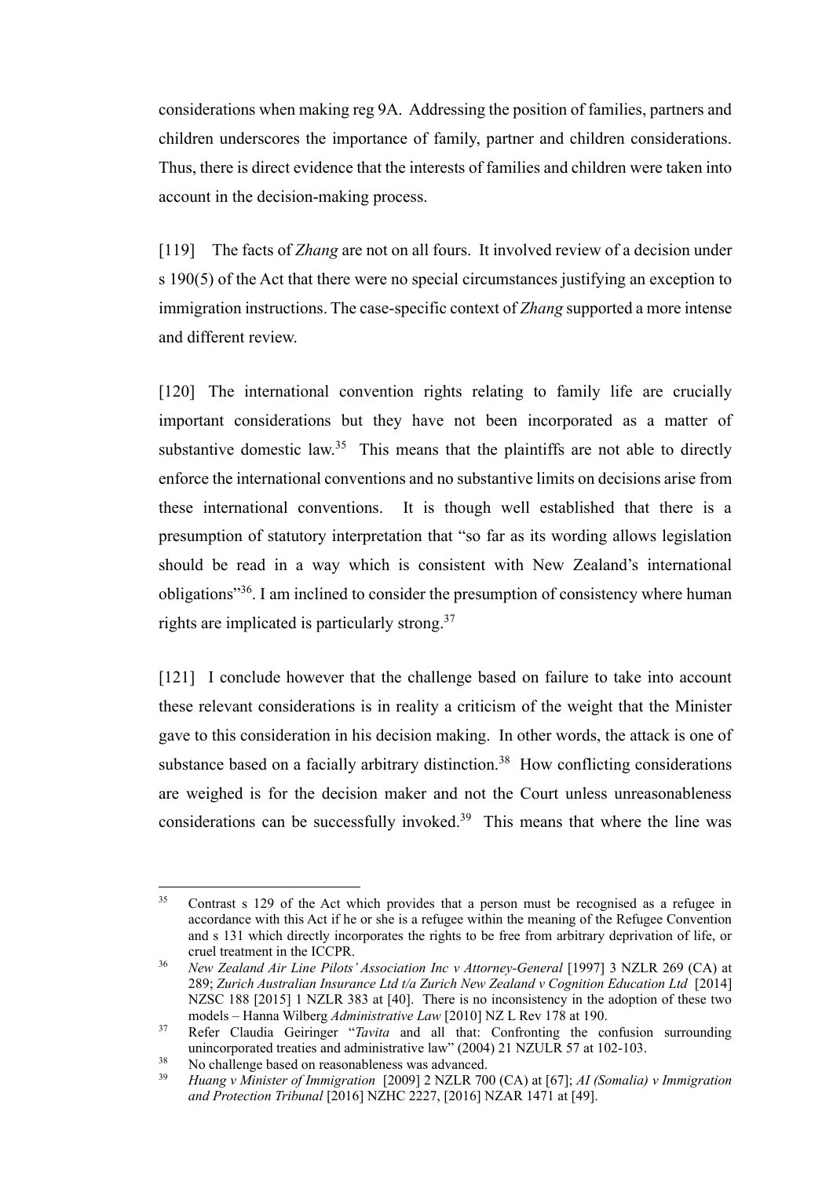considerations when making reg 9A. Addressing the position of families, partners and children underscores the importance of family, partner and children considerations. Thus, there is direct evidence that the interests of families and children were taken into account in the decision-making process.

[119] The facts of *Zhang* are not on all fours. It involved review of a decision under s 190(5) of the Act that there were no special circumstances justifying an exception to immigration instructions. The case-specific context of *Zhang* supported a more intense and different review.

[120] The international convention rights relating to family life are crucially important considerations but they have not been incorporated as a matter of substantive domestic law.[35] This means that the plaintiffs are not able to directly enforce the international conventions and no substantive limits on decisions arise from these international conventions. It is though well established that there is a presumption of statutory interpretation that "so far as its wording allows legislation should be read in a way which is consistent with New Zealand's international obligations"[36]. I am inclined to consider the presumption of consistency where human rights are implicated is particularly strong.[37]

[121] I conclude however that the challenge based on failure to take into account these relevant considerations is in reality a criticism of the weight that the Minister gave to this consideration in his decision making. In other words, the attack is one of substance based on a facially arbitrary distinction.[38] How conflicting considerations are weighed is for the decision maker and not the Court unless unreasonableness considerations can be successfully invoked.[39] This means that where the line was

---

[35] Contrast s 129 of the Act which provides that a person must be recognised as a refugee in accordance with this Act if he or she is a refugee within the meaning of the Refugee Convention and s 131 which directly incorporates the rights to be free from arbitrary deprivation of life, or cruel treatment in the ICCPR.

[36] *New Zealand Air Line Pilots' Association Inc v Attorney-General* [1997] 3 NZLR 269 (CA) at 289; *Zurich Australian Insurance Ltd t/a Zurich New Zealand v Cognition Education Ltd* [2014] NZSC 188 [2015] 1 NZLR 383 at [40]. There is no inconsistency in the adoption of these two models – Hanna Wilberg *Administrative Law* [2010] NZ L Rev 178 at 190.

[37] Refer Claudia Geiringer "*Tavita* and all that: Confronting the confusion surrounding unincorporated treaties and administrative law" (2004) 21 NZULR 57 at 102-103.

[38] No challenge based on reasonableness was advanced.

[39] *Huang v Minister of Immigration* [2009] 2 NZLR 700 (CA) at [67]; *AI (Somalia) v Immigration and Protection Tribunal* [2016] NZHC 2227, [2016] NZAR 1471 at [49].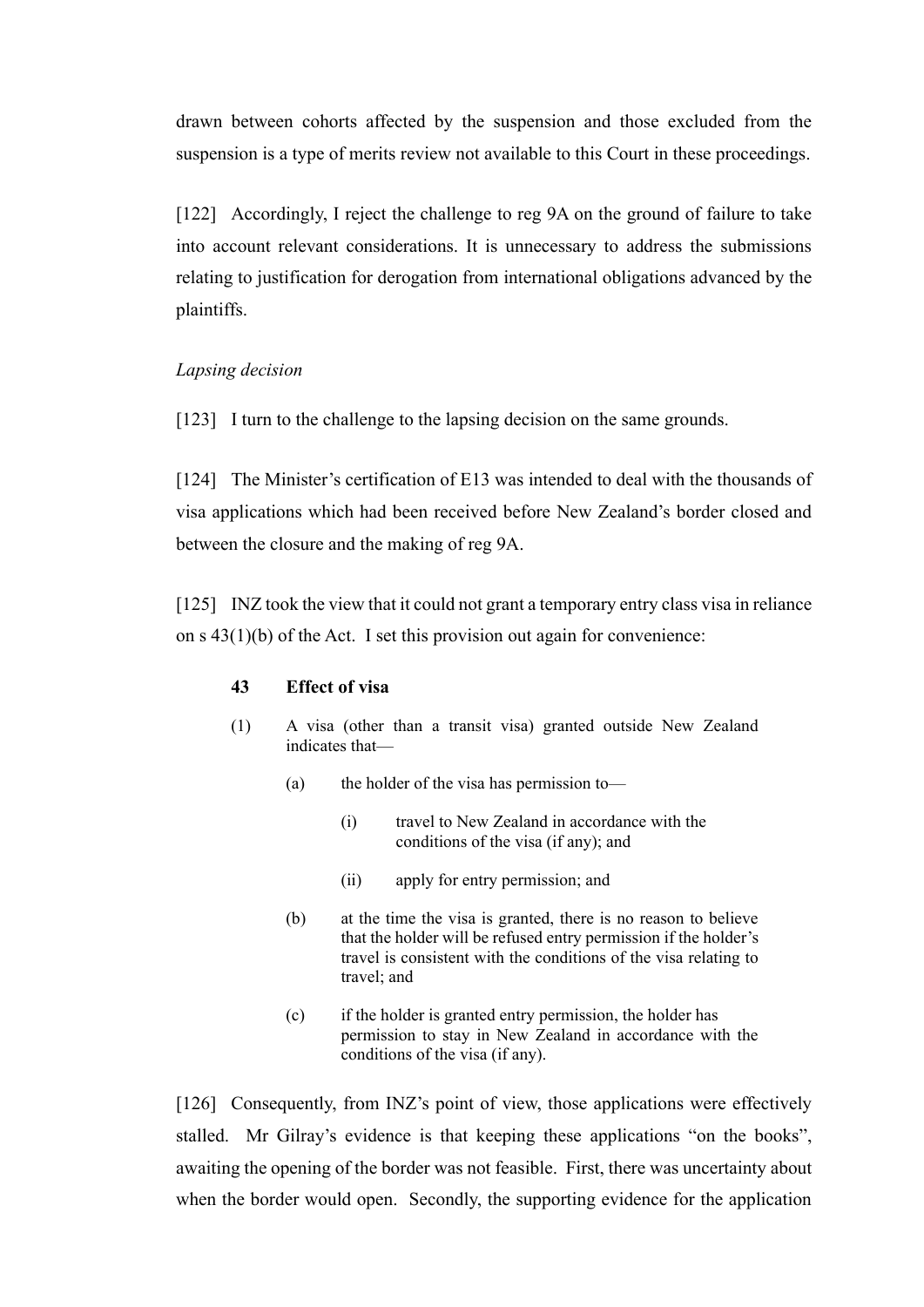drawn between cohorts affected by the suspension and those excluded from the suspension is a type of merits review not available to this Court in these proceedings.

[122] Accordingly, I reject the challenge to reg 9A on the ground of failure to take into account relevant considerations. It is unnecessary to address the submissions relating to justification for derogation from international obligations advanced by the plaintiffs.

*Lapsing decision*

[123] I turn to the challenge to the lapsing decision on the same grounds.

[124] The Minister's certification of E13 was intended to deal with the thousands of visa applications which had been received before New Zealand's border closed and between the closure and the making of reg 9A.

[125] INZ took the view that it could not grant a temporary entry class visa in reliance on s 43(1)(b) of the Act. I set this provision out again for convenience:

> **43 Effect of visa**
>
> (1) A visa (other than a transit visa) granted outside New Zealand indicates that—
>
> (a) the holder of the visa has permission to—
>
> (i) travel to New Zealand in accordance with the conditions of the visa (if any); and
>
> (ii) apply for entry permission; and
>
> (b) at the time the visa is granted, there is no reason to believe that the holder will be refused entry permission if the holder's travel is consistent with the conditions of the visa relating to travel; and
>
> (c) if the holder is granted entry permission, the holder has permission to stay in New Zealand in accordance with the conditions of the visa (if any).

[126] Consequently, from INZ's point of view, those applications were effectively stalled. Mr Gilray's evidence is that keeping these applications "on the books", awaiting the opening of the border was not feasible. First, there was uncertainty about when the border would open. Secondly, the supporting evidence for the application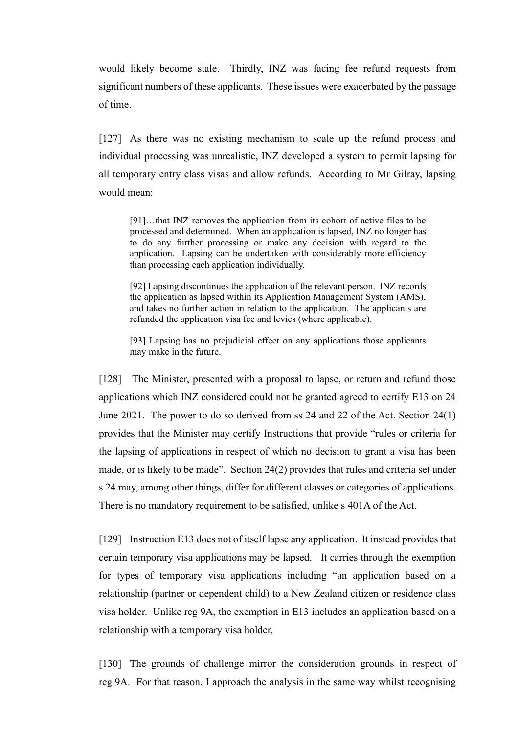would likely become stale. Thirdly, INZ was facing fee refund requests from significant numbers of these applicants. These issues were exacerbated by the passage of time.

[127] As there was no existing mechanism to scale up the refund process and individual processing was unrealistic, INZ developed a system to permit lapsing for all temporary entry class visas and allow refunds. According to Mr Gilray, lapsing would mean:

> [91]…that INZ removes the application from its cohort of active files to be processed and determined. When an application is lapsed, INZ no longer has to do any further processing or make any decision with regard to the application. Lapsing can be undertaken with considerably more efficiency than processing each application individually.
>
> [92] Lapsing discontinues the application of the relevant person. INZ records the application as lapsed within its Application Management System (AMS), and takes no further action in relation to the application. The applicants are refunded the application visa fee and levies (where applicable).
>
> [93] Lapsing has no prejudicial effect on any applications those applicants may make in the future.

[128] The Minister, presented with a proposal to lapse, or return and refund those applications which INZ considered could not be granted agreed to certify E13 on 24 June 2021. The power to do so derived from ss 24 and 22 of the Act. Section 24(1) provides that the Minister may certify Instructions that provide "rules or criteria for the lapsing of applications in respect of which no decision to grant a visa has been made, or is likely to be made". Section 24(2) provides that rules and criteria set under s 24 may, among other things, differ for different classes or categories of applications. There is no mandatory requirement to be satisfied, unlike s 401A of the Act.

[129] Instruction E13 does not of itself lapse any application. It instead provides that certain temporary visa applications may be lapsed. It carries through the exemption for types of temporary visa applications including "an application based on a relationship (partner or dependent child) to a New Zealand citizen or residence class visa holder. Unlike reg 9A, the exemption in E13 includes an application based on a relationship with a temporary visa holder.

[130] The grounds of challenge mirror the consideration grounds in respect of reg 9A. For that reason, I approach the analysis in the same way whilst recognising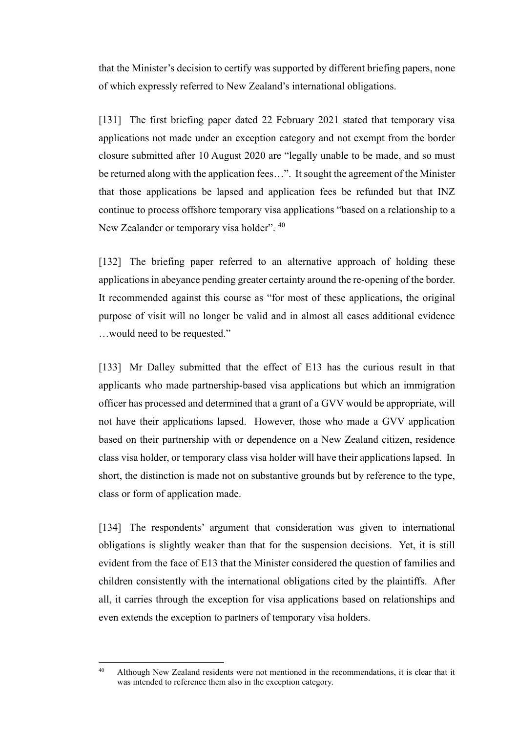that the Minister's decision to certify was supported by different briefing papers, none of which expressly referred to New Zealand's international obligations.

[131] The first briefing paper dated 22 February 2021 stated that temporary visa applications not made under an exception category and not exempt from the border closure submitted after 10 August 2020 are "legally unable to be made, and so must be returned along with the application fees…". It sought the agreement of the Minister that those applications be lapsed and application fees be refunded but that INZ continue to process offshore temporary visa applications "based on a relationship to a New Zealander or temporary visa holder".[40]

[132] The briefing paper referred to an alternative approach of holding these applications in abeyance pending greater certainty around the re-opening of the border. It recommended against this course as "for most of these applications, the original purpose of visit will no longer be valid and in almost all cases additional evidence …would need to be requested."

[133] Mr Dalley submitted that the effect of E13 has the curious result in that applicants who made partnership-based visa applications but which an immigration officer has processed and determined that a grant of a GVV would be appropriate, will not have their applications lapsed. However, those who made a GVV application based on their partnership with or dependence on a New Zealand citizen, residence class visa holder, or temporary class visa holder will have their applications lapsed. In short, the distinction is made not on substantive grounds but by reference to the type, class or form of application made.

[134] The respondents' argument that consideration was given to international obligations is slightly weaker than that for the suspension decisions. Yet, it is still evident from the face of E13 that the Minister considered the question of families and children consistently with the international obligations cited by the plaintiffs. After all, it carries through the exception for visa applications based on relationships and even extends the exception to partners of temporary visa holders.

---

[40] Although New Zealand residents were not mentioned in the recommendations, it is clear that it was intended to reference them also in the exception category.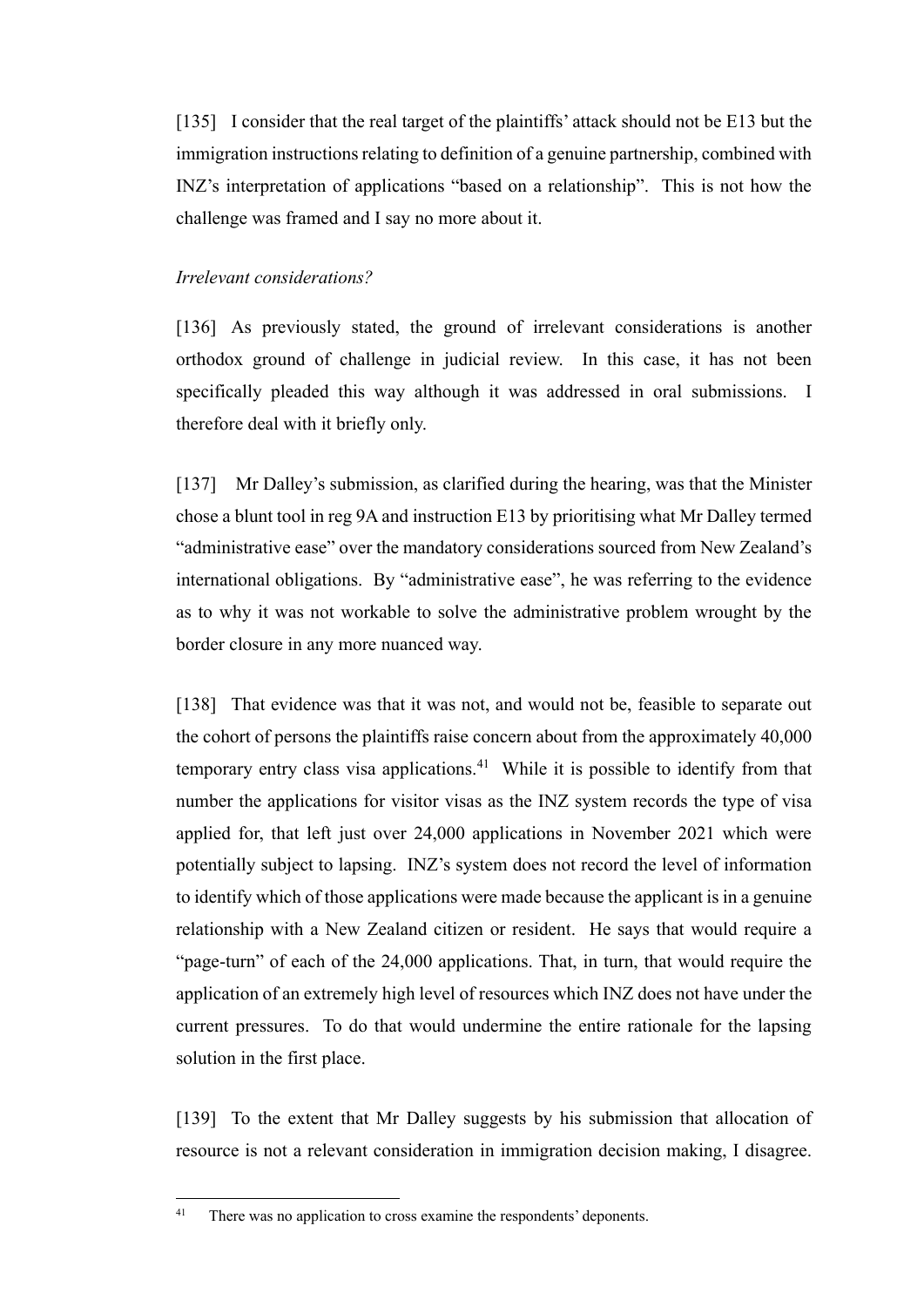[135] I consider that the real target of the plaintiffs' attack should not be E13 but the immigration instructions relating to definition of a genuine partnership, combined with INZ's interpretation of applications "based on a relationship". This is not how the challenge was framed and I say no more about it.

*Irrelevant considerations?*

[136] As previously stated, the ground of irrelevant considerations is another orthodox ground of challenge in judicial review. In this case, it has not been specifically pleaded this way although it was addressed in oral submissions. I therefore deal with it briefly only.

[137] Mr Dalley's submission, as clarified during the hearing, was that the Minister chose a blunt tool in reg 9A and instruction E13 by prioritising what Mr Dalley termed "administrative ease" over the mandatory considerations sourced from New Zealand's international obligations. By "administrative ease", he was referring to the evidence as to why it was not workable to solve the administrative problem wrought by the border closure in any more nuanced way.

[138] That evidence was that it was not, and would not be, feasible to separate out the cohort of persons the plaintiffs raise concern about from the approximately 40,000 temporary entry class visa applications.[41] While it is possible to identify from that number the applications for visitor visas as the INZ system records the type of visa applied for, that left just over 24,000 applications in November 2021 which were potentially subject to lapsing. INZ's system does not record the level of information to identify which of those applications were made because the applicant is in a genuine relationship with a New Zealand citizen or resident. He says that would require a "page-turn" of each of the 24,000 applications. That, in turn, that would require the application of an extremely high level of resources which INZ does not have under the current pressures. To do that would undermine the entire rationale for the lapsing solution in the first place.

[139] To the extent that Mr Dalley suggests by his submission that allocation of resource is not a relevant consideration in immigration decision making, I disagree.

[41] There was no application to cross examine the respondents' deponents.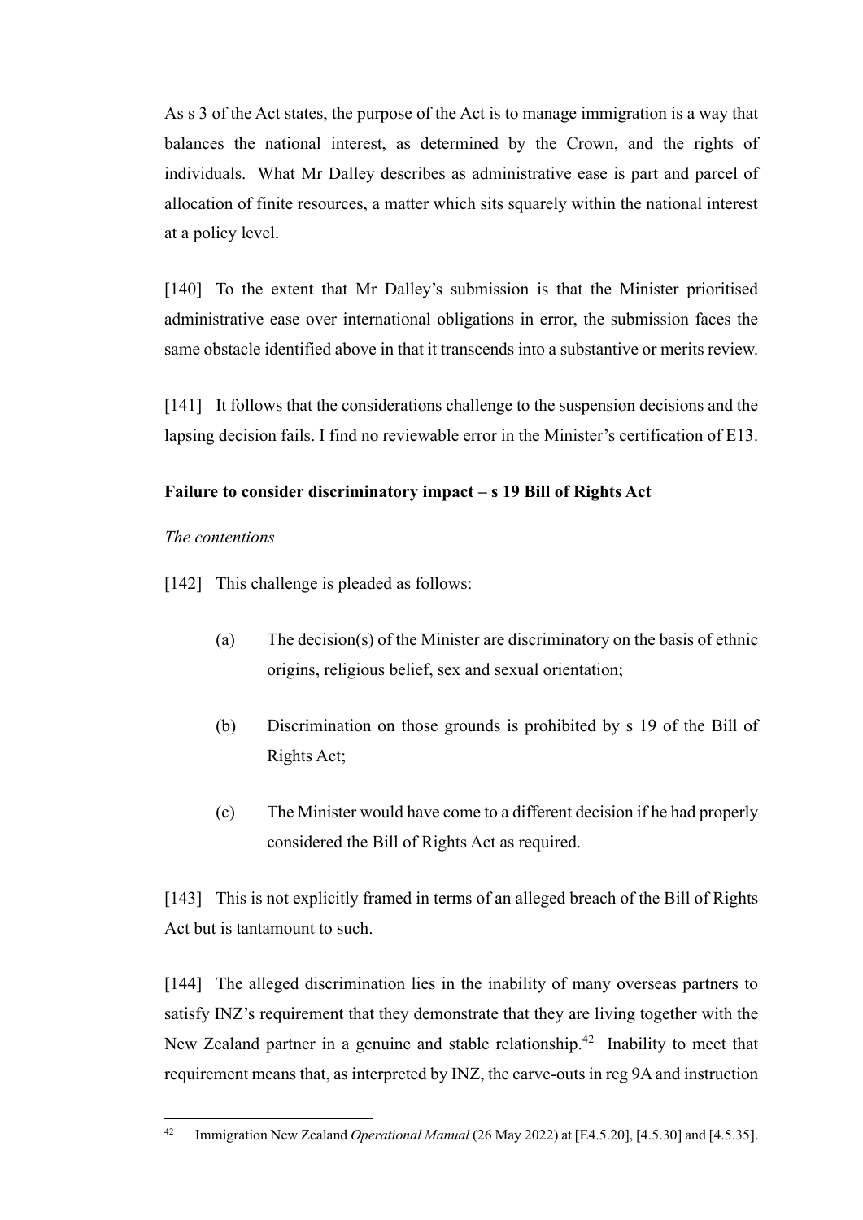As s 3 of the Act states, the purpose of the Act is to manage immigration is a way that balances the national interest, as determined by the Crown, and the rights of individuals. What Mr Dalley describes as administrative ease is part and parcel of allocation of finite resources, a matter which sits squarely within the national interest at a policy level.

[140] To the extent that Mr Dalley's submission is that the Minister prioritised administrative ease over international obligations in error, the submission faces the same obstacle identified above in that it transcends into a substantive or merits review.

[141] It follows that the considerations challenge to the suspension decisions and the lapsing decision fails. I find no reviewable error in the Minister's certification of E13.

**Failure to consider discriminatory impact – s 19 Bill of Rights Act**

*The contentions*

[142] This challenge is pleaded as follows:

> (a) The decision(s) of the Minister are discriminatory on the basis of ethnic origins, religious belief, sex and sexual orientation;
>
> (b) Discrimination on those grounds is prohibited by s 19 of the Bill of Rights Act;
>
> (c) The Minister would have come to a different decision if he had properly considered the Bill of Rights Act as required.

[143] This is not explicitly framed in terms of an alleged breach of the Bill of Rights Act but is tantamount to such.

[144] The alleged discrimination lies in the inability of many overseas partners to satisfy INZ's requirement that they demonstrate that they are living together with the New Zealand partner in a genuine and stable relationship.[42] Inability to meet that requirement means that, as interpreted by INZ, the carve-outs in reg 9A and instruction

[42] Immigration New Zealand *Operational Manual* (26 May 2022) at [E4.5.20], [4.5.30] and [4.5.35].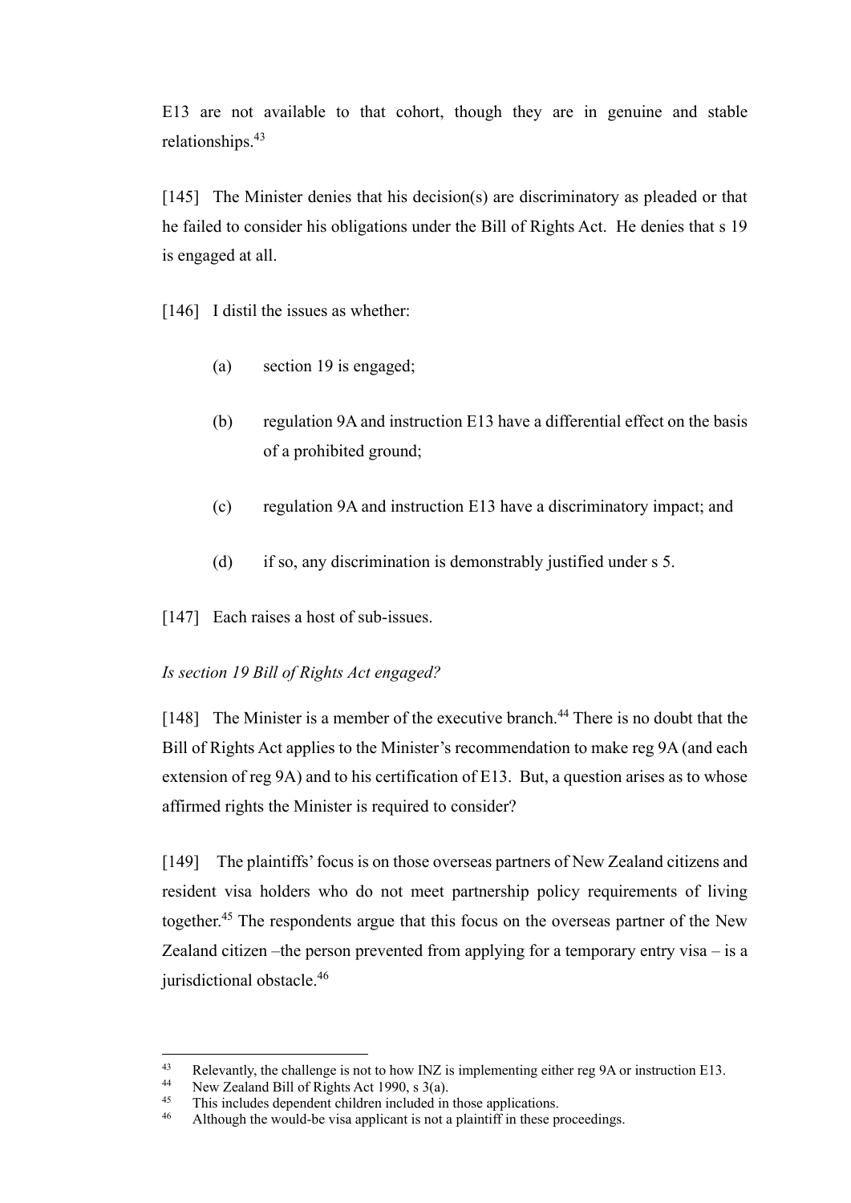E13 are not available to that cohort, though they are in genuine and stable relationships.[43]

[145] The Minister denies that his decision(s) are discriminatory as pleaded or that he failed to consider his obligations under the Bill of Rights Act. He denies that s 19 is engaged at all.

[146] I distil the issues as whether:

(a) section 19 is engaged;

(b) regulation 9A and instruction E13 have a differential effect on the basis of a prohibited ground;

(c) regulation 9A and instruction E13 have a discriminatory impact; and

(d) if so, any discrimination is demonstrably justified under s 5.

[147] Each raises a host of sub-issues.

*Is section 19 Bill of Rights Act engaged?*

[148] The Minister is a member of the executive branch.[44] There is no doubt that the Bill of Rights Act applies to the Minister's recommendation to make reg 9A (and each extension of reg 9A) and to his certification of E13. But, a question arises as to whose affirmed rights the Minister is required to consider?

[149] The plaintiffs' focus is on those overseas partners of New Zealand citizens and resident visa holders who do not meet partnership policy requirements of living together.[45] The respondents argue that this focus on the overseas partner of the New Zealand citizen –the person prevented from applying for a temporary entry visa – is a jurisdictional obstacle.[46]

---

[43] Relevantly, the challenge is not to how INZ is implementing either reg 9A or instruction E13.

[44] New Zealand Bill of Rights Act 1990, s 3(a).

[45] This includes dependent children included in those applications.

[46] Although the would-be visa applicant is not a plaintiff in these proceedings.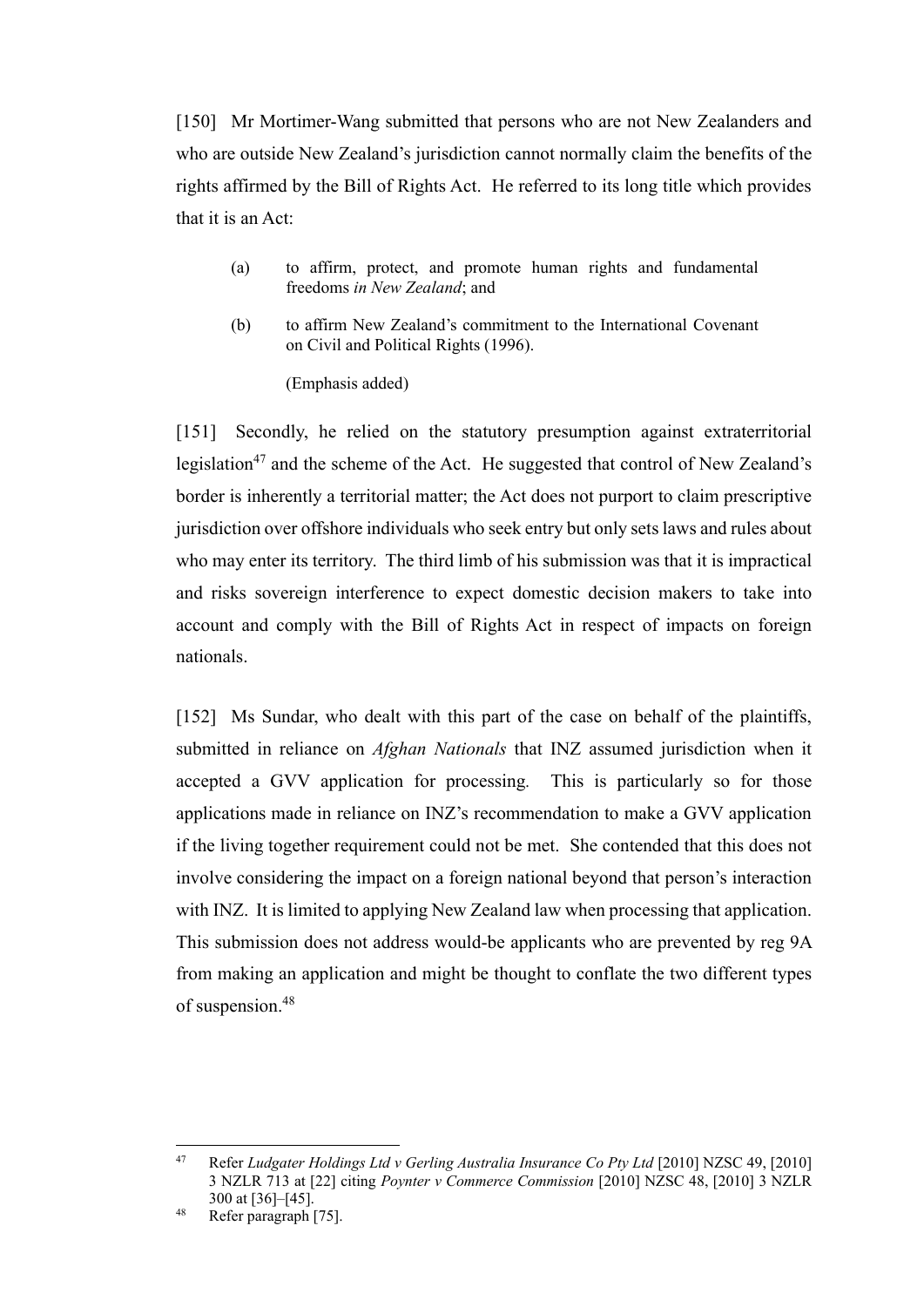[150] Mr Mortimer-Wang submitted that persons who are not New Zealanders and who are outside New Zealand's jurisdiction cannot normally claim the benefits of the rights affirmed by the Bill of Rights Act. He referred to its long title which provides that it is an Act:

> (a) to affirm, protect, and promote human rights and fundamental freedoms *in New Zealand*; and
>
> (b) to affirm New Zealand's commitment to the International Covenant on Civil and Political Rights (1996).
>
> (Emphasis added)

[151] Secondly, he relied on the statutory presumption against extraterritorial legislation[47] and the scheme of the Act. He suggested that control of New Zealand's border is inherently a territorial matter; the Act does not purport to claim prescriptive jurisdiction over offshore individuals who seek entry but only sets laws and rules about who may enter its territory. The third limb of his submission was that it is impractical and risks sovereign interference to expect domestic decision makers to take into account and comply with the Bill of Rights Act in respect of impacts on foreign nationals.

[152] Ms Sundar, who dealt with this part of the case on behalf of the plaintiffs, submitted in reliance on *Afghan Nationals* that INZ assumed jurisdiction when it accepted a GVV application for processing. This is particularly so for those applications made in reliance on INZ's recommendation to make a GVV application if the living together requirement could not be met. She contended that this does not involve considering the impact on a foreign national beyond that person's interaction with INZ. It is limited to applying New Zealand law when processing that application. This submission does not address would-be applicants who are prevented by reg 9A from making an application and might be thought to conflate the two different types of suspension.[48]

---

[47] Refer *Ludgater Holdings Ltd v Gerling Australia Insurance Co Pty Ltd* [2010] NZSC 49, [2010] 3 NZLR 713 at [22] citing *Poynter v Commerce Commission* [2010] NZSC 48, [2010] 3 NZLR 300 at [36]–[45].

[48] Refer paragraph [75].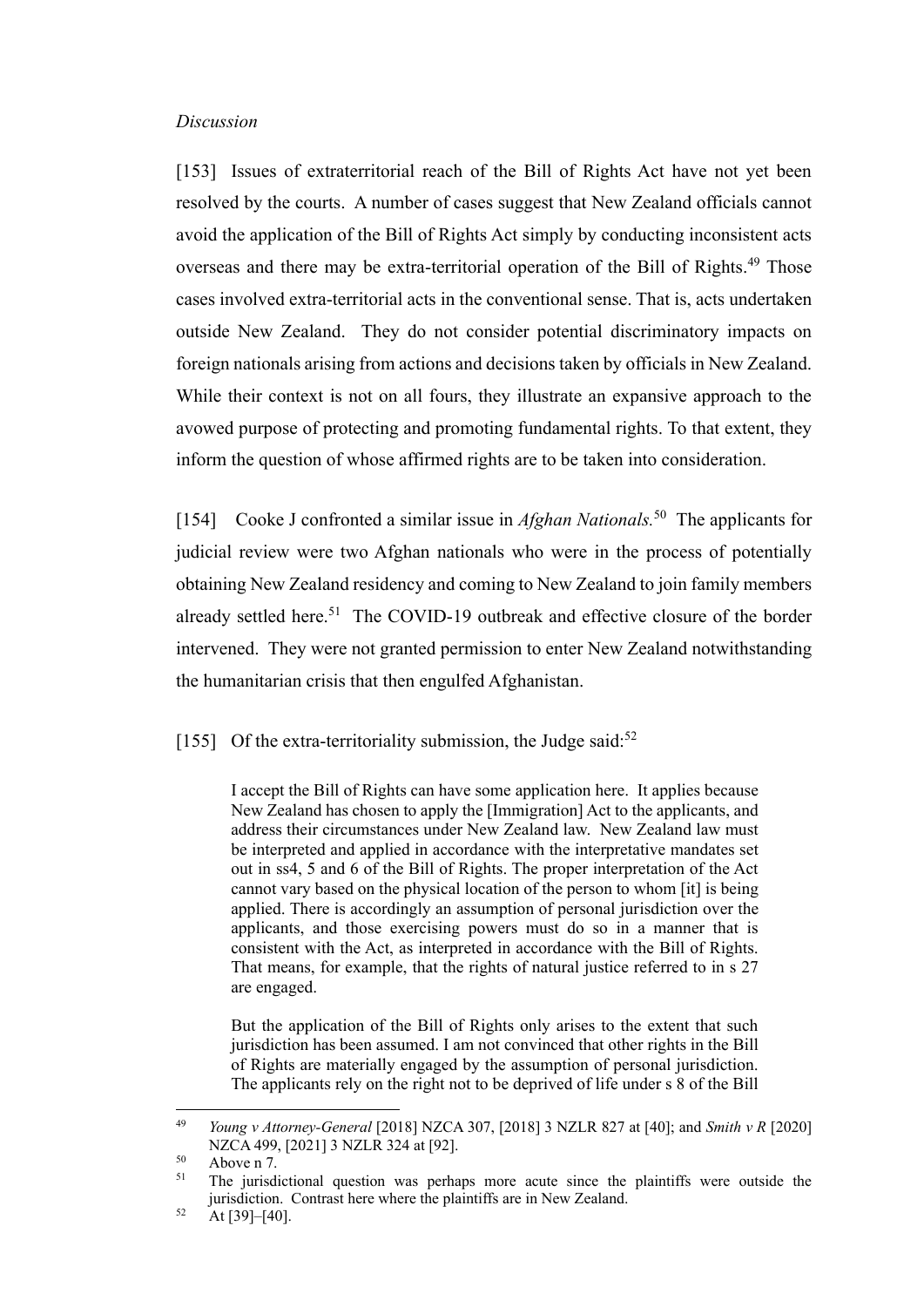*Discussion*

[153] Issues of extraterritorial reach of the Bill of Rights Act have not yet been resolved by the courts. A number of cases suggest that New Zealand officials cannot avoid the application of the Bill of Rights Act simply by conducting inconsistent acts overseas and there may be extra-territorial operation of the Bill of Rights.[49] Those cases involved extra-territorial acts in the conventional sense. That is, acts undertaken outside New Zealand. They do not consider potential discriminatory impacts on foreign nationals arising from actions and decisions taken by officials in New Zealand. While their context is not on all fours, they illustrate an expansive approach to the avowed purpose of protecting and promoting fundamental rights. To that extent, they inform the question of whose affirmed rights are to be taken into consideration.

[154] Cooke J confronted a similar issue in *Afghan Nationals.*[50] The applicants for judicial review were two Afghan nationals who were in the process of potentially obtaining New Zealand residency and coming to New Zealand to join family members already settled here.[51] The COVID-19 outbreak and effective closure of the border intervened. They were not granted permission to enter New Zealand notwithstanding the humanitarian crisis that then engulfed Afghanistan.

[155] Of the extra-territoriality submission, the Judge said:[52]

> I accept the Bill of Rights can have some application here. It applies because New Zealand has chosen to apply the [Immigration] Act to the applicants, and address their circumstances under New Zealand law. New Zealand law must be interpreted and applied in accordance with the interpretative mandates set out in ss4, 5 and 6 of the Bill of Rights. The proper interpretation of the Act cannot vary based on the physical location of the person to whom [it] is being applied. There is accordingly an assumption of personal jurisdiction over the applicants, and those exercising powers must do so in a manner that is consistent with the Act, as interpreted in accordance with the Bill of Rights. That means, for example, that the rights of natural justice referred to in s 27 are engaged.
>
> But the application of the Bill of Rights only arises to the extent that such jurisdiction has been assumed. I am not convinced that other rights in the Bill of Rights are materially engaged by the assumption of personal jurisdiction. The applicants rely on the right not to be deprived of life under s 8 of the Bill

---

[49] *Young v Attorney-General* [2018] NZCA 307, [2018] 3 NZLR 827 at [40]; and *Smith v R* [2020] NZCA 499, [2021] 3 NZLR 324 at [92].

[50] Above n 7.

[51] The jurisdictional question was perhaps more acute since the plaintiffs were outside the jurisdiction. Contrast here where the plaintiffs are in New Zealand.

[52] At [39]–[40].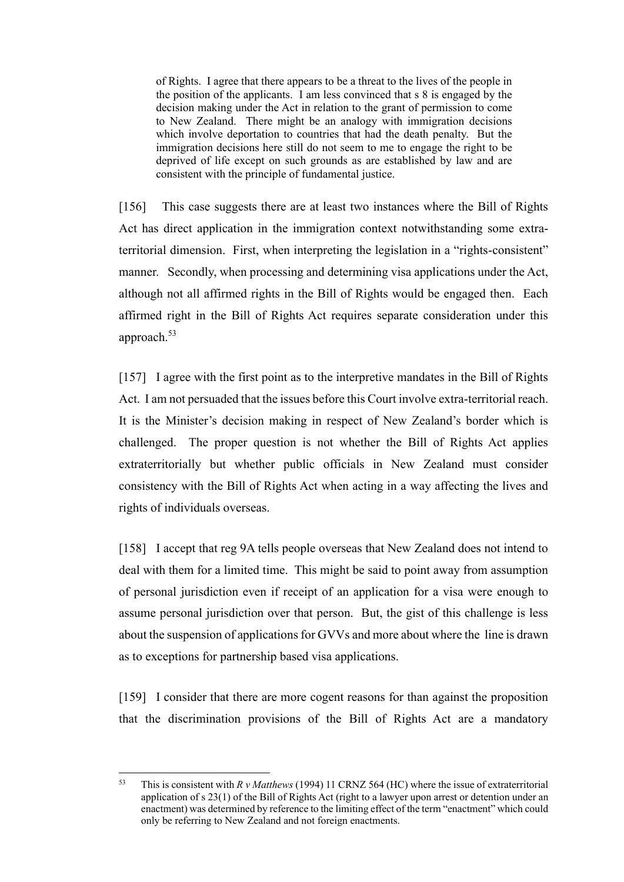> of Rights. I agree that there appears to be a threat to the lives of the people in the position of the applicants. I am less convinced that s 8 is engaged by the decision making under the Act in relation to the grant of permission to come to New Zealand. There might be an analogy with immigration decisions which involve deportation to countries that had the death penalty. But the immigration decisions here still do not seem to me to engage the right to be deprived of life except on such grounds as are established by law and are consistent with the principle of fundamental justice.

[156] This case suggests there are at least two instances where the Bill of Rights Act has direct application in the immigration context notwithstanding some extra-territorial dimension. First, when interpreting the legislation in a "rights-consistent" manner. Secondly, when processing and determining visa applications under the Act, although not all affirmed rights in the Bill of Rights would be engaged then. Each affirmed right in the Bill of Rights Act requires separate consideration under this approach.[53]

[157] I agree with the first point as to the interpretive mandates in the Bill of Rights Act. I am not persuaded that the issues before this Court involve extra-territorial reach. It is the Minister's decision making in respect of New Zealand's border which is challenged. The proper question is not whether the Bill of Rights Act applies extraterritorially but whether public officials in New Zealand must consider consistency with the Bill of Rights Act when acting in a way affecting the lives and rights of individuals overseas.

[158] I accept that reg 9A tells people overseas that New Zealand does not intend to deal with them for a limited time. This might be said to point away from assumption of personal jurisdiction even if receipt of an application for a visa were enough to assume personal jurisdiction over that person. But, the gist of this challenge is less about the suspension of applications for GVVs and more about where the line is drawn as to exceptions for partnership based visa applications.

[159] I consider that there are more cogent reasons for than against the proposition that the discrimination provisions of the Bill of Rights Act are a mandatory

---

[53] This is consistent with *R v Matthews* (1994) 11 CRNZ 564 (HC) where the issue of extraterritorial application of s 23(1) of the Bill of Rights Act (right to a lawyer upon arrest or detention under an enactment) was determined by reference to the limiting effect of the term "enactment" which could only be referring to New Zealand and not foreign enactments.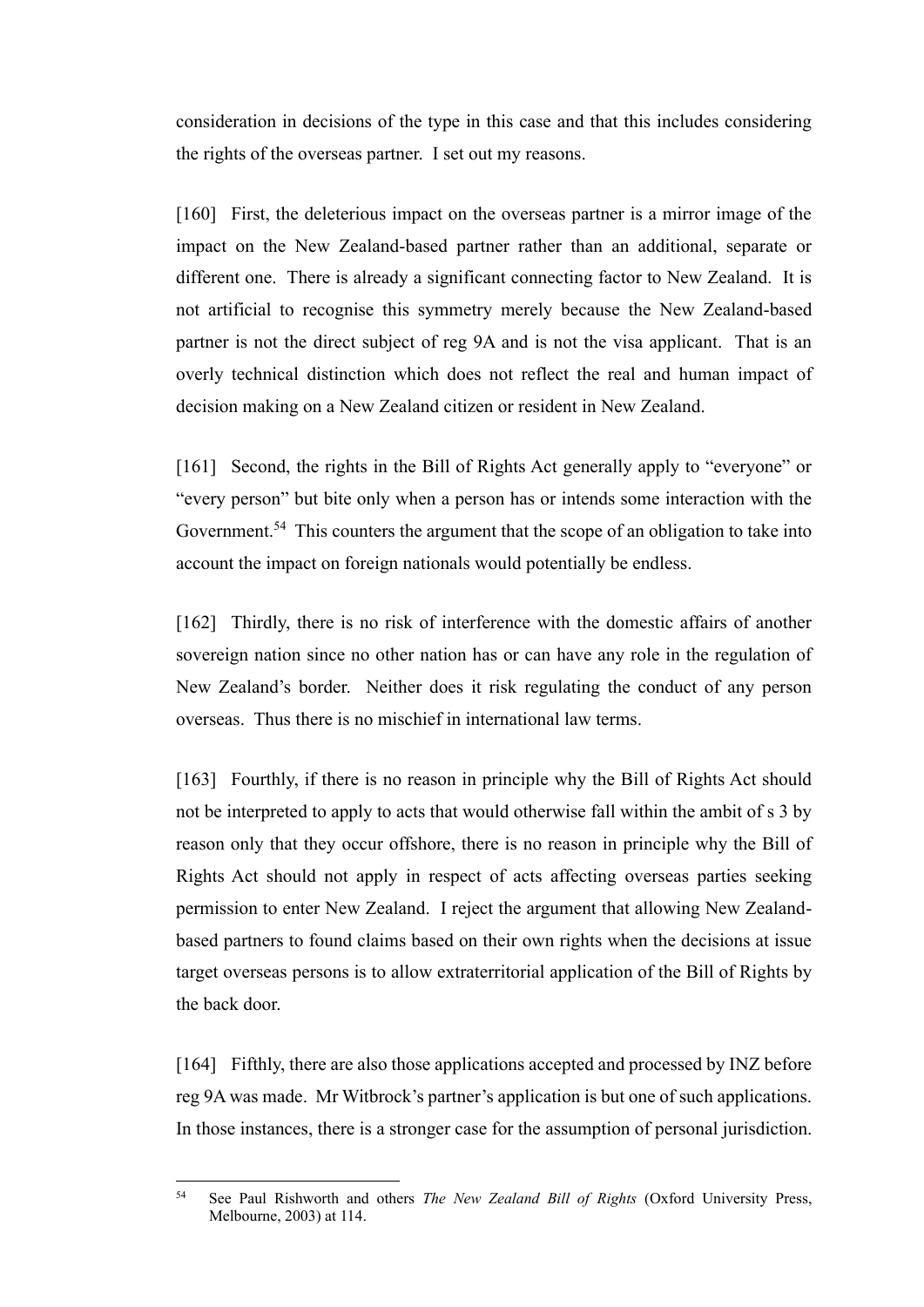consideration in decisions of the type in this case and that this includes considering the rights of the overseas partner. I set out my reasons.

[160] First, the deleterious impact on the overseas partner is a mirror image of the impact on the New Zealand-based partner rather than an additional, separate or different one. There is already a significant connecting factor to New Zealand. It is not artificial to recognise this symmetry merely because the New Zealand-based partner is not the direct subject of reg 9A and is not the visa applicant. That is an overly technical distinction which does not reflect the real and human impact of decision making on a New Zealand citizen or resident in New Zealand.

[161] Second, the rights in the Bill of Rights Act generally apply to "everyone" or "every person" but bite only when a person has or intends some interaction with the Government.[54] This counters the argument that the scope of an obligation to take into account the impact on foreign nationals would potentially be endless.

[162] Thirdly, there is no risk of interference with the domestic affairs of another sovereign nation since no other nation has or can have any role in the regulation of New Zealand's border. Neither does it risk regulating the conduct of any person overseas. Thus there is no mischief in international law terms.

[163] Fourthly, if there is no reason in principle why the Bill of Rights Act should not be interpreted to apply to acts that would otherwise fall within the ambit of s 3 by reason only that they occur offshore, there is no reason in principle why the Bill of Rights Act should not apply in respect of acts affecting overseas parties seeking permission to enter New Zealand. I reject the argument that allowing New Zealand-based partners to found claims based on their own rights when the decisions at issue target overseas persons is to allow extraterritorial application of the Bill of Rights by the back door.

[164] Fifthly, there are also those applications accepted and processed by INZ before reg 9A was made. Mr Witbrock's partner's application is but one of such applications. In those instances, there is a stronger case for the assumption of personal jurisdiction.

---

[54] See Paul Rishworth and others *The New Zealand Bill of Rights* (Oxford University Press, Melbourne, 2003) at 114.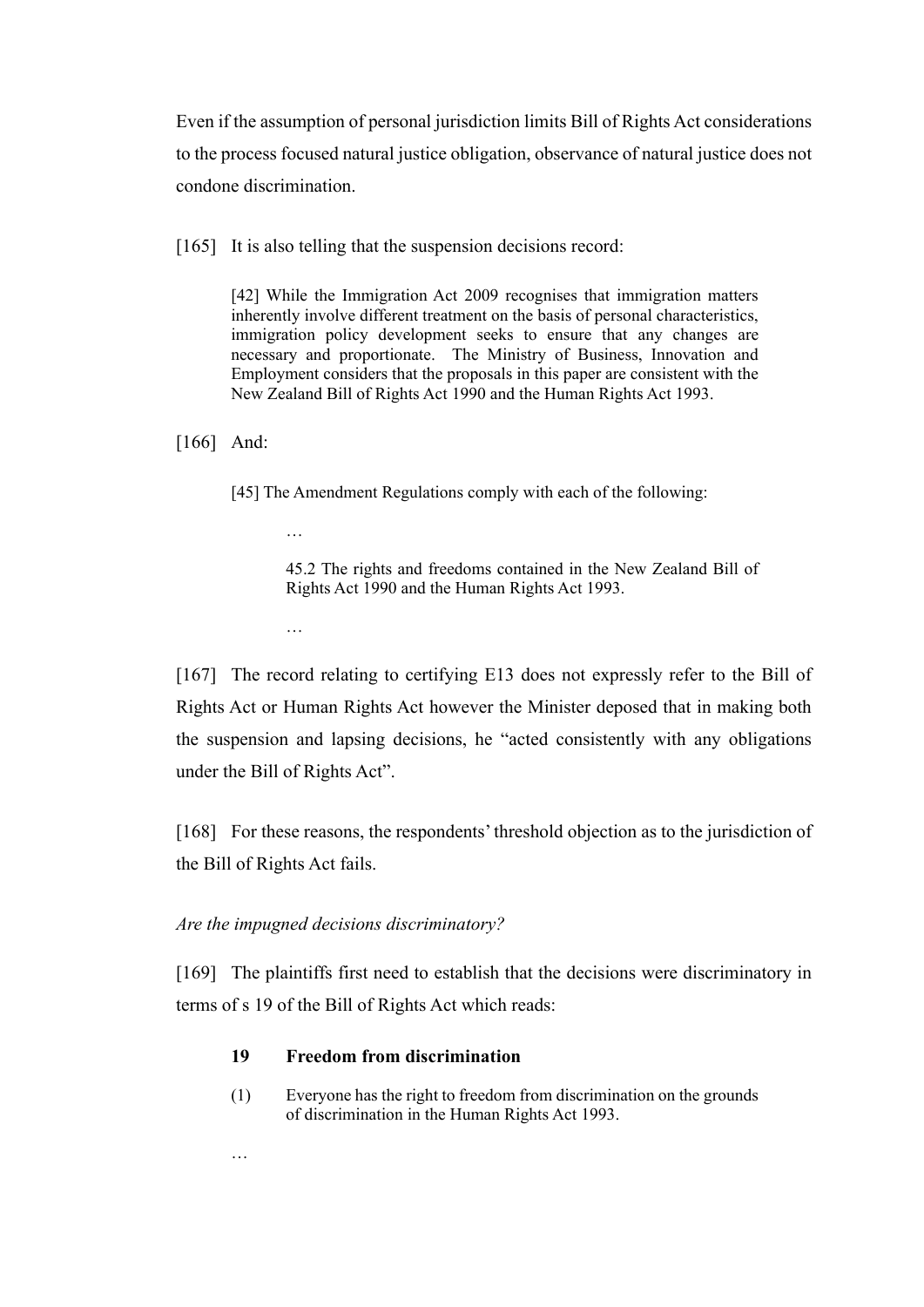Even if the assumption of personal jurisdiction limits Bill of Rights Act considerations to the process focused natural justice obligation, observance of natural justice does not condone discrimination.

[165] It is also telling that the suspension decisions record:

> [42] While the Immigration Act 2009 recognises that immigration matters inherently involve different treatment on the basis of personal characteristics, immigration policy development seeks to ensure that any changes are necessary and proportionate. The Ministry of Business, Innovation and Employment considers that the proposals in this paper are consistent with the New Zealand Bill of Rights Act 1990 and the Human Rights Act 1993.

[166] And:

> [45] The Amendment Regulations comply with each of the following:
>
> …
>
> 45.2 The rights and freedoms contained in the New Zealand Bill of Rights Act 1990 and the Human Rights Act 1993.
>
> …

[167] The record relating to certifying E13 does not expressly refer to the Bill of Rights Act or Human Rights Act however the Minister deposed that in making both the suspension and lapsing decisions, he "acted consistently with any obligations under the Bill of Rights Act".

[168] For these reasons, the respondents' threshold objection as to the jurisdiction of the Bill of Rights Act fails.

*Are the impugned decisions discriminatory?*

[169] The plaintiffs first need to establish that the decisions were discriminatory in terms of s 19 of the Bill of Rights Act which reads:

> **19 Freedom from discrimination**
>
> (1) Everyone has the right to freedom from discrimination on the grounds of discrimination in the Human Rights Act 1993.
>
> …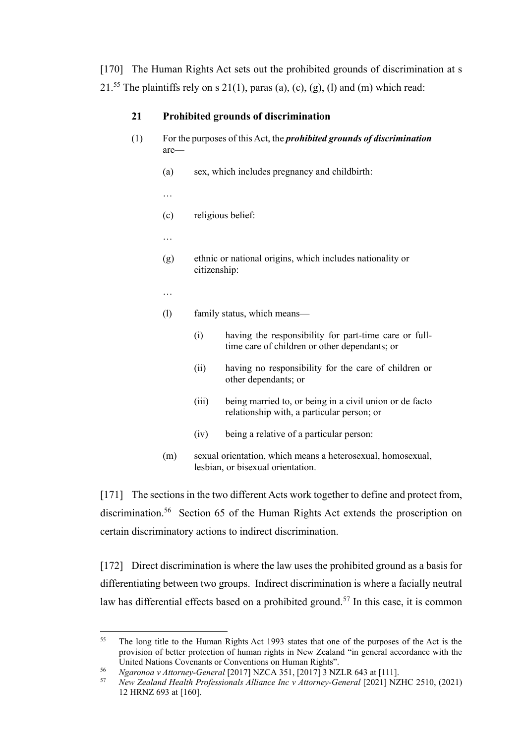[170] The Human Rights Act sets out the prohibited grounds of discrimination at s 21.[55] The plaintiffs rely on s 21(1), paras (a), (c), (g), (l) and (m) which read:

> **21 Prohibited grounds of discrimination**
>
> (1) For the purposes of this Act, the ***prohibited grounds of discrimination*** are—
>
> (a) sex, which includes pregnancy and childbirth:
>
> …
>
> (c) religious belief:
>
> …
>
> (g) ethnic or national origins, which includes nationality or citizenship:
>
> …
>
> (l) family status, which means—
>
> (i) having the responsibility for part-time care or full-time care of children or other dependants; or
>
> (ii) having no responsibility for the care of children or other dependants; or
>
> (iii) being married to, or being in a civil union or de facto relationship with, a particular person; or
>
> (iv) being a relative of a particular person:
>
> (m) sexual orientation, which means a heterosexual, homosexual, lesbian, or bisexual orientation.

[171] The sections in the two different Acts work together to define and protect from, discrimination.[56] Section 65 of the Human Rights Act extends the proscription on certain discriminatory actions to indirect discrimination.

[172] Direct discrimination is where the law uses the prohibited ground as a basis for differentiating between two groups. Indirect discrimination is where a facially neutral law has differential effects based on a prohibited ground.[57] In this case, it is common

---

[55] The long title to the Human Rights Act 1993 states that one of the purposes of the Act is the provision of better protection of human rights in New Zealand "in general accordance with the United Nations Covenants or Conventions on Human Rights".

[56] *Ngaronoa v Attorney-General* [2017] NZCA 351, [2017] 3 NZLR 643 at [111].

[57] *New Zealand Health Professionals Alliance Inc v Attorney-General* [2021] NZHC 2510, (2021) 12 HRNZ 693 at [160].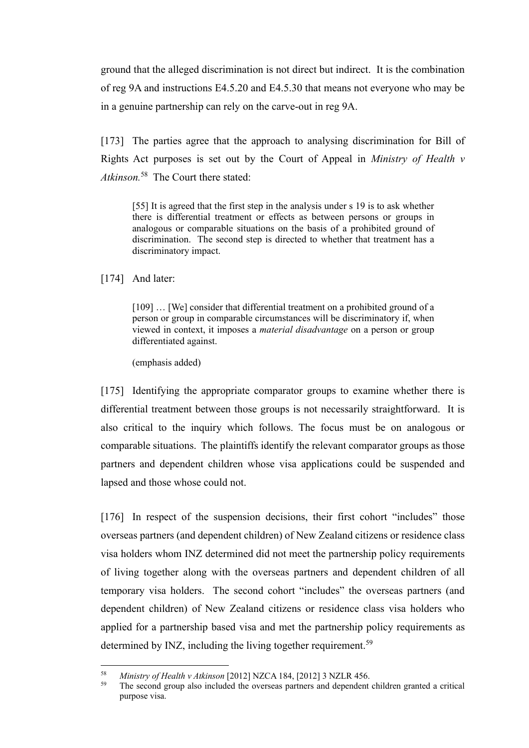ground that the alleged discrimination is not direct but indirect. It is the combination of reg 9A and instructions E4.5.20 and E4.5.30 that means not everyone who may be in a genuine partnership can rely on the carve-out in reg 9A.

[173] The parties agree that the approach to analysing discrimination for Bill of Rights Act purposes is set out by the Court of Appeal in *Ministry of Health v Atkinson.*[58] The Court there stated:

> [55] It is agreed that the first step in the analysis under s 19 is to ask whether there is differential treatment or effects as between persons or groups in analogous or comparable situations on the basis of a prohibited ground of discrimination. The second step is directed to whether that treatment has a discriminatory impact.

[174] And later:

> [109] … [We] consider that differential treatment on a prohibited ground of a person or group in comparable circumstances will be discriminatory if, when viewed in context, it imposes a *material disadvantage* on a person or group differentiated against.
>
> (emphasis added)

[175] Identifying the appropriate comparator groups to examine whether there is differential treatment between those groups is not necessarily straightforward. It is also critical to the inquiry which follows. The focus must be on analogous or comparable situations. The plaintiffs identify the relevant comparator groups as those partners and dependent children whose visa applications could be suspended and lapsed and those whose could not.

[176] In respect of the suspension decisions, their first cohort "includes" those overseas partners (and dependent children) of New Zealand citizens or residence class visa holders whom INZ determined did not meet the partnership policy requirements of living together along with the overseas partners and dependent children of all temporary visa holders. The second cohort "includes" the overseas partners (and dependent children) of New Zealand citizens or residence class visa holders who applied for a partnership based visa and met the partnership policy requirements as determined by INZ, including the living together requirement.[59]

---

[58] *Ministry of Health v Atkinson* [2012] NZCA 184, [2012] 3 NZLR 456.

[59] The second group also included the overseas partners and dependent children granted a critical purpose visa.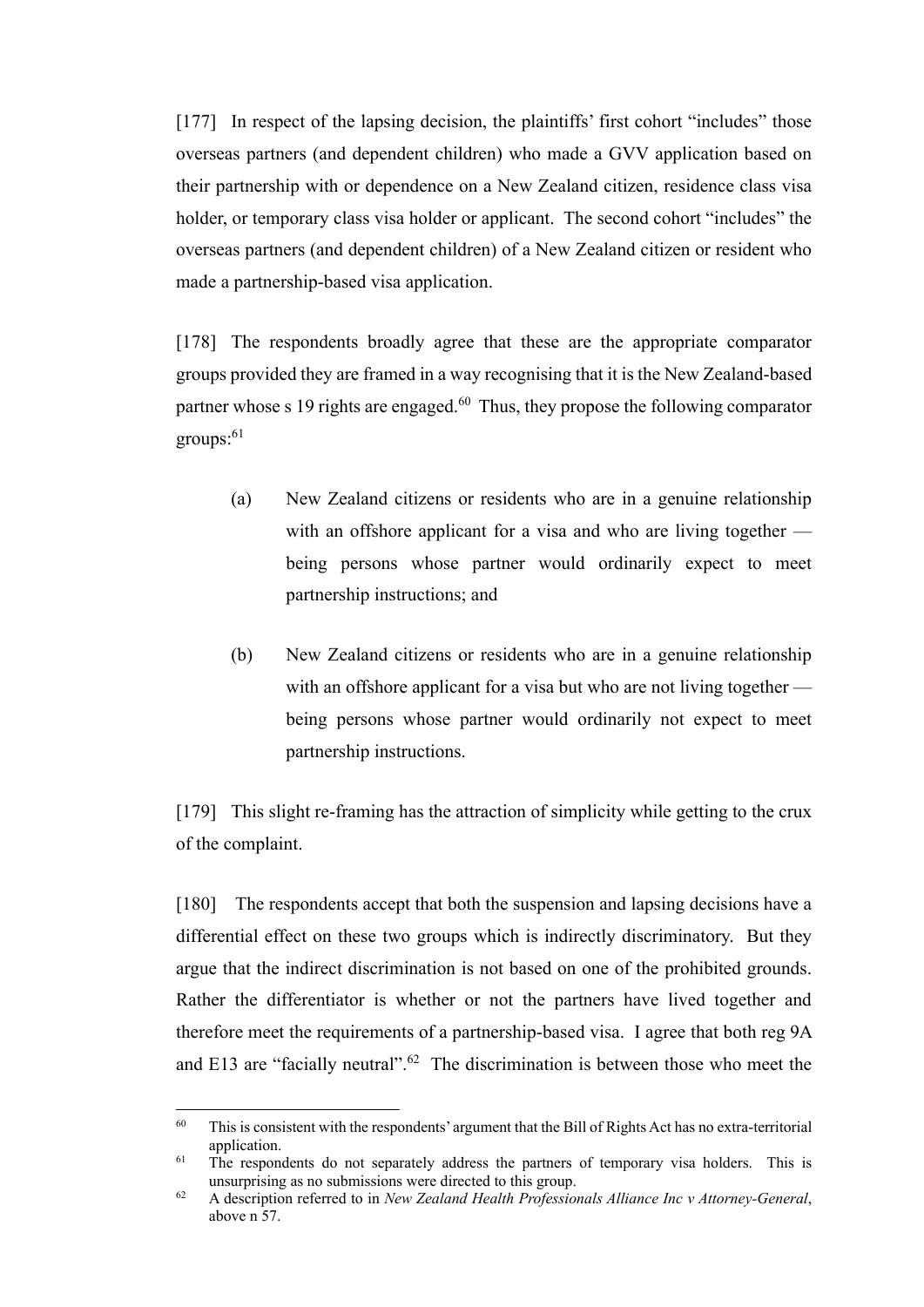[177] In respect of the lapsing decision, the plaintiffs' first cohort "includes" those overseas partners (and dependent children) who made a GVV application based on their partnership with or dependence on a New Zealand citizen, residence class visa holder, or temporary class visa holder or applicant. The second cohort "includes" the overseas partners (and dependent children) of a New Zealand citizen or resident who made a partnership-based visa application.

[178] The respondents broadly agree that these are the appropriate comparator groups provided they are framed in a way recognising that it is the New Zealand-based partner whose s 19 rights are engaged.[60] Thus, they propose the following comparator groups:[61]

(a) New Zealand citizens or residents who are in a genuine relationship with an offshore applicant for a visa and who are living together — being persons whose partner would ordinarily expect to meet partnership instructions; and

(b) New Zealand citizens or residents who are in a genuine relationship with an offshore applicant for a visa but who are not living together — being persons whose partner would ordinarily not expect to meet partnership instructions.

[179] This slight re-framing has the attraction of simplicity while getting to the crux of the complaint.

[180] The respondents accept that both the suspension and lapsing decisions have a differential effect on these two groups which is indirectly discriminatory. But they argue that the indirect discrimination is not based on one of the prohibited grounds. Rather the differentiator is whether or not the partners have lived together and therefore meet the requirements of a partnership-based visa. I agree that both reg 9A and E13 are "facially neutral".[62] The discrimination is between those who meet the

---

[60] This is consistent with the respondents' argument that the Bill of Rights Act has no extra-territorial application.

[61] The respondents do not separately address the partners of temporary visa holders. This is unsurprising as no submissions were directed to this group.

[62] A description referred to in *New Zealand Health Professionals Alliance Inc v Attorney-General*, above n 57.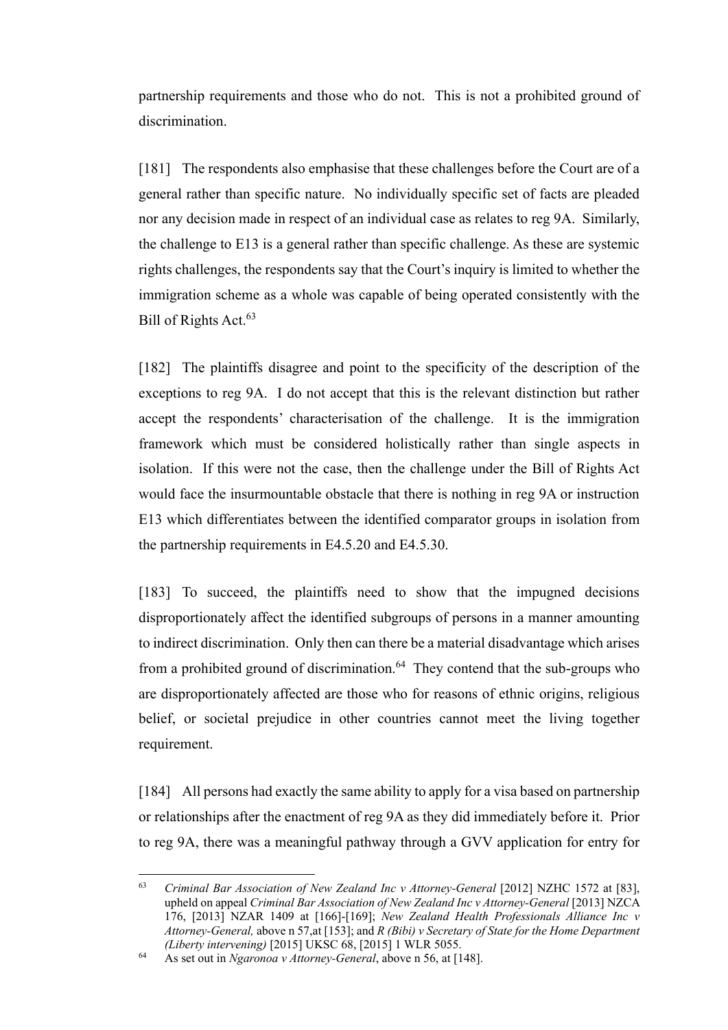partnership requirements and those who do not. This is not a prohibited ground of discrimination.

[181] The respondents also emphasise that these challenges before the Court are of a general rather than specific nature. No individually specific set of facts are pleaded nor any decision made in respect of an individual case as relates to reg 9A. Similarly, the challenge to E13 is a general rather than specific challenge. As these are systemic rights challenges, the respondents say that the Court's inquiry is limited to whether the immigration scheme as a whole was capable of being operated consistently with the Bill of Rights Act.[63]

[182] The plaintiffs disagree and point to the specificity of the description of the exceptions to reg 9A. I do not accept that this is the relevant distinction but rather accept the respondents' characterisation of the challenge. It is the immigration framework which must be considered holistically rather than single aspects in isolation. If this were not the case, then the challenge under the Bill of Rights Act would face the insurmountable obstacle that there is nothing in reg 9A or instruction E13 which differentiates between the identified comparator groups in isolation from the partnership requirements in E4.5.20 and E4.5.30.

[183] To succeed, the plaintiffs need to show that the impugned decisions disproportionately affect the identified subgroups of persons in a manner amounting to indirect discrimination. Only then can there be a material disadvantage which arises from a prohibited ground of discrimination.[64] They contend that the sub-groups who are disproportionately affected are those who for reasons of ethnic origins, religious belief, or societal prejudice in other countries cannot meet the living together requirement.

[184] All persons had exactly the same ability to apply for a visa based on partnership or relationships after the enactment of reg 9A as they did immediately before it. Prior to reg 9A, there was a meaningful pathway through a GVV application for entry for

---

[63] *Criminal Bar Association of New Zealand Inc v Attorney-General* [2012] NZHC 1572 at [83], upheld on appeal *Criminal Bar Association of New Zealand Inc v Attorney-General* [2013] NZCA 176, [2013] NZAR 1409 at [166]-[169]; *New Zealand Health Professionals Alliance Inc v Attorney-General,* above n 57,at [153]; and *R (Bibi) v Secretary of State for the Home Department (Liberty intervening)* [2015] UKSC 68, [2015] 1 WLR 5055.

[64] As set out in *Ngaronoa v Attorney-General*, above n 56, at [148].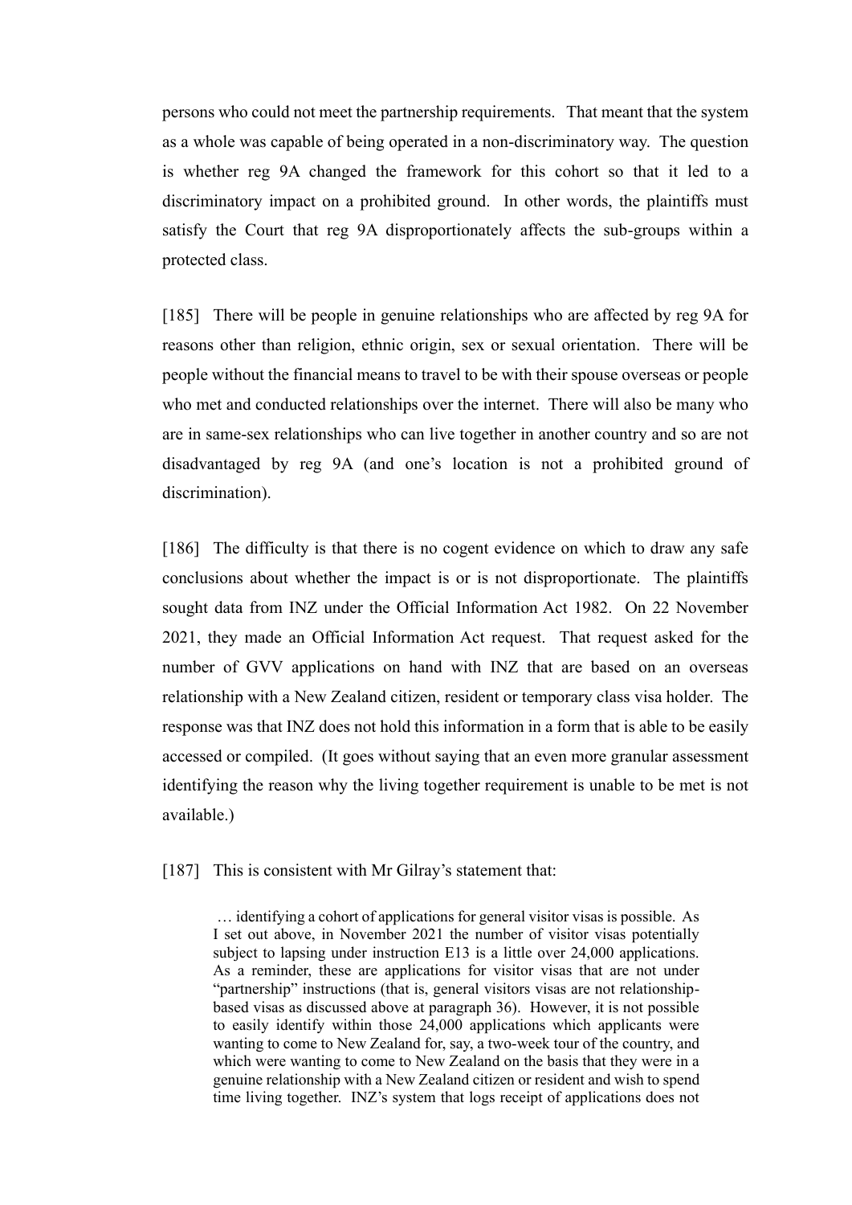persons who could not meet the partnership requirements. That meant that the system as a whole was capable of being operated in a non-discriminatory way. The question is whether reg 9A changed the framework for this cohort so that it led to a discriminatory impact on a prohibited ground. In other words, the plaintiffs must satisfy the Court that reg 9A disproportionately affects the sub-groups within a protected class.

[185] There will be people in genuine relationships who are affected by reg 9A for reasons other than religion, ethnic origin, sex or sexual orientation. There will be people without the financial means to travel to be with their spouse overseas or people who met and conducted relationships over the internet. There will also be many who are in same-sex relationships who can live together in another country and so are not disadvantaged by reg 9A (and one's location is not a prohibited ground of discrimination).

[186] The difficulty is that there is no cogent evidence on which to draw any safe conclusions about whether the impact is or is not disproportionate. The plaintiffs sought data from INZ under the Official Information Act 1982. On 22 November 2021, they made an Official Information Act request. That request asked for the number of GVV applications on hand with INZ that are based on an overseas relationship with a New Zealand citizen, resident or temporary class visa holder. The response was that INZ does not hold this information in a form that is able to be easily accessed or compiled. (It goes without saying that an even more granular assessment identifying the reason why the living together requirement is unable to be met is not available.)

[187] This is consistent with Mr Gilray's statement that:

> … identifying a cohort of applications for general visitor visas is possible. As I set out above, in November 2021 the number of visitor visas potentially subject to lapsing under instruction E13 is a little over 24,000 applications. As a reminder, these are applications for visitor visas that are not under "partnership" instructions (that is, general visitors visas are not relationship-based visas as discussed above at paragraph 36). However, it is not possible to easily identify within those 24,000 applications which applicants were wanting to come to New Zealand for, say, a two-week tour of the country, and which were wanting to come to New Zealand on the basis that they were in a genuine relationship with a New Zealand citizen or resident and wish to spend time living together. INZ's system that logs receipt of applications does not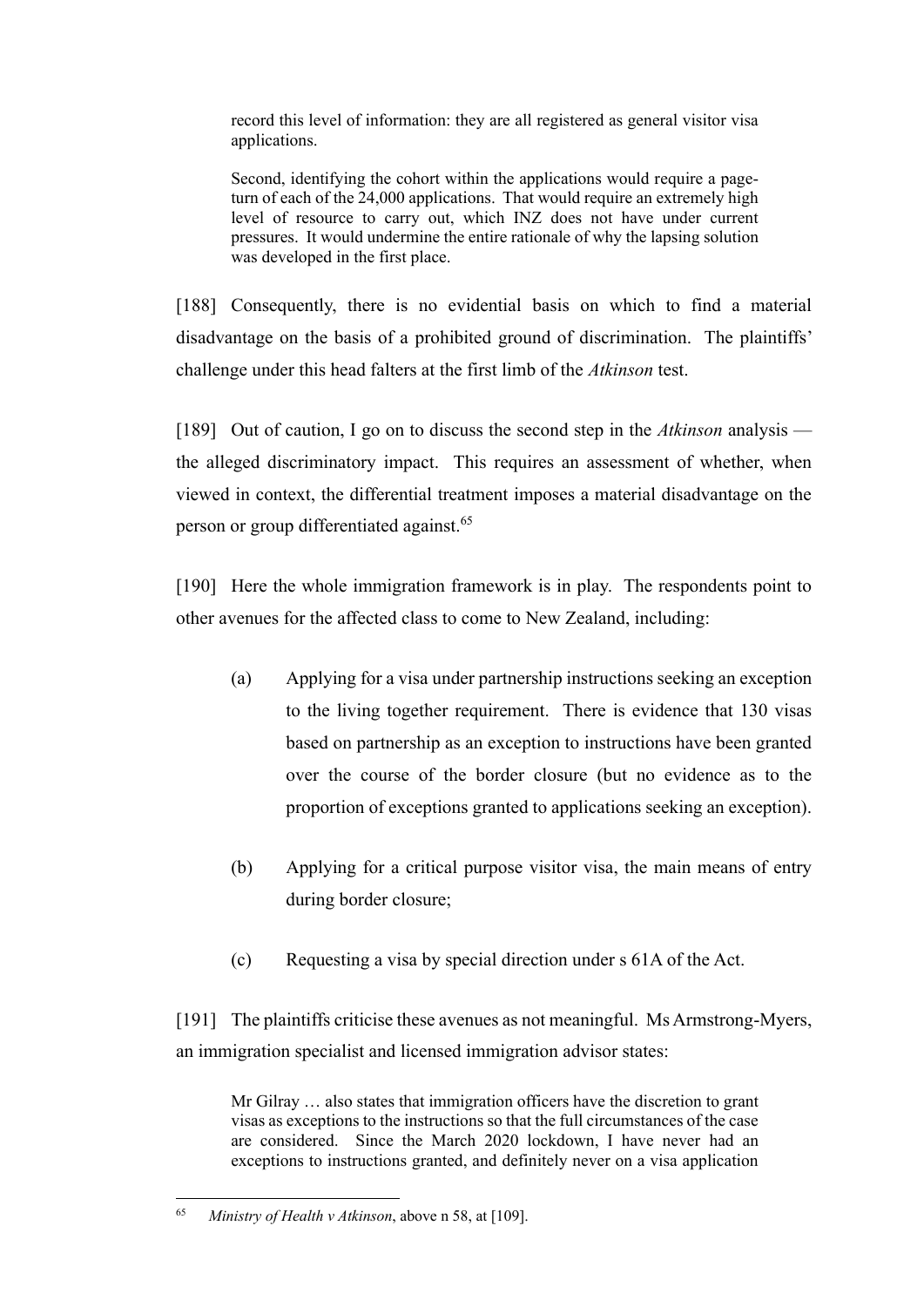> record this level of information: they are all registered as general visitor visa applications.
>
> Second, identifying the cohort within the applications would require a page-turn of each of the 24,000 applications. That would require an extremely high level of resource to carry out, which INZ does not have under current pressures. It would undermine the entire rationale of why the lapsing solution was developed in the first place.

[188] Consequently, there is no evidential basis on which to find a material disadvantage on the basis of a prohibited ground of discrimination. The plaintiffs' challenge under this head falters at the first limb of the *Atkinson* test.

[189] Out of caution, I go on to discuss the second step in the *Atkinson* analysis — the alleged discriminatory impact. This requires an assessment of whether, when viewed in context, the differential treatment imposes a material disadvantage on the person or group differentiated against.[65]

[190] Here the whole immigration framework is in play. The respondents point to other avenues for the affected class to come to New Zealand, including:

(a) Applying for a visa under partnership instructions seeking an exception to the living together requirement. There is evidence that 130 visas based on partnership as an exception to instructions have been granted over the course of the border closure (but no evidence as to the proportion of exceptions granted to applications seeking an exception).

(b) Applying for a critical purpose visitor visa, the main means of entry during border closure;

(c) Requesting a visa by special direction under s 61A of the Act.

[191] The plaintiffs criticise these avenues as not meaningful. Ms Armstrong-Myers, an immigration specialist and licensed immigration advisor states:

> Mr Gilray … also states that immigration officers have the discretion to grant visas as exceptions to the instructions so that the full circumstances of the case are considered. Since the March 2020 lockdown, I have never had an exceptions to instructions granted, and definitely never on a visa application

---

[65] *Ministry of Health v Atkinson*, above n 58, at [109].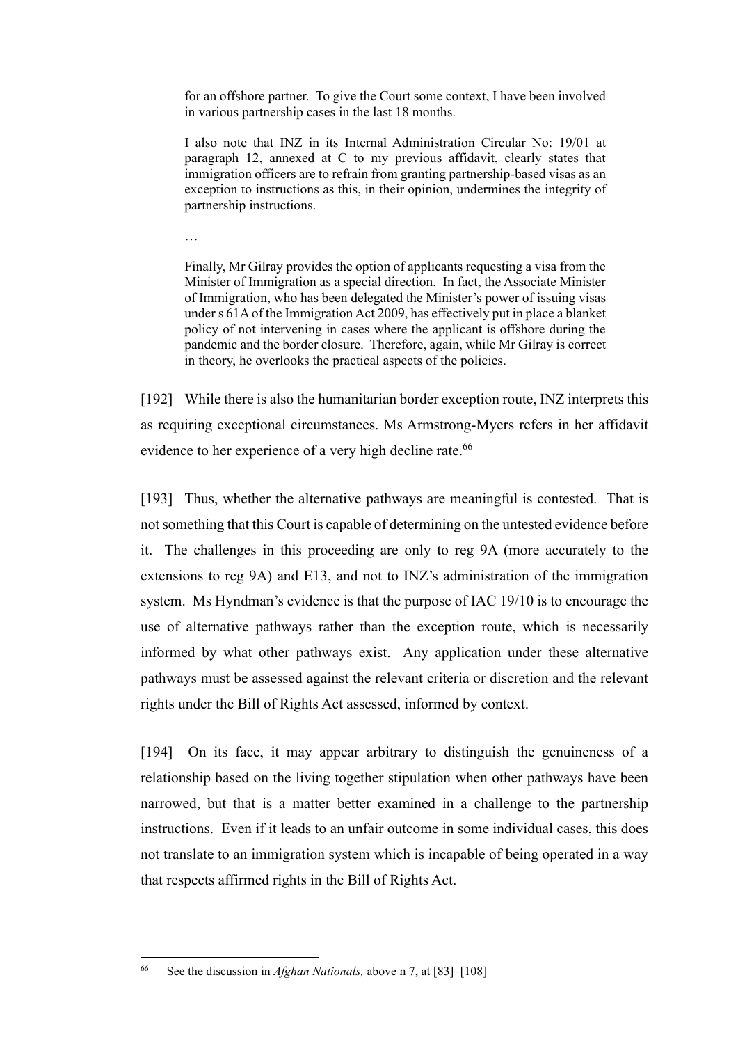> for an offshore partner. To give the Court some context, I have been involved in various partnership cases in the last 18 months.
>
> I also note that INZ in its Internal Administration Circular No: 19/01 at paragraph 12, annexed at C to my previous affidavit, clearly states that immigration officers are to refrain from granting partnership-based visas as an exception to instructions as this, in their opinion, undermines the integrity of partnership instructions.
>
> …
>
> Finally, Mr Gilray provides the option of applicants requesting a visa from the Minister of Immigration as a special direction. In fact, the Associate Minister of Immigration, who has been delegated the Minister's power of issuing visas under s 61A of the Immigration Act 2009, has effectively put in place a blanket policy of not intervening in cases where the applicant is offshore during the pandemic and the border closure. Therefore, again, while Mr Gilray is correct in theory, he overlooks the practical aspects of the policies.

[192] While there is also the humanitarian border exception route, INZ interprets this as requiring exceptional circumstances. Ms Armstrong-Myers refers in her affidavit evidence to her experience of a very high decline rate.[66]

[193] Thus, whether the alternative pathways are meaningful is contested. That is not something that this Court is capable of determining on the untested evidence before it. The challenges in this proceeding are only to reg 9A (more accurately to the extensions to reg 9A) and E13, and not to INZ's administration of the immigration system. Ms Hyndman's evidence is that the purpose of IAC 19/10 is to encourage the use of alternative pathways rather than the exception route, which is necessarily informed by what other pathways exist. Any application under these alternative pathways must be assessed against the relevant criteria or discretion and the relevant rights under the Bill of Rights Act assessed, informed by context.

[194] On its face, it may appear arbitrary to distinguish the genuineness of a relationship based on the living together stipulation when other pathways have been narrowed, but that is a matter better examined in a challenge to the partnership instructions. Even if it leads to an unfair outcome in some individual cases, this does not translate to an immigration system which is incapable of being operated in a way that respects affirmed rights in the Bill of Rights Act.

---

[66] See the discussion in *Afghan Nationals,* above n 7, at [83]–[108]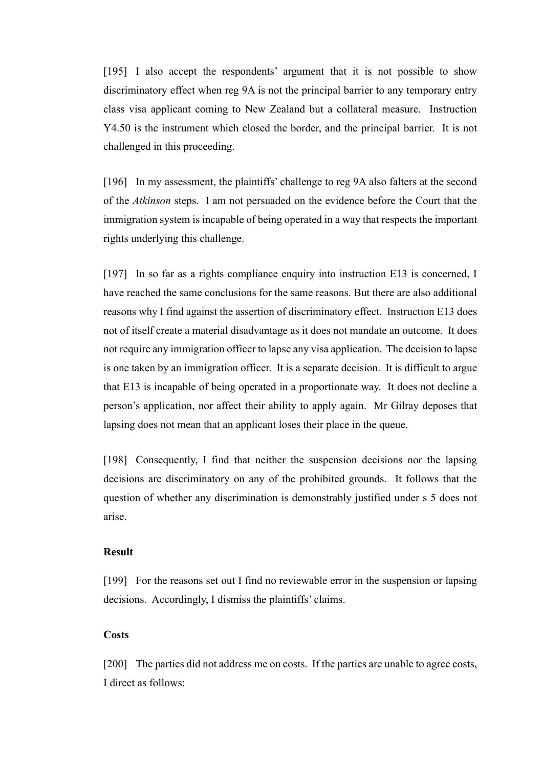[195] I also accept the respondents' argument that it is not possible to show discriminatory effect when reg 9A is not the principal barrier to any temporary entry class visa applicant coming to New Zealand but a collateral measure. Instruction Y4.50 is the instrument which closed the border, and the principal barrier. It is not challenged in this proceeding.

[196] In my assessment, the plaintiffs' challenge to reg 9A also falters at the second of the *Atkinson* steps. I am not persuaded on the evidence before the Court that the immigration system is incapable of being operated in a way that respects the important rights underlying this challenge.

[197] In so far as a rights compliance enquiry into instruction E13 is concerned, I have reached the same conclusions for the same reasons. But there are also additional reasons why I find against the assertion of discriminatory effect. Instruction E13 does not of itself create a material disadvantage as it does not mandate an outcome. It does not require any immigration officer to lapse any visa application. The decision to lapse is one taken by an immigration officer. It is a separate decision. It is difficult to argue that E13 is incapable of being operated in a proportionate way. It does not decline a person's application, nor affect their ability to apply again. Mr Gilray deposes that lapsing does not mean that an applicant loses their place in the queue.

[198] Consequently, I find that neither the suspension decisions nor the lapsing decisions are discriminatory on any of the prohibited grounds. It follows that the question of whether any discrimination is demonstrably justified under s 5 does not arise.

**Result**

[199] For the reasons set out I find no reviewable error in the suspension or lapsing decisions. Accordingly, I dismiss the plaintiffs' claims.

**Costs**

[200] The parties did not address me on costs. If the parties are unable to agree costs, I direct as follows: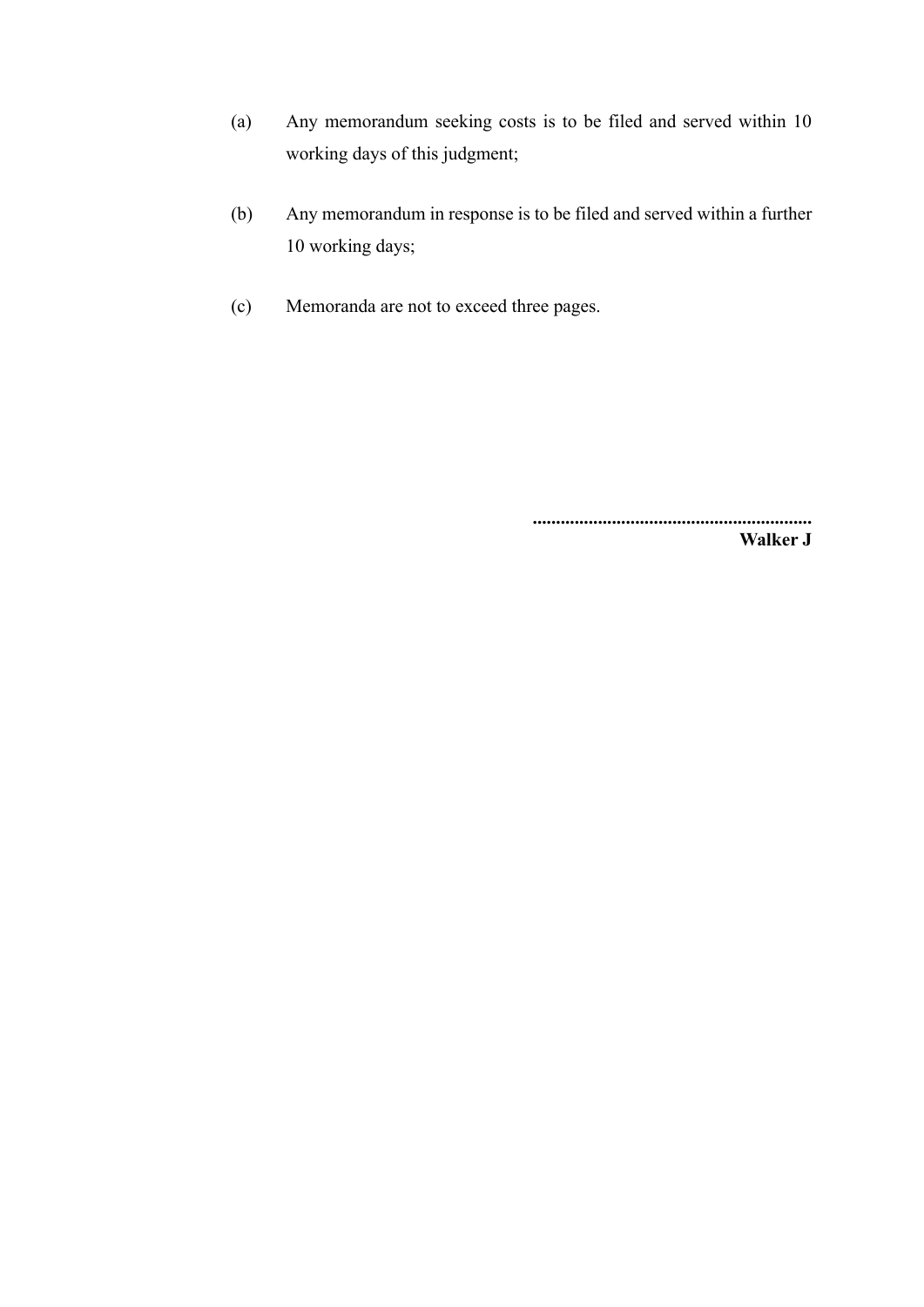(a) Any memorandum seeking costs is to be filed and served within 10 working days of this judgment;

(b) Any memorandum in response is to be filed and served within a further 10 working days;

(c) Memoranda are not to exceed three pages.

............................................................

**Walker J**